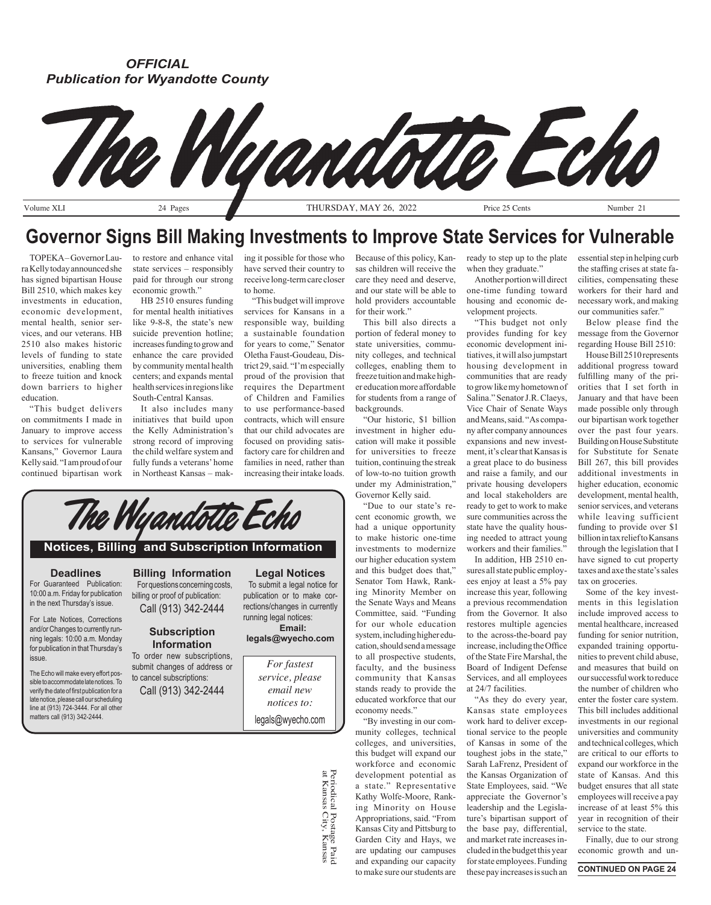*OFFICIAL*
*Publication for Wyandotte County*

# The Wyandotte Echo

Volume XLI | 24 Pages | THURSDAY, MAY 26, 2022 | Price 25 Cents | Number 21

## Governor Signs Bill Making Investments to Improve State Services for Vulnerable

TOPEKA – Governor Laura Kelly today announced she has signed bipartisan House Bill 2510, which makes key investments in education, economic development, mental health, senior services, and our veterans. HB 2510 also makes historic levels of funding to state universities, enabling them to freeze tuition and knock down barriers to higher education.

"This budget delivers on commitments I made in January to improve access to services for vulnerable Kansans," Governor Laura Kelly said. "I am proud of our continued bipartisan work to restore and enhance vital state services – responsibly paid for through our strong economic growth."

HB 2510 ensures funding for mental health initiatives like 9-8-8, the state's new suicide prevention hotline; increases funding to grow and enhance the care provided by community mental health centers; and expands mental health services in regions like South-Central Kansas.

It also includes many initiatives that build upon the Kelly Administration's strong record of improving the child welfare system and fully funds a veterans' home in Northeast Kansas – making it possible for those who have served their country to receive long-term care closer to home.

"This budget will improve services for Kansans in a responsible way, building a sustainable foundation for years to come," Senator Oletha Faust-Goudeau, District 29, said. "I'm especially proud of the provision that requires the Department of Children and Families to use performance-based contracts, which will ensure that our child advocates are focused on providing satisfactory care for children and families in need, rather than increasing their intake loads. Because of this policy, Kansas children will receive the care they need and deserve, and our state will be able to hold providers accountable for their work."

This bill also directs a portion of federal money to state universities, community colleges, and technical colleges, enabling them to freeze tuition and make higher education more affordable for students from a range of backgrounds.

"Our historic, $1 billion investment in higher education will make it possible for universities to freeze tuition, continuing the streak of low-to-no tuition growth under my Administration," Governor Kelly said.

"Due to our state's recent economic growth, we had a unique opportunity to make historic one-time investments to modernize our higher education system and this budget does that," Senator Tom Hawk, Ranking Minority Member on the Senate Ways and Means Committee, said. "Funding for our whole education system, including higher education, should send a message to all prospective students, faculty, and the business community that Kansas stands ready to provide the educated workforce that our economy needs."

"By investing in our community colleges, technical colleges, and universities, this budget will expand our workforce and economic development potential as a state." Representative Kathy Wolfe-Moore, Ranking Minority on House Appropriations, said. "From Kansas City and Pittsburg to Garden City and Hays, we are updating our campuses and expanding our capacity to make sure our students are ready to step up to the plate when they graduate."

Another portion will direct one-time funding toward housing and economic development projects.

"This budget not only provides funding for key economic development initiatives, it will also jumpstart housing development in communities that are ready to grow like my hometown of Salina." Senator J.R. Claeys, Vice Chair of Senate Ways and Means, said. "As company after company announces expansions and new investment, it's clear that Kansas is a great place to do business and raise a family, and our private housing developers and local stakeholders are ready to get to work to make sure communities across the state have the quality housing needed to attract young workers and their families."

In addition, HB 2510 ensures all state public employees enjoy at least a 5% pay increase this year, following a previous recommendation from the Governor. It also restores multiple agencies to the across-the-board pay increase, including the Office of the State Fire Marshal, the Board of Indigent Defense Services, and all employees at 24/7 facilities.

"As they do every year, Kansas state employees work hard to deliver exceptional service to the people of Kansas in some of the toughest jobs in the state," Sarah LaFrenz, President of the Kansas Organization of State Employees, said. "We appreciate the Governor's leadership and the Legislature's bipartisan support of the base pay, differential, and market rate increases included in the budget this year for state employees. Funding these pay increases is such an essential step in helping curb the staffing crises at state facilities, compensating these workers for their hard and necessary work, and making our communities safer."

Below please find the message from the Governor regarding House Bill 2510:

House Bill 2510 represents additional progress toward fulfilling many of the priorities that I set forth in January and that have been made possible only through our bipartisan work together over the past four years. Building on House Substitute for Substitute for Senate Bill 267, this bill provides additional investments in higher education, economic development, mental health, senior services, and veterans while leaving sufficient funding to provide over $1 billion in tax relief to Kansans through the legislation that I have signed to cut property taxes and axe the state's sales tax on groceries.

Some of the key investments in this legislation include improved access to mental healthcare, increased funding for senior nutrition, expanded training opportunities to prevent child abuse, and measures that build on our successful work to reduce the number of children who enter the foster care system. This bill includes additional investments in our regional universities and community and technical colleges, which are critical to our efforts to expand our workforce in the state of Kansas. And this budget ensures that all state employees will receive a pay increase of at least 5% this year in recognition of their service to the state.

Finally, due to our strong economic growth and un-

**CONTINUED ON PAGE 24**

---

## The Wyandotte Echo

### Notices, Billing and Subscription Information

**Deadlines**

For Guaranteed Publication: 10:00 a.m. Friday for publication in the next Thursday's issue.

For Late Notices, Corrections and/or Changes to currently running legals: 10:00 a.m. Monday for publication in that Thursday's issue.

The Echo will make every effort possible to accommodate late notices. To verify the date of first publication for a late notice, please call our scheduling line at (913) 724-3444. For all other matters call (913) 342-2444.

**Billing Information**

For questions concerning costs, billing or proof of publication:
Call (913) 342-2444

**Subscription Information**

To order new subscriptions, submit changes of address or to cancel subscriptions:
Call (913) 342-2444

**Legal Notices**

To submit a legal notice for publication or to make corrections/changes in currently running legal notices:
**Email: legals@wyecho.com**

*For fastest service, please email new notices to:*
legals@wyecho.com

Periodical Postage Paid at Kansas City, Kansas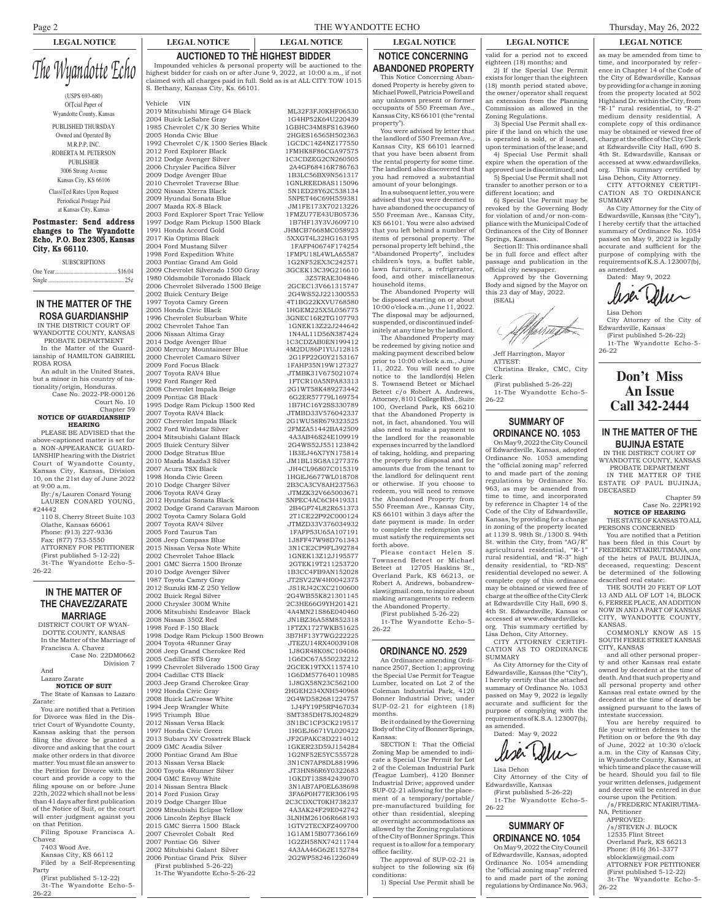LEGAL NOTICE

# The Wyandotte Echo

(USPS 693-680)

Official Paper of Wyandotte County, Kansas

PUBLISHED THURSDAY

Owned and Operated By M.R.P.P, INC.

ROBERTA M. PETERSON PUBLISHER

3006 Strong Avenue Kansas City, KS 66106

Classified Rates Upon Request

Periodical Postage Paid at Kansas City, Kansas

**Postmaster: Send address changes to The Wyandotte Echo, P.O. Box 2305, Kansas City, Ks 66110.**

SUBSCRIPTIONS

One Year.......... $16.04

Single .......... 25¢

## IN THE MATTER OF THE ROSA GUARDIANSHIP

IN THE DISTRICT COURT OF WYANDOTTE COUNTY, KANSAS PROBATE DEPARTMENT

In the Matter of the Guardianship of HAMILTON GABRIEL ROSA ROSA

An adult in the United States, but a minor in his country of nationality/origin, Honduras.

Case No. 2022-PR-000126
Court No. 10
Chapter 59

**NOTICE OF GUARDIANSHIP HEARING**

PLEASE BE ADVISED that the above-captioned matter is set for a NON-APPEARANCE GUARDIANSHIP hearing with the District Court of Wyandotte County, Kansas City, Kansas, Division 10, on the 21st day of June 2022 at 9:00 a.m.

By:/s/Lauren Conard Young
LAUREN CONARD YOUNG, #24442
110 S. Cherry Street Suite 103
Olathe, Kansas 66061
Phone: (913) 227-9336
Fax: (877) 753-5550
ATTORNEY FOR PETITIONER
(First published 5-12-22)
3t-The Wyandotte Echo-5-26-22

## IN THE MATTER OF THE CHAVEZ/ZARATE MARRIAGE

DISTRICT COURT OF WYANDOTTE COUNTY, KANSAS

In the Matter of the Marriage of Francisca A. Chavez

Case No. 22DM0662
Division 7

And

Lazaro Zarate

**NOTICE OF SUIT**

The State of Kansas to Lazaro Zarate:

You are notified that a Petition for Divorce was filed in the District Court of Wyandotte County, Kansas asking that the person filing the divorce be granted a divorce and asking that the court make other orders in that divorce matter. You must file an answer to the Petition for Divorce with the court and provide a copy to the filing spouse on or before June 22th, 2022 which shall not be less than 41 days after first publication of the Notice of Suit, or the court will enter judgment against you on that Petition.

Filing Spouse Francisca A. Chavez
7403 Wood Ave.
Kansas City, KS 66112
Filed by a Self-Representing Party
(First published 5-12-22)
3t-The Wyandotte Echo-5-26-22

LEGAL NOTICE

## AUCTIONED TO THE HIGHEST BIDDER

Impounded vehicles & personal property will be auctioned to the highest bidder for cash on or after June 9, 2022, at 10:00 a.m., if not claimed with all charges paid in full. Sold as is at ALL CITY TOW 1015 S. Bethany, Kansas City, Ks. 66101.

| Vehicle | VIN |
|---|---|
| 2019 Mitsubishi Mirage G4 Black | ML32F3FJ0KHF06530 |
| 2004 Buick LeSabre Gray | 1G4HP52K64U220439 |
| 1985 Chevrolet C/K 30 Series White | 1GBHC34M8FS163960 |
| 2005 Honda Civic Blue | 2HGES16565H502363 |
| 1992 Chevrolet C/K 1500 Series Black | 1GCDC14Z4NZ177550 |
| 2012 Ford Explorer Black | 1FMHK8F86CGA97575 |
| 2012 Dodge Avenger Silver | 1C3CDZEG2CN260505 |
| 2006 Chrysler Pacifica Silver | 2A4GF68416R786763 |
| 2009 Dodge Avenger Blue | 1B3LC56BX9N561317 |
| 2010 Chevrolet Traverse Blue | 1GNLREED8AS115096 |
| 2002 Nissan Xterra Black | 5N1ED28Y62C538134 |
| 2009 Hyundai Sonata Blue | 5NPET46C69H559381 |
| 2007 Mazda RX-8 Black | JM1FE173X70213226 |
| 2003 Ford Explorer Sport Trac Yellow | 1FMZU77E43UB05736 |
| 1997 Dodge Ram Pickup 1500 Black | 1B7HF13Y3VJ609710 |
| 1991 Honda Accord Gold | JHMCB7668MC058923 |
| 2017 Kia Optima Black | 5XXGT4L32HG163195 |
| 2004 Ford Mustang Silver | 1FAFP40674F174254 |
| 1998 Ford Expedition White | 1FMPU18L4WLA65587 |
| 2003 Pontiac Grand Am Gold | 1G2NF52EX3C242571 |
| 2009 Chevrolet Silverado 1500 Gray | 3GCEK13C39G216610 |
| 1980 Oldsmobile Toronado Black | 3Z57RAE304846 |
| 2006 Chevrolet Silverado 1500 Beige | 2GCEC13V661315747 |
| 2002 Buick Century Beige | 2G4WS52J221300553 |
| 1997 Toyota Camry Green | 4T1BG22KXVU768580 |
| 2005 Honda Civic Black | 1HGEM225X5L056775 |
| 1996 Chevrolet Suburban White | 3GNEC16R2TG107793 |
| 2002 Chevrolet Tahoe Tan | 1GNEK13Z22J244642 |
| 2006 Nissan Altima Gray | 1N4AL11D56N387424 |
| 2014 Dodge Avenger Blue | 1C3CDZAB0EN199412 |
| 2000 Mercury Mountaineer Blue | 4M2DU86P1YUJ12815 |
| 2000 Chevrolet Camaro Silver | 2G1FP22G0Y2153167 |
| 2009 Ford Focus Black | 1FAHP35N19W127327 |
| 2007 Toyota RAV4 Blue | JTMBK31V675021074 |
| 1992 Ford Ranger Red | 1FTCR10A5NPA83313 |
| 2008 Chevrolet Impala Beige | 2G1WT58K489273442 |
| 2009 Pontiac G8 Black | 6G2ER57779L169754 |
| 1995 Dodge Ram Pickup 1500 Red | 1B7HC16Y2SS330789 |
| 2007 Toyota RAV4 Black | JTMBD33V576042337 |
| 2007 Chevrolet Impala Black | 2G1WU58R679323525 |
| 2002 Ford Windstar Silver | 2FMZA51442BA42509 |
| 2004 Mitsubishi Galant Black | 4A3AB46S24E109919 |
| 2005 Buick Century Silver | 2G4WS52J551123842 |
| 2000 Dodge Stratus Blue | 1B3EJ46X7YN175814 |
| 2010 Mazda Mazda3 Silver | JM1BL1SG8A1277376 |
| 2007 Acura TSX Black | JH4CL96807C015319 |
| 1998 Honda Civic Green | 1HGEJ6677WL018708 |
| 2010 Dodge Charger Silver | 2B3CA3CV8AH237563 |
| 2006 Toyota RAV4 Gray | JTMZK32V665003671 |
| 2012 Hyundai Sonata Black | 5NPEC4AC6CH419331 |
| 2002 Dodge Grand Caravan Maroon | 2B4GP74L82R651373 |
| 2002 Toyota Camry Solara Gold | 2T1CE22P92C000124 |
| 2007 Toyota RAV4 Silver | JTMZD33V376034932 |
| 2005 Ford Taurus Tan | 1FAFP53U65A107191 |
| 2008 Jeep Compass Blue | 1J8FF47W98D761343 |
| 2015 Nissan Versa Note White | 3N1CE2CP9FL392784 |
| 2002 Chevrolet Tahoe Black | 1GNEK13Z12J195577 |
| 2001 GMC Sierra 1500 Bronze | 2GTEK19T211253720 |
| 2010 Dodge Avenger Silver | 1B3CC4FB9AN152028 |
| 1987 Toyota Camry Gray | JT2SV22W4H0042375 |
| 2012 Suzuki RM-Z 250 Yellow | JS1RJ42CXC2100600 |
| 2002 Buick Regal Silver | 2G4WB55K821301145 |
| 2000 Chrysler 300M White | 2C3HE66G9YH201421 |
| 2006 Mitsubishi Endeavor Black | 4A4MN21S86E040460 |
| 2008 Nissan 350Z Red | JN1BZ36A58M852318 |
| 1998 Ford F-150 Black | 1FTZX1727WKB51625 |
| 1998 Dodge Ram Pickup 1500 Brown | 3B7HF13Y7WG222225 |
| 2004 Toyota 4Runner Gray | JTEZU14RX40039108 |
| 2008 Jeep Grand Cherokee Red | 1J8GR48K08C104086 |
| 2005 Cadillac STS Gray | 1G6DC67A550232212 |
| 1999 Chevrolet Silverado 1500 Gray | 2GCEK19TXX1157410 |
| 2004 Cadillac CTS Black | 1G6DM577640110985 |
| 2003 Jeep Grand Cherokee Gray | 1J8GX58N23C562100 |
| 1992 Honda Civic Gray | 2HGEH234XNH540968 |
| 2008 Buick LaCrosse White | 2G4WD582681224757 |
| 1994 Jeep Wrangler White | 1J4FY19P5RP467034 |
| 1995 Triumph Blue | SMT385DH7SJ024829 |
| 2012 Nissan Versa Black | 3N1BC1CP1CL219517 |
| 1997 Honda Civic Green | 1HGEJ6671VL020422 |
| 2013 Subaru XV Crosstrek Black | JF2GPAKC8D2214012 |
| 2009 GMC Acadia Silver | 1GKER23D59J154284 |
| 2000 Pontiac Grand Am Blue | 1G2NF52E5YC555728 |
| 2013 Nissan Versa Black | 3N1CN7AP8DL881996 |
| 2000 Toyota 4Runner Silver | JT3HN86R6Y0322683 |
| 2004 GMC Envoy White | 1GKDT13S842439070 |
| 2014 Nissan Sentra Black | 3N1AB7AP0EL638698 |
| 2014 Ford Fusion Gray | 3FA6P0H77ER306195 |
| 2019 Dodge Charger Blue | 2C3CDXCT0KH738237 |
| 2009 Mitsubishi Eclipse Yellow | 4A3AK24F29E042742 |
| 2006 Lincoln Zephyr Black | 3LNHM26106R668193 |
| 2015 GMC Sierra 1500 Black | 1GTV2TECXFZ409700 |
| 2007 Chevrolet Cobalt Red | 1G1AM15B077366169 |
| 2007 Pontiac G6 Silver | 1G2ZH58NX74211744 |
| 2002 Mitubishi Galant Silver | 4A3AA46G62E152784 |
| 2006 Pontiac Grand Prix Silver | 2G2WP582461226049 |

(First published 5-26-22)
1t-The Wyandotte Echo-5-26-22

LEGAL NOTICE

## NOTICE CONCERNING ABANDONED PROPERTY

This Notice Concerning Abandoned Property is hereby given to Michael Powell, Patricia Powell and any unknown present or former occupants of 550 Freeman Ave., Kansas City, KS 66101 (the "rental property").

You were advised by letter that the landlord of 550 Freeman Ave., Kansas City, KS 66101 learned that you have been absent from the rental property for some time. The landlord also discovered that you had removed a substantial amount of your belongings.

In a subsequent letter, you were advised that you were deemed to have abandoned the occupancy of 550 Freeman Ave., Kansas City, KS 66101. You were also advised that you left behind a number of items of personal property. The personal property left behind , the "Abandoned Property", includes children's toys, a buffet table, lawn furniture, a refrigerator, food, and other miscellaneous household items.

The Abandoned Property will be disposed starting on or about 10:00 o'clock a.m., June 11, 2022. The disposal may be adjourned, suspended, or discontinued indefinitely at any time by the landlord.

The Abandoned Property may be redeemed by giving notice and making payment described below prior to 10:00 o'clock a.m., June 11, 2022. You will need to give notice to the landlord(s) Helen S. Townsend Beteet or Michael Beteet c/o Robert A. Andrews, Attorney, 8101 College Blvd., Suite 100, Overland Park, KS 66210 that the Abandoned Property is not, in fact, abandoned. You will also need to make a payment to the landlord for the reasonable expenses incurred by the landlord of taking, holding, and preparing the property for disposal and for amounts due from the tenant to the landlord for delinquent rent or otherwise. If you choose to redeem, you will need to remove the Abandoned Property from 550 Freeman Ave., Kansas City, KS 66101 within 3 days after the date payment is made. In order to complete the redemption you must satisfy the requirements set forth above.

Please contact Helen S. Townsend Beteet or Michael Beteet at 12705 Haskins St., Overland Park, KS 66213, or Robert A. Andrews, bobandrewslaw@gmail.com, to inquire about making arrangements to redeem the Abandoned Property.

(First published 5-26-22)
1t-The Wyandotte Echo-5-26-22

## ORDINANCE NO. 2529

An Ordinance amending Ordinance 2507, Section 1; approving the Special Use Permit for Teague Lumber, located on Lot 2 of the Coleman Industrial Park, 4120 Bonner Industrial Drive; under SUP-02-21 for eighteen (18) months.

Be it ordained by the Governing Body of the City of Bonner Springs, Kansas:

SECTION I: That the Official Zoning Map be amended to indicate a Special Use Permit for Lot 2 of the Coleman Industrial Park (Teague Lumber), 4120 Bonner Industrial Drive; approved under SUP-02-21 allowing for the placement of a temporary/portable/pre-manufactured building for other than residential, sleeping or overnight accommodations as allowed by the Zoning regulations of the City of Bonner Springs. This request is to allow for a temporary office facility.

The approval of SUP-02-21 is subject to the following six (6) conditions:

1) Special Use Permit shall be valid for a period not to exceed eighteen (18) months; and

2) If the Special Use Permit exists for longer than the eighteen (18) month period stated above, the owner/operator shall request an extension from the Planning Commission as allowed in the Zoning Regulations.

3) Special Use Permit shall expire if the land on which the use is operated is sold, or if leased, upon termination of the lease; and

4) Special Use Permit shall expire when the operation of the approved use is discontinued; and

5) Special Use Permit shall not transfer to another person or to a different location; and

6) Special Use Permit may be revoked by the Governing Body for violation of and/or non-compliance with the Municipal Code of Ordinances of the City of Bonner Springs, Kansas.

Section II: This ordinance shall be in full force and effect after passage and publication in the official city newspaper.

Approved by the Governing Body and signed by the Mayor on this 23 day of May, 2022.

(SEAL)

Jeff Harrington, Mayor
ATTEST:
Christina Brake, CMC, City Clerk
(First published 5-26-22)
1t-The Wyandotte Echo-5-26-22

## SUMMARY OF ORDINANCE NO. 1053

On May 9, 2022 the City Council of Edwardsville, Kansas, adopted Ordinance No. 1053 amending the "official zoning map" referred to and made part of the zoning regulations by Ordinance No. 963, as may be amended from time to time, and incorporated by reference in Chapter 14 of the Code of the City of Edwardsville, Kansas, by providing for a change in zoning of the property located at 1139 S. 98th St./1300 S. 94th St. within the City, from "AG/R" agricultural residential, "R-1" rural residential, and "R-3" high density residential, to "RD-NS" residential developed no sewer. A complete copy of this ordinance may be obtained or viewed free of charge at the office of the City Clerk at Edwardsville City Hall, 690 S. 4th St. Edwardsville, Kansas or accessed at www.edwardsvilleks.org. This summary certified by Lisa Dehon, City Attorney.

CITY ATTORNEY CERTIFICATION AS TO ORDINANCE SUMMARY

As City Attorney for the City of Edwardsville, Kansas (the "City"), I hereby certify that the attached summary of Ordinance No. 1053 passed on May 9, 2022 is legally accurate and sufficient for the purpose of complying with the requirements of K.S.A. 123007(b), as amended.

Dated: May 9, 2022

Lisa Dehon
City Attorney of the City of Edwardsville, Kansas
(First published 5-26-22)
1t-The Wyandotte Echo-5-26-22

## SUMMARY OF ORDINANCE NO. 1054

On May 9, 2022 the City Council of Edwardsville, Kansas, adopted Ordinance No. 1054 amending the "official zoning map" referred to and made part of the zoning regulations by Ordinance No. 963, as may be amended from time to time, and incorporated by reference in Chapter 14 of the Code of the City of Edwardsville, Kansas by providing for a change in zoning from the property located at 502 Highland Dr. within the City, from "R-1" rural residential, to "R-2" medium density residential. A complete copy of this ordinance may be obtained or viewed free of charge at the office of the City Clerk at Edwardsville City Hall, 690 S. 4th St. Edwardsville, Kansas or accessed at www.edwardsvilleks.org. This summary certified by Lisa Dehon, City Attorney.

CITY ATTORNEY CERTIFICATION AS TO ORDINANCE SUMMARY

As City Attorney for the City of Edwardsville, Kansas (the "City"), I hereby certify that the attached summary of Ordinance No. 1054 passed on May 9, 2022 is legally accurate and sufficient for the purpose of complying with the requirements of K.S.A. 123007(b), as amended.

Dated: May 9, 2022

Lisa Dehon
City Attorney of the City of Edwardsville, Kansas
(First published 5-26-22)
1t-The Wyandotte Echo-5-26-22

## Don't Miss An Issue Call 342-2444

## IN THE MATTER OF THE BUJINJA ESTATE

IN THE DISTRICT COURT OF WYANDOTTE COUNTY, KANSAS PROBATE DEPARTMENT

IN THE MATTER OF THE ESTATE OF PAUL BUJINJA, DECEASED

Chapter 59
Case No. 22PR192

**NOTICE OF HEARING**

THE STATE OF KANSAS TO ALL PERSONS CONCERNED

You are notified that a Petition has been filed in this Court by FREDERIC NTAKIRUTIMANA, one of the heirs of PAUL BUJINJA, deceased, requesting: Descent be determined of the following described real estate:

THE SOUTH 20 FEET OF LOT 13 AND ALL OF LOT 14, BLOCK 6, FERREE PLACE, AN ADDITION NOW IN AND A PART OF KANSAS CITY, WYANDOTTE COUNTY, KANSAS.

COMMONLY KNOW AS 15 SOUTH FEREE STREET KANSAS CITY, KANSAS

and all other personal property and other Kansas real estate owned by decedent at the time of death. And that such property and all personal property and other Kansas real estate owned by the decedent at the time of death be assigned pursuant to the laws of intestate succession.

You are hereby required to file your written defenses to the Petition on or before the 9th day of June, 2022 at 10:30 o'clock a.m. in the City of Kansas City, in Wyandotte County, Kansas, at which time and place the cause will be heard. Should you fail to file your written defenses, judgement and decree will be entered in due course upon the Petition.

/s/FREDERIC NTAKIRUTIMANA, Petitioner
APPROVED:
/s/STEVEN J. BLOCK
12535 Flint Street
Overland Park, KS 66213
Phone: (816) 361-3377
sblocklaw@gmail.com
ATTORNEY FOR PETITIONER
(First published 5-12-22)
3t-The Wyandotte Echo-5-26-22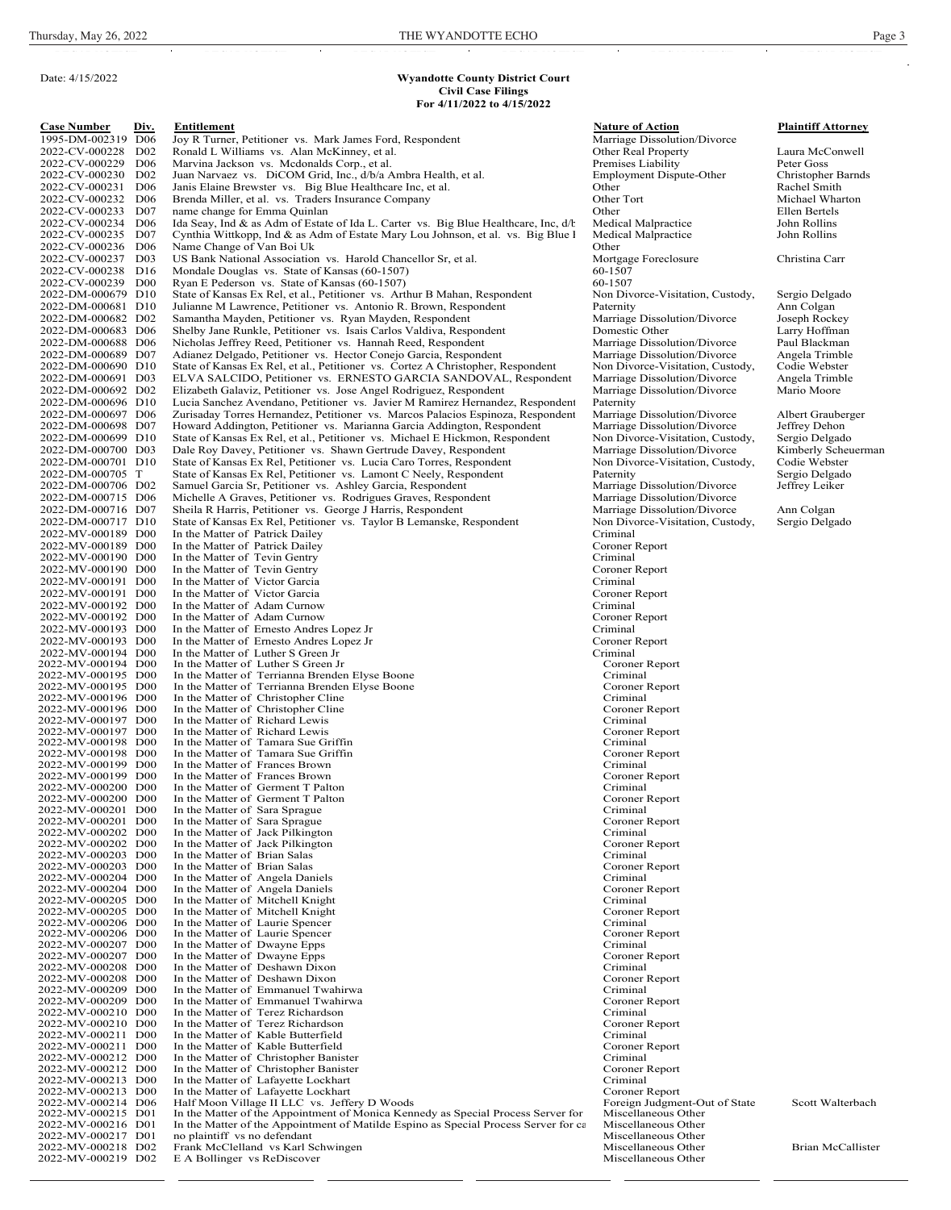Date: 4/15/2022

**Wyandotte County District Court**
**Civil Case Filings**
**For 4/11/2022 to 4/15/2022**

| Case Number | Div. | Entitlement | Nature of Action | Plaintiff Attorney |
|---|---|---|---|---|
| 1995-DM-002319 | D06 | Joy R Turner, Petitioner vs. Mark James Ford, Respondent | Marriage Dissolution/Divorce | |
| 2022-CV-000228 | D02 | Ronald L Williams vs. Alan McKinney, et al. | Other Real Property | Laura McConwell |
| 2022-CV-000229 | D06 | Marvina Jackson vs. Mcdonalds Corp., et al. | Premises Liability | Peter Goss |
| 2022-CV-000230 | D02 | Juan Narvaez vs. DiCOM Grid, Inc., d/b/a Ambra Health, et al. | Employment Dispute-Other | Christopher Barnds |
| 2022-CV-000231 | D06 | Janis Elaine Brewster vs. Big Blue Healthcare Inc, et al. | Other | Rachel Smith |
| 2022-CV-000232 | D06 | Brenda Miller, et al. vs. Traders Insurance Company | Other Tort | Michael Wharton |
| 2022-CV-000233 | D07 | name change for Emma Quinlan | Other | Ellen Bertels |
| 2022-CV-000234 | D06 | Ida Seay, Ind & as Adm of Estate of Ida L. Carter vs. Big Blue Healthcare, Inc, d/b | Medical Malpractice | John Rollins |
| 2022-CV-000235 | D07 | Cynthia Wittkopp, Ind & as Adm of Estate Mary Lou Johnson, et al. vs. Big Blue I | Medical Malpractice | John Rollins |
| 2022-CV-000236 | D06 | Name Change of Van Boi Uk | Other | |
| 2022-CV-000237 | D03 | US Bank National Association vs. Harold Chancellor Sr, et al. | Mortgage Foreclosure | Christina Carr |
| 2022-CV-000238 | D16 | Mondale Douglas vs. State of Kansas (60-1507) | 60-1507 | |
| 2022-CV-000239 | D00 | Ryan E Pederson vs. State of Kansas (60-1507) | 60-1507 | |
| 2022-DM-000679 | D10 | State of Kansas Ex Rel, et al., Petitioner vs. Arthur B Mahan, Respondent | Non Divorce-Visitation, Custody, | Sergio Delgado |
| 2022-DM-000681 | D10 | Julianne M Lawrence, Petitioner vs. Antonio R. Brown, Respondent | Paternity | Ann Colgan |
| 2022-DM-000682 | D02 | Samantha Mayden, Petitioner vs. Ryan Mayden, Respondent | Marriage Dissolution/Divorce | Joseph Rockey |
| 2022-DM-000683 | D06 | Shelby Jane Runkle, Petitioner vs. Isais Carlos Valdiva, Respondent | Domestic Other | Larry Hoffman |
| 2022-DM-000688 | D06 | Nicholas Jeffrey Reed, Petitioner vs. Hannah Reed, Respondent | Marriage Dissolution/Divorce | Paul Blackman |
| 2022-DM-000689 | D07 | Adianez Delgado, Petitioner vs. Hector Conejo Garcia, Respondent | Marriage Dissolution/Divorce | Angela Trimble |
| 2022-DM-000690 | D10 | State of Kansas Ex Rel, et al., Petitioner vs. Cortez A Christopher, Respondent | Non Divorce-Visitation, Custody, | Codie Webster |
| 2022-DM-000691 | D03 | ELVA SALCIDO, Petitioner vs. ERNESTO GARCIA SANDOVAL, Respondent | Marriage Dissolution/Divorce | Angela Trimble |
| 2022-DM-000692 | D02 | Elizabeth Galaviz, Petitioner vs. Jose Angel Rodriguez, Respondent | Marriage Dissolution/Divorce | Mario Moore |
| 2022-DM-000696 | D10 | Lucia Sanchez Avendano, Petitioner vs. Javier M Ramirez Hernandez, Respondent | Paternity | |
| 2022-DM-000697 | D06 | Zurisaday Torres Hernandez, Petitioner vs. Marcos Palacios Espinoza, Respondent | Marriage Dissolution/Divorce | Albert Grauberger |
| 2022-DM-000698 | D07 | Howard Addington, Petitioner vs. Marianna Garcia Addington, Respondent | Marriage Dissolution/Divorce | Jeffrey Dehon |
| 2022-DM-000699 | D10 | State of Kansas Ex Rel, et al., Petitioner vs. Michael E Hickmon, Respondent | Non Divorce-Visitation, Custody, | Sergio Delgado |
| 2022-DM-000700 | D03 | Dale Roy Davey, Petitioner vs. Shawn Gertrude Davey, Respondent | Marriage Dissolution/Divorce | Kimberly Scheuerman |
| 2022-DM-000701 | D10 | State of Kansas Ex Rel, Petitioner vs. Lucia Caro Torres, Respondent | Non Divorce-Visitation, Custody, | Codie Webster |
| 2022-DM-000705 | T | State of Kansas Ex Rel, Petitioner vs. Lamont C Neely, Respondent | Paternity | Sergio Delgado |
| 2022-DM-000706 | D02 | Samuel Garcia Sr, Petitioner vs. Ashley Garcia, Respondent | Marriage Dissolution/Divorce | Jeffrey Leiker |
| 2022-DM-000715 | D06 | Michelle A Graves, Petitioner vs. Rodrigues Graves, Respondent | Marriage Dissolution/Divorce | |
| 2022-DM-000716 | D07 | Sheila R Harris, Petitioner vs. George J Harris, Respondent | Marriage Dissolution/Divorce | Ann Colgan |
| 2022-DM-000717 | D10 | State of Kansas Ex Rel, Petitioner vs. Taylor B Lemanske, Respondent | Non Divorce-Visitation, Custody, | Sergio Delgado |
| 2022-MV-000189 | D00 | In the Matter of Patrick Dailey | Criminal | |
| 2022-MV-000189 | D00 | In the Matter of Patrick Dailey | Coroner Report | |
| 2022-MV-000190 | D00 | In the Matter of Tevin Gentry | Criminal | |
| 2022-MV-000190 | D00 | In the Matter of Tevin Gentry | Coroner Report | |
| 2022-MV-000191 | D00 | In the Matter of Victor Garcia | Criminal | |
| 2022-MV-000191 | D00 | In the Matter of Victor Garcia | Coroner Report | |
| 2022-MV-000192 | D00 | In the Matter of Adam Curnow | Criminal | |
| 2022-MV-000192 | D00 | In the Matter of Adam Curnow | Coroner Report | |
| 2022-MV-000193 | D00 | In the Matter of Ernesto Andres Lopez Jr | Criminal | |
| 2022-MV-000193 | D00 | In the Matter of Ernesto Andres Lopez Jr | Coroner Report | |
| 2022-MV-000194 | D00 | In the Matter of Luther S Green Jr | Criminal | |
| 2022-MV-000194 | D00 | In the Matter of Luther S Green Jr | Coroner Report | |
| 2022-MV-000195 | D00 | In the Matter of Terrianna Brenden Elyse Boone | Criminal | |
| 2022-MV-000195 | D00 | In the Matter of Terrianna Brenden Elyse Boone | Coroner Report | |
| 2022-MV-000196 | D00 | In the Matter of Christopher Cline | Criminal | |
| 2022-MV-000196 | D00 | In the Matter of Christopher Cline | Coroner Report | |
| 2022-MV-000197 | D00 | In the Matter of Richard Lewis | Criminal | |
| 2022-MV-000197 | D00 | In the Matter of Richard Lewis | Coroner Report | |
| 2022-MV-000198 | D00 | In the Matter of Tamara Sue Griffin | Criminal | |
| 2022-MV-000198 | D00 | In the Matter of Tamara Sue Griffin | Coroner Report | |
| 2022-MV-000199 | D00 | In the Matter of Frances Brown | Criminal | |
| 2022-MV-000199 | D00 | In the Matter of Frances Brown | Coroner Report | |
| 2022-MV-000200 | D00 | In the Matter of Germent T Palton | Criminal | |
| 2022-MV-000200 | D00 | In the Matter of Germent T Palton | Coroner Report | |
| 2022-MV-000201 | D00 | In the Matter of Sara Sprague | Criminal | |
| 2022-MV-000201 | D00 | In the Matter of Sara Sprague | Coroner Report | |
| 2022-MV-000202 | D00 | In the Matter of Jack Pilkington | Criminal | |
| 2022-MV-000202 | D00 | In the Matter of Jack Pilkington | Coroner Report | |
| 2022-MV-000203 | D00 | In the Matter of Brian Salas | Criminal | |
| 2022-MV-000203 | D00 | In the Matter of Brian Salas | Coroner Report | |
| 2022-MV-000204 | D00 | In the Matter of Angela Daniels | Criminal | |
| 2022-MV-000204 | D00 | In the Matter of Angela Daniels | Coroner Report | |
| 2022-MV-000205 | D00 | In the Matter of Mitchell Knight | Criminal | |
| 2022-MV-000205 | D00 | In the Matter of Mitchell Knight | Coroner Report | |
| 2022-MV-000206 | D00 | In the Matter of Laurie Spencer | Criminal | |
| 2022-MV-000206 | D00 | In the Matter of Laurie Spencer | Coroner Report | |
| 2022-MV-000207 | D00 | In the Matter of Dwayne Epps | Criminal | |
| 2022-MV-000207 | D00 | In the Matter of Dwayne Epps | Coroner Report | |
| 2022-MV-000208 | D00 | In the Matter of Deshawn Dixon | Criminal | |
| 2022-MV-000208 | D00 | In the Matter of Deshawn Dixon | Coroner Report | |
| 2022-MV-000209 | D00 | In the Matter of Emmanuel Twahirwa | Criminal | |
| 2022-MV-000209 | D00 | In the Matter of Emmanuel Twahirwa | Coroner Report | |
| 2022-MV-000210 | D00 | In the Matter of Terez Richardson | Criminal | |
| 2022-MV-000210 | D00 | In the Matter of Terez Richardson | Coroner Report | |
| 2022-MV-000211 | D00 | In the Matter of Kable Butterfield | Criminal | |
| 2022-MV-000211 | D00 | In the Matter of Kable Butterfield | Coroner Report | |
| 2022-MV-000212 | D00 | In the Matter of Christopher Banister | Criminal | |
| 2022-MV-000212 | D00 | In the Matter of Christopher Banister | Coroner Report | |
| 2022-MV-000213 | D00 | In the Matter of Lafayette Lockhart | Criminal | |
| 2022-MV-000213 | D00 | In the Matter of Lafayette Lockhart | Coroner Report | |
| 2022-MV-000214 | D06 | Half Moon Village II LLC vs. Jeffery D Woods | Foreign Judgment-Out of State | Scott Walterbach |
| 2022-MV-000215 | D01 | In the Matter of the Appointment of Monica Kennedy as Special Process Server for | Miscellaneous Other | |
| 2022-MV-000216 | D01 | In the Matter of the Appointment of Matilde Espino as Special Process Server for ca | Miscellaneous Other | |
| 2022-MV-000217 | D01 | no plaintiff vs no defendant | Miscellaneous Other | |
| 2022-MV-000218 | D02 | Frank McClelland vs Karl Schwingen | Miscellaneous Other | Brian McCallister |
| 2022-MV-000219 | D02 | E A Bollinger vs ReDiscover | Miscellaneous Other | |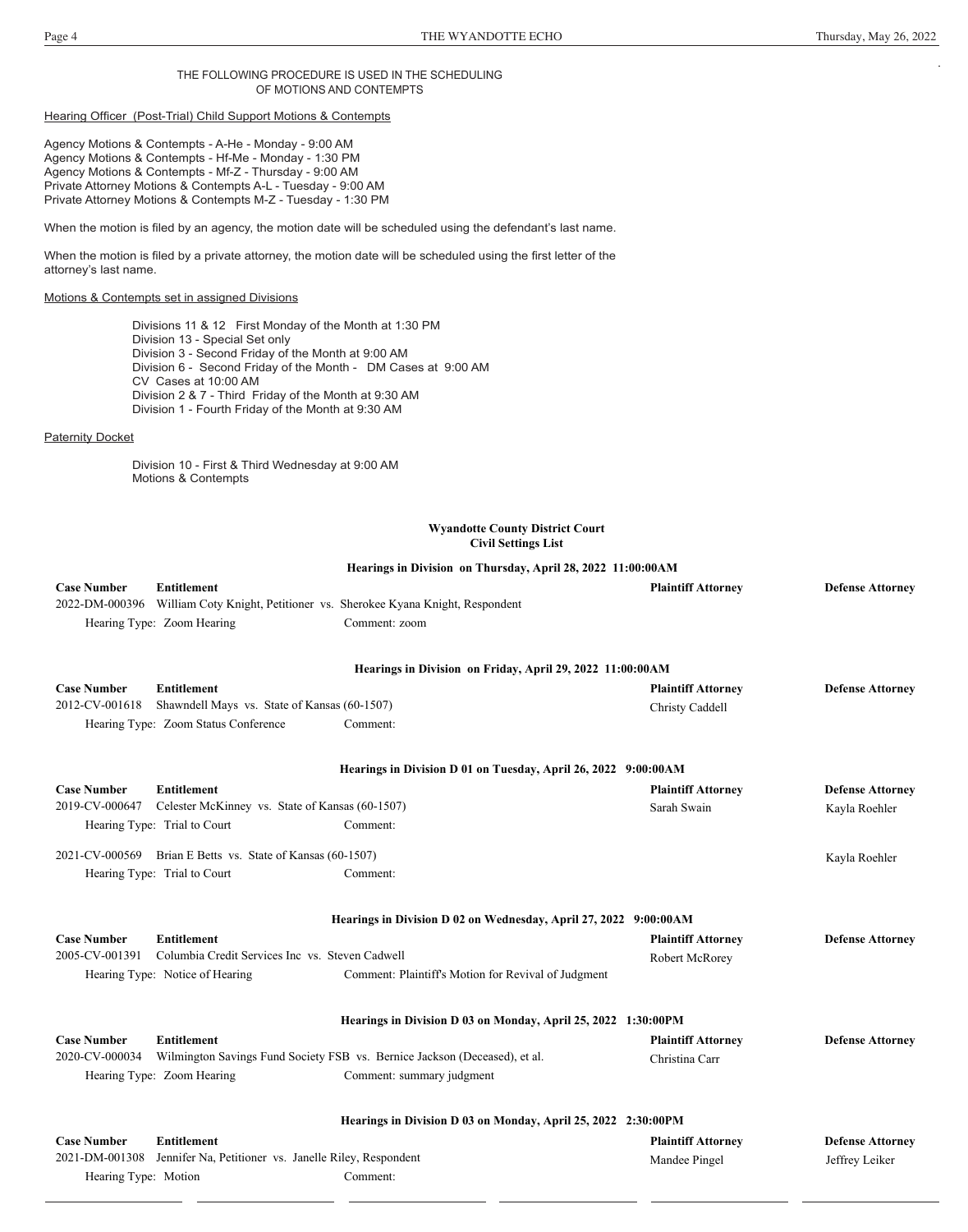THE FOLLOWING PROCEDURE IS USED IN THE SCHEDULING OF MOTIONS AND CONTEMPTS

Hearing Officer (Post-Trial) Child Support Motions & Contempts

Agency Motions & Contempts - A-He - Monday - 9:00 AM
Agency Motions & Contempts - Hf-Me - Monday - 1:30 PM
Agency Motions & Contempts - Mf-Z - Thursday - 9:00 AM
Private Attorney Motions & Contempts A-L - Tuesday - 9:00 AM
Private Attorney Motions & Contempts M-Z - Tuesday - 1:30 PM

When the motion is filed by an agency, the motion date will be scheduled using the defendant's last name.

When the motion is filed by a private attorney, the motion date will be scheduled using the first letter of the attorney's last name.

Motions & Contempts set in assigned Divisions

Divisions 11 & 12 First Monday of the Month at 1:30 PM
Division 13 - Special Set only
Division 3 - Second Friday of the Month at 9:00 AM
Division 6 - Second Friday of the Month - DM Cases at 9:00 AM
CV Cases at 10:00 AM
Division 2 & 7 - Third Friday of the Month at 9:30 AM
Division 1 - Fourth Friday of the Month at 9:30 AM

Paternity Docket

Division 10 - First & Third Wednesday at 9:00 AM
Motions & Contempts

**Wyandotte County District Court**
**Civil Settings List**

**Hearings in Division on Thursday, April 28, 2022 11:00:00AM**

| Case Number | Entitlement | | Plaintiff Attorney | Defense Attorney |
|---|---|---|---|---|
| 2022-DM-000396 | William Coty Knight, Petitioner vs. Sherokee Kyana Knight, Respondent | | | |
| | Hearing Type: Zoom Hearing | Comment: zoom | | |

**Hearings in Division on Friday, April 29, 2022 11:00:00AM**

| Case Number | Entitlement | | Plaintiff Attorney | Defense Attorney |
|---|---|---|---|---|
| 2012-CV-001618 | Shawndell Mays vs. State of Kansas (60-1507) | | Christy Caddell | |
| | Hearing Type: Zoom Status Conference | Comment: | | |

**Hearings in Division D 01 on Tuesday, April 26, 2022 9:00:00AM**

| Case Number | Entitlement | | Plaintiff Attorney | Defense Attorney |
|---|---|---|---|---|
| 2019-CV-000647 | Celester McKinney vs. State of Kansas (60-1507) | | Sarah Swain | Kayla Roehler |
| | Hearing Type: Trial to Court | Comment: | | |
| 2021-CV-000569 | Brian E Betts vs. State of Kansas (60-1507) | | | Kayla Roehler |
| | Hearing Type: Trial to Court | Comment: | | |

**Hearings in Division D 02 on Wednesday, April 27, 2022 9:00:00AM**

| Case Number | Entitlement | | Plaintiff Attorney | Defense Attorney |
|---|---|---|---|---|
| 2005-CV-001391 | Columbia Credit Services Inc vs. Steven Cadwell | | Robert McRorey | |
| | Hearing Type: Notice of Hearing | Comment: Plaintiff's Motion for Revival of Judgment | | |

**Hearings in Division D 03 on Monday, April 25, 2022 1:30:00PM**

| Case Number | Entitlement | | Plaintiff Attorney | Defense Attorney |
|---|---|---|---|---|
| 2020-CV-000034 | Wilmington Savings Fund Society FSB vs. Bernice Jackson (Deceased), et al. | | Christina Carr | |
| | Hearing Type: Zoom Hearing | Comment: summary judgment | | |

**Hearings in Division D 03 on Monday, April 25, 2022 2:30:00PM**

| Case Number | Entitlement | | Plaintiff Attorney | Defense Attorney |
|---|---|---|---|---|
| 2021-DM-001308 | Jennifer Na, Petitioner vs. Janelle Riley, Respondent | | Mandee Pingel | Jeffrey Leiker |
| | Hearing Type: Motion | Comment: | | |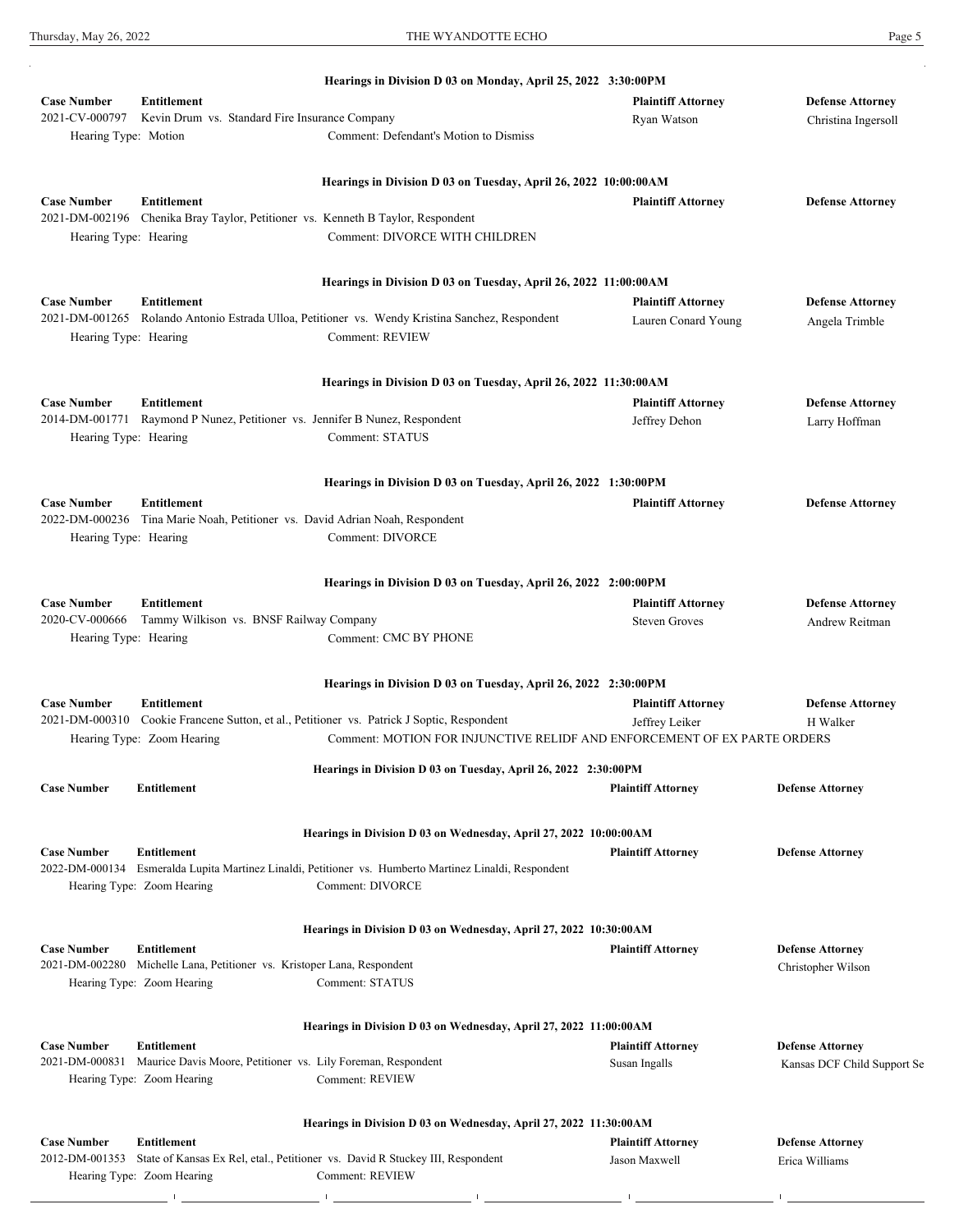**Hearings in Division D 03 on Monday, April 25, 2022 3:30:00PM**

| Case Number | Entitlement | Plaintiff Attorney | Defense Attorney |
|---|---|---|---|
| 2021-CV-000797 | Kevin Drum vs. Standard Fire Insurance Company | Ryan Watson | Christina Ingersoll |
| Hearing Type: Motion | Comment: Defendant's Motion to Dismiss | | |

**Hearings in Division D 03 on Tuesday, April 26, 2022 10:00:00AM**

| Case Number | Entitlement | Plaintiff Attorney | Defense Attorney |
|---|---|---|---|
| 2021-DM-002196 | Chenika Bray Taylor, Petitioner vs. Kenneth B Taylor, Respondent | | |
| Hearing Type: Hearing | Comment: DIVORCE WITH CHILDREN | | |

**Hearings in Division D 03 on Tuesday, April 26, 2022 11:00:00AM**

| Case Number | Entitlement | Plaintiff Attorney | Defense Attorney |
|---|---|---|---|
| 2021-DM-001265 | Rolando Antonio Estrada Ulloa, Petitioner vs. Wendy Kristina Sanchez, Respondent | Lauren Conard Young | Angela Trimble |
| Hearing Type: Hearing | Comment: REVIEW | | |

**Hearings in Division D 03 on Tuesday, April 26, 2022 11:30:00AM**

| Case Number | Entitlement | Plaintiff Attorney | Defense Attorney |
|---|---|---|---|
| 2014-DM-001771 | Raymond P Nunez, Petitioner vs. Jennifer B Nunez, Respondent | Jeffrey Dehon | Larry Hoffman |
| Hearing Type: Hearing | Comment: STATUS | | |

**Hearings in Division D 03 on Tuesday, April 26, 2022 1:30:00PM**

| Case Number | Entitlement | Plaintiff Attorney | Defense Attorney |
|---|---|---|---|
| 2022-DM-000236 | Tina Marie Noah, Petitioner vs. David Adrian Noah, Respondent | | |
| Hearing Type: Hearing | Comment: DIVORCE | | |

**Hearings in Division D 03 on Tuesday, April 26, 2022 2:00:00PM**

| Case Number | Entitlement | Plaintiff Attorney | Defense Attorney |
|---|---|---|---|
| 2020-CV-000666 | Tammy Wilkison vs. BNSF Railway Company | Steven Groves | Andrew Reitman |
| Hearing Type: Hearing | Comment: CMC BY PHONE | | |

**Hearings in Division D 03 on Tuesday, April 26, 2022 2:30:00PM**

| Case Number | Entitlement | Plaintiff Attorney | Defense Attorney |
|---|---|---|---|
| 2021-DM-000310 | Cookie Francene Sutton, et al., Petitioner vs. Patrick J Soptic, Respondent | Jeffrey Leiker | H Walker |
| Hearing Type: Zoom Hearing | Comment: MOTION FOR INJUNCTIVE RELIDF AND ENFORCEMENT OF EX PARTE ORDERS | | |

**Hearings in Division D 03 on Tuesday, April 26, 2022 2:30:00PM**

| Case Number | Entitlement | Plaintiff Attorney | Defense Attorney |
|---|---|---|---|

**Hearings in Division D 03 on Wednesday, April 27, 2022 10:00:00AM**

| Case Number | Entitlement | Plaintiff Attorney | Defense Attorney |
|---|---|---|---|
| 2022-DM-000134 | Esmeralda Lupita Martinez Linaldi, Petitioner vs. Humberto Martinez Linaldi, Respondent | | |
| Hearing Type: Zoom Hearing | Comment: DIVORCE | | |

**Hearings in Division D 03 on Wednesday, April 27, 2022 10:30:00AM**

| Case Number | Entitlement | Plaintiff Attorney | Defense Attorney |
|---|---|---|---|
| 2021-DM-002280 | Michelle Lana, Petitioner vs. Kristoper Lana, Respondent | | Christopher Wilson |
| Hearing Type: Zoom Hearing | Comment: STATUS | | |

**Hearings in Division D 03 on Wednesday, April 27, 2022 11:00:00AM**

| Case Number | Entitlement | Plaintiff Attorney | Defense Attorney |
|---|---|---|---|
| 2021-DM-000831 | Maurice Davis Moore, Petitioner vs. Lily Foreman, Respondent | Susan Ingalls | Kansas DCF Child Support Se |
| Hearing Type: Zoom Hearing | Comment: REVIEW | | |

**Hearings in Division D 03 on Wednesday, April 27, 2022 11:30:00AM**

| Case Number | Entitlement | Plaintiff Attorney | Defense Attorney |
|---|---|---|---|
| 2012-DM-001353 | State of Kansas Ex Rel, etal., Petitioner vs. David R Stuckey III, Respondent | Jason Maxwell | Erica Williams |
| Hearing Type: Zoom Hearing | Comment: REVIEW | | |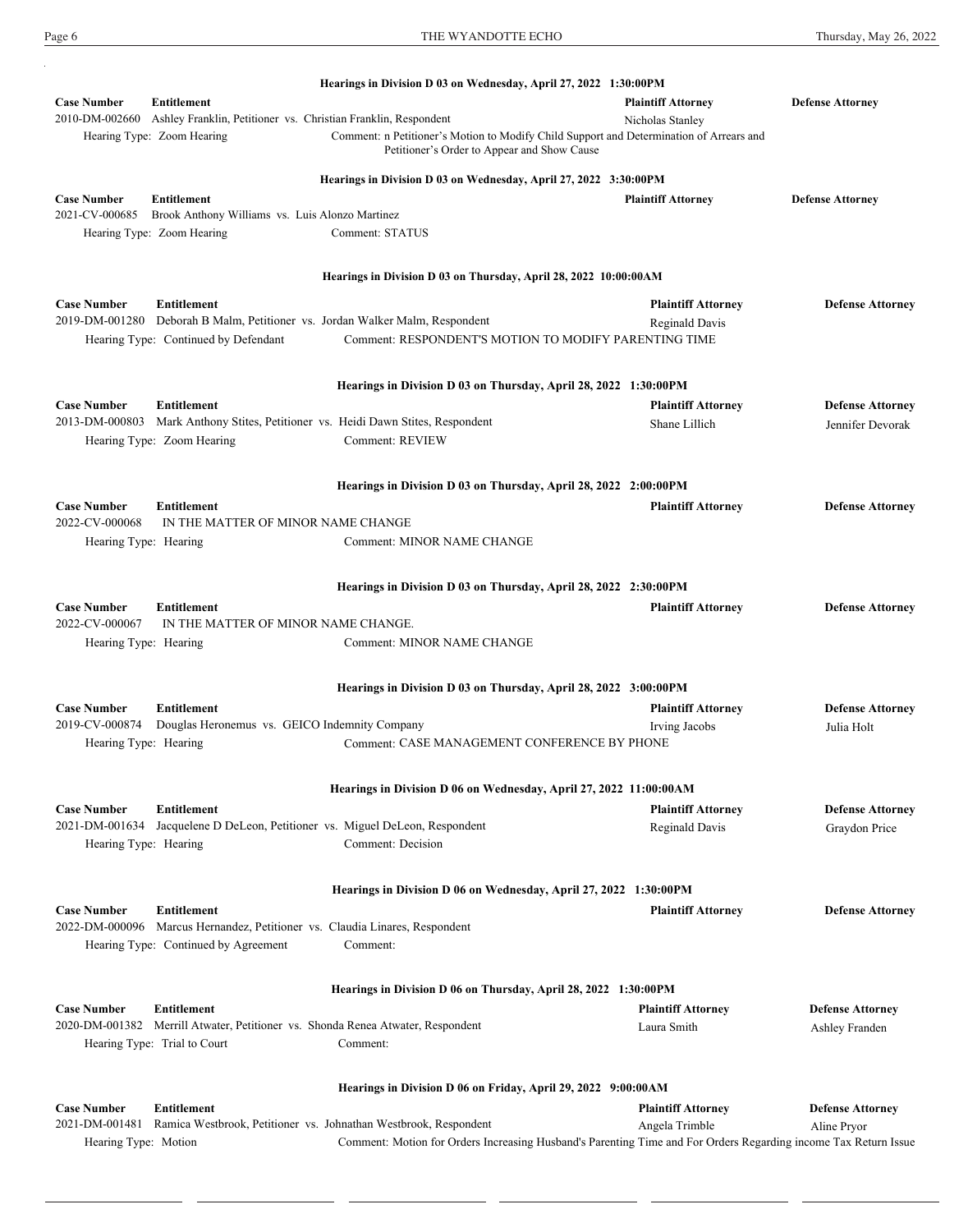**Hearings in Division D 03 on Wednesday, April 27, 2022 1:30:00PM**

| Case Number | Entitlement | Plaintiff Attorney | Defense Attorney |
|---|---|---|---|
| 2010-DM-002660 | Ashley Franklin, Petitioner vs. Christian Franklin, Respondent | Nicholas Stanley | |

Hearing Type: Zoom Hearing — Comment: n Petitioner's Motion to Modify Child Support and Determination of Arrears and Petitioner's Order to Appear and Show Cause

**Hearings in Division D 03 on Wednesday, April 27, 2022 3:30:00PM**

| Case Number | Entitlement | Plaintiff Attorney | Defense Attorney |
|---|---|---|---|
| 2021-CV-000685 | Brook Anthony Williams vs. Luis Alonzo Martinez | | |

Hearing Type: Zoom Hearing — Comment: STATUS

**Hearings in Division D 03 on Thursday, April 28, 2022 10:00:00AM**

| Case Number | Entitlement | Plaintiff Attorney | Defense Attorney |
|---|---|---|---|
| 2019-DM-001280 | Deborah B Malm, Petitioner vs. Jordan Walker Malm, Respondent | Reginald Davis | |

Hearing Type: Continued by Defendant — Comment: RESPONDENT'S MOTION TO MODIFY PARENTING TIME

**Hearings in Division D 03 on Thursday, April 28, 2022 1:30:00PM**

| Case Number | Entitlement | Plaintiff Attorney | Defense Attorney |
|---|---|---|---|
| 2013-DM-000803 | Mark Anthony Stites, Petitioner vs. Heidi Dawn Stites, Respondent | Shane Lillich | Jennifer Devorak |

Hearing Type: Zoom Hearing — Comment: REVIEW

**Hearings in Division D 03 on Thursday, April 28, 2022 2:00:00PM**

| Case Number | Entitlement | Plaintiff Attorney | Defense Attorney |
|---|---|---|---|
| 2022-CV-000068 | IN THE MATTER OF MINOR NAME CHANGE | | |

Hearing Type: Hearing — Comment: MINOR NAME CHANGE

**Hearings in Division D 03 on Thursday, April 28, 2022 2:30:00PM**

| Case Number | Entitlement | Plaintiff Attorney | Defense Attorney |
|---|---|---|---|
| 2022-CV-000067 | IN THE MATTER OF MINOR NAME CHANGE. | | |

Hearing Type: Hearing — Comment: MINOR NAME CHANGE

**Hearings in Division D 03 on Thursday, April 28, 2022 3:00:00PM**

| Case Number | Entitlement | Plaintiff Attorney | Defense Attorney |
|---|---|---|---|
| 2019-CV-000874 | Douglas Heronemus vs. GEICO Indemnity Company | Irving Jacobs | Julia Holt |

Hearing Type: Hearing — Comment: CASE MANAGEMENT CONFERENCE BY PHONE

**Hearings in Division D 06 on Wednesday, April 27, 2022 11:00:00AM**

| Case Number | Entitlement | Plaintiff Attorney | Defense Attorney |
|---|---|---|---|
| 2021-DM-001634 | Jacquelene D DeLeon, Petitioner vs. Miguel DeLeon, Respondent | Reginald Davis | Graydon Price |

Hearing Type: Hearing — Comment: Decision

**Hearings in Division D 06 on Wednesday, April 27, 2022 1:30:00PM**

| Case Number | Entitlement | Plaintiff Attorney | Defense Attorney |
|---|---|---|---|
| 2022-DM-000096 | Marcus Hernandez, Petitioner vs. Claudia Linares, Respondent | | |

Hearing Type: Continued by Agreement — Comment:

**Hearings in Division D 06 on Thursday, April 28, 2022 1:30:00PM**

| Case Number | Entitlement | Plaintiff Attorney | Defense Attorney |
|---|---|---|---|
| 2020-DM-001382 | Merrill Atwater, Petitioner vs. Shonda Renea Atwater, Respondent | Laura Smith | Ashley Franden |

Hearing Type: Trial to Court — Comment:

**Hearings in Division D 06 on Friday, April 29, 2022 9:00:00AM**

| Case Number | Entitlement | Plaintiff Attorney | Defense Attorney |
|---|---|---|---|
| 2021-DM-001481 | Ramica Westbrook, Petitioner vs. Johnathan Westbrook, Respondent | Angela Trimble | Aline Pryor |

Hearing Type: Motion — Comment: Motion for Orders Increasing Husband's Parenting Time and For Orders Regarding income Tax Return Issue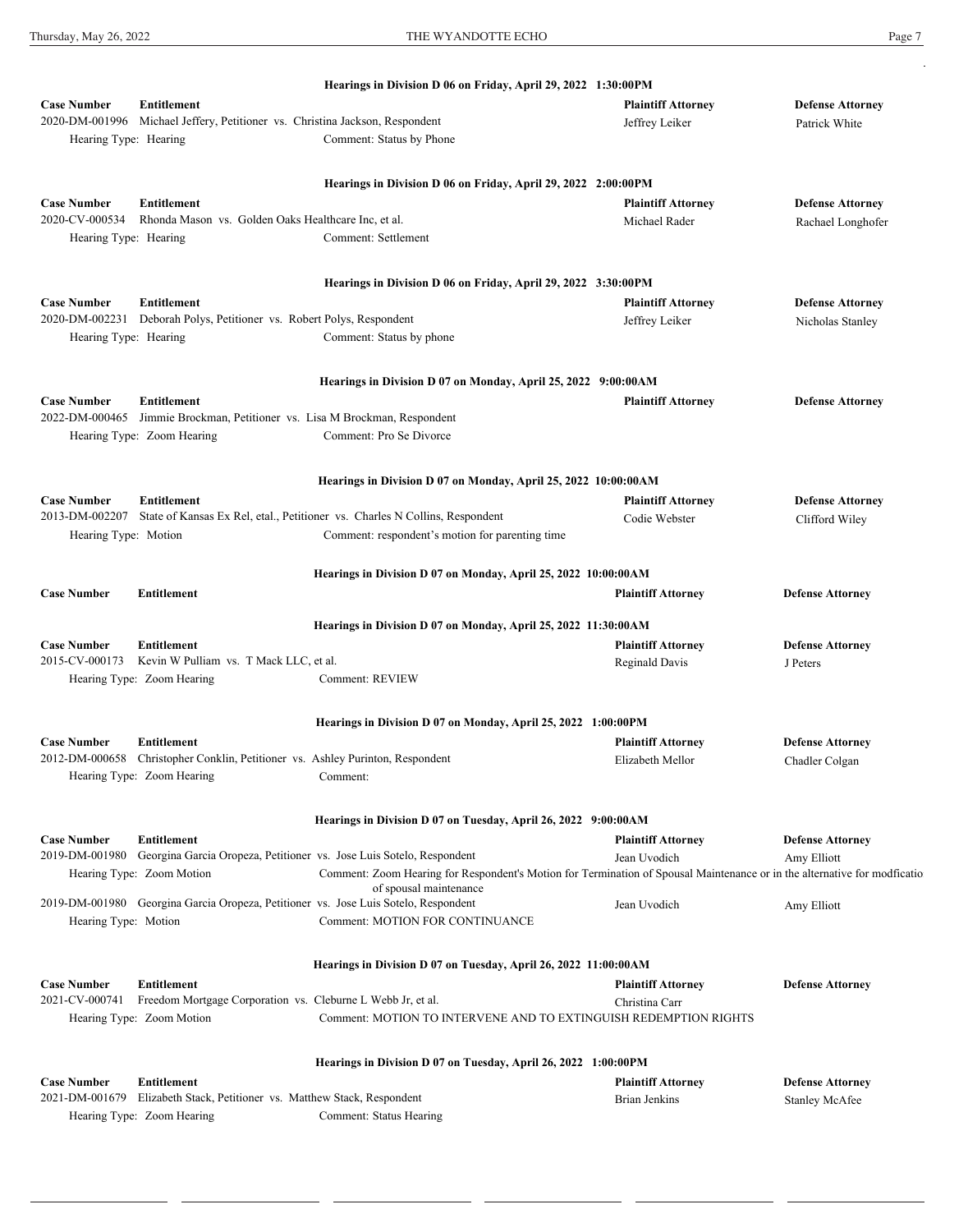**Hearings in Division D 06 on Friday, April 29, 2022 1:30:00PM**

| Case Number | Entitlement | Plaintiff Attorney | Defense Attorney |
|---|---|---|---|
| 2020-DM-001996 | Michael Jeffery, Petitioner vs. Christina Jackson, Respondent | Jeffrey Leiker | Patrick White |
| Hearing Type: Hearing | Comment: Status by Phone | | |

**Hearings in Division D 06 on Friday, April 29, 2022 2:00:00PM**

| Case Number | Entitlement | Plaintiff Attorney | Defense Attorney |
|---|---|---|---|
| 2020-CV-000534 | Rhonda Mason vs. Golden Oaks Healthcare Inc, et al. | Michael Rader | Rachael Longhofer |
| Hearing Type: Hearing | Comment: Settlement | | |

**Hearings in Division D 06 on Friday, April 29, 2022 3:30:00PM**

| Case Number | Entitlement | Plaintiff Attorney | Defense Attorney |
|---|---|---|---|
| 2020-DM-002231 | Deborah Polys, Petitioner vs. Robert Polys, Respondent | Jeffrey Leiker | Nicholas Stanley |
| Hearing Type: Hearing | Comment: Status by phone | | |

**Hearings in Division D 07 on Monday, April 25, 2022 9:00:00AM**

| Case Number | Entitlement | Plaintiff Attorney | Defense Attorney |
|---|---|---|---|
| 2022-DM-000465 | Jimmie Brockman, Petitioner vs. Lisa M Brockman, Respondent | | |
| Hearing Type: Zoom Hearing | Comment: Pro Se Divorce | | |

**Hearings in Division D 07 on Monday, April 25, 2022 10:00:00AM**

| Case Number | Entitlement | Plaintiff Attorney | Defense Attorney |
|---|---|---|---|
| 2013-DM-002207 | State of Kansas Ex Rel, etal., Petitioner vs. Charles N Collins, Respondent | Codie Webster | Clifford Wiley |
| Hearing Type: Motion | Comment: respondent's motion for parenting time | | |

**Hearings in Division D 07 on Monday, April 25, 2022 10:00:00AM**

| Case Number | Entitlement | Plaintiff Attorney | Defense Attorney |
|---|---|---|---|

**Hearings in Division D 07 on Monday, April 25, 2022 11:30:00AM**

| Case Number | Entitlement | Plaintiff Attorney | Defense Attorney |
|---|---|---|---|
| 2015-CV-000173 | Kevin W Pulliam vs. T Mack LLC, et al. | Reginald Davis | J Peters |
| Hearing Type: Zoom Hearing | Comment: REVIEW | | |

**Hearings in Division D 07 on Monday, April 25, 2022 1:00:00PM**

| Case Number | Entitlement | Plaintiff Attorney | Defense Attorney |
|---|---|---|---|
| 2012-DM-000658 | Christopher Conklin, Petitioner vs. Ashley Purinton, Respondent | Elizabeth Mellor | Chadler Colgan |
| Hearing Type: Zoom Hearing | Comment: | | |

**Hearings in Division D 07 on Tuesday, April 26, 2022 9:00:00AM**

| Case Number | Entitlement | Plaintiff Attorney | Defense Attorney |
|---|---|---|---|
| 2019-DM-001980 | Georgina Garcia Oropeza, Petitioner vs. Jose Luis Sotelo, Respondent | Jean Uvodich | Amy Elliott |
| Hearing Type: Zoom Motion | Comment: Zoom Hearing for Respondent's Motion for Termination of Spousal Maintenance or in the alternative for modficatio of spousal maintenance | | |
| 2019-DM-001980 | Georgina Garcia Oropeza, Petitioner vs. Jose Luis Sotelo, Respondent | Jean Uvodich | Amy Elliott |
| Hearing Type: Motion | Comment: MOTION FOR CONTINUANCE | | |

**Hearings in Division D 07 on Tuesday, April 26, 2022 11:00:00AM**

| Case Number | Entitlement | Plaintiff Attorney | Defense Attorney |
|---|---|---|---|
| 2021-CV-000741 | Freedom Mortgage Corporation vs. Cleburne L Webb Jr, et al. | Christina Carr | |
| Hearing Type: Zoom Motion | Comment: MOTION TO INTERVENE AND TO EXTINGUISH REDEMPTION RIGHTS | | |

**Hearings in Division D 07 on Tuesday, April 26, 2022 1:00:00PM**

| Case Number | Entitlement | Plaintiff Attorney | Defense Attorney |
|---|---|---|---|
| 2021-DM-001679 | Elizabeth Stack, Petitioner vs. Matthew Stack, Respondent | Brian Jenkins | Stanley McAfee |
| Hearing Type: Zoom Hearing | Comment: Status Hearing | | |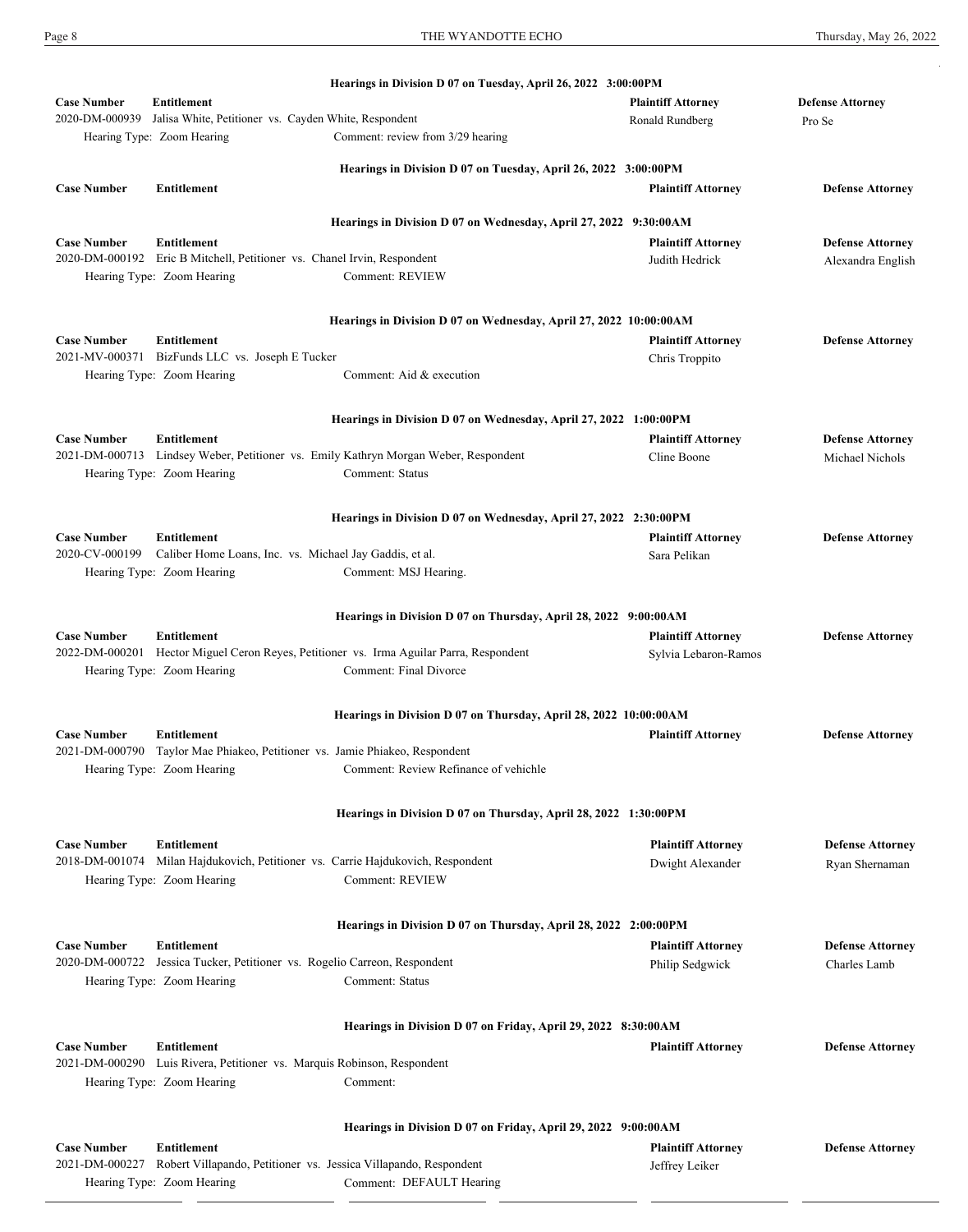**Hearings in Division D 07 on Tuesday, April 26, 2022 3:00:00PM**

| Case Number | Entitlement | Plaintiff Attorney | Defense Attorney |
|---|---|---|---|
| 2020-DM-000939 | Jalisa White, Petitioner vs. Cayden White, Respondent | Ronald Rundberg | Pro Se |
| | Hearing Type: Zoom Hearing — Comment: review from 3/29 hearing | | |

**Hearings in Division D 07 on Tuesday, April 26, 2022 3:00:00PM**

| Case Number | Entitlement | Plaintiff Attorney | Defense Attorney |
|---|---|---|---|

**Hearings in Division D 07 on Wednesday, April 27, 2022 9:30:00AM**

| Case Number | Entitlement | Plaintiff Attorney | Defense Attorney |
|---|---|---|---|
| 2020-DM-000192 | Eric B Mitchell, Petitioner vs. Chanel Irvin, Respondent | Judith Hedrick | Alexandra English |
| | Hearing Type: Zoom Hearing — Comment: REVIEW | | |

**Hearings in Division D 07 on Wednesday, April 27, 2022 10:00:00AM**

| Case Number | Entitlement | Plaintiff Attorney | Defense Attorney |
|---|---|---|---|
| 2021-MV-000371 | BizFunds LLC vs. Joseph E Tucker | Chris Troppito | |
| | Hearing Type: Zoom Hearing — Comment: Aid & execution | | |

**Hearings in Division D 07 on Wednesday, April 27, 2022 1:00:00PM**

| Case Number | Entitlement | Plaintiff Attorney | Defense Attorney |
|---|---|---|---|
| 2021-DM-000713 | Lindsey Weber, Petitioner vs. Emily Kathryn Morgan Weber, Respondent | Cline Boone | Michael Nichols |
| | Hearing Type: Zoom Hearing — Comment: Status | | |

**Hearings in Division D 07 on Wednesday, April 27, 2022 2:30:00PM**

| Case Number | Entitlement | Plaintiff Attorney | Defense Attorney |
|---|---|---|---|
| 2020-CV-000199 | Caliber Home Loans, Inc. vs. Michael Jay Gaddis, et al. | Sara Pelikan | |
| | Hearing Type: Zoom Hearing — Comment: MSJ Hearing. | | |

**Hearings in Division D 07 on Thursday, April 28, 2022 9:00:00AM**

| Case Number | Entitlement | Plaintiff Attorney | Defense Attorney |
|---|---|---|---|
| 2022-DM-000201 | Hector Miguel Ceron Reyes, Petitioner vs. Irma Aguilar Parra, Respondent | Sylvia Lebaron-Ramos | |
| | Hearing Type: Zoom Hearing — Comment: Final Divorce | | |

**Hearings in Division D 07 on Thursday, April 28, 2022 10:00:00AM**

| Case Number | Entitlement | Plaintiff Attorney | Defense Attorney |
|---|---|---|---|
| 2021-DM-000790 | Taylor Mae Phiakeo, Petitioner vs. Jamie Phiakeo, Respondent | | |
| | Hearing Type: Zoom Hearing — Comment: Review Refinance of vehichle | | |

**Hearings in Division D 07 on Thursday, April 28, 2022 1:30:00PM**

| Case Number | Entitlement | Plaintiff Attorney | Defense Attorney |
|---|---|---|---|
| 2018-DM-001074 | Milan Hajdukovich, Petitioner vs. Carrie Hajdukovich, Respondent | Dwight Alexander | Ryan Shernaman |
| | Hearing Type: Zoom Hearing — Comment: REVIEW | | |

**Hearings in Division D 07 on Thursday, April 28, 2022 2:00:00PM**

| Case Number | Entitlement | Plaintiff Attorney | Defense Attorney |
|---|---|---|---|
| 2020-DM-000722 | Jessica Tucker, Petitioner vs. Rogelio Carreon, Respondent | Philip Sedgwick | Charles Lamb |
| | Hearing Type: Zoom Hearing — Comment: Status | | |

**Hearings in Division D 07 on Friday, April 29, 2022 8:30:00AM**

| Case Number | Entitlement | Plaintiff Attorney | Defense Attorney |
|---|---|---|---|
| 2021-DM-000290 | Luis Rivera, Petitioner vs. Marquis Robinson, Respondent | | |
| | Hearing Type: Zoom Hearing — Comment: | | |

**Hearings in Division D 07 on Friday, April 29, 2022 9:00:00AM**

| Case Number | Entitlement | Plaintiff Attorney | Defense Attorney |
|---|---|---|---|
| 2021-DM-000227 | Robert Villapando, Petitioner vs. Jessica Villapando, Respondent | Jeffrey Leiker | |
| | Hearing Type: Zoom Hearing — Comment: DEFAULT Hearing | | |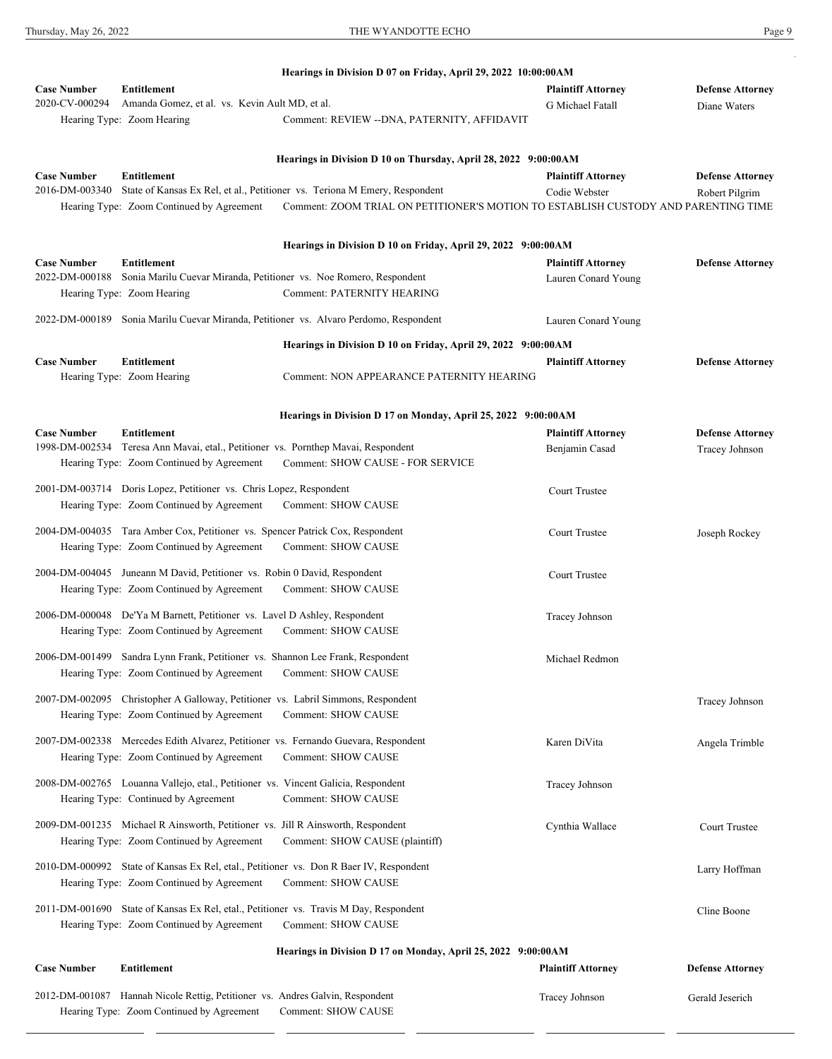### Hearings in Division D 07 on Friday, April 29, 2022 10:00:00AM

| Case Number | Entitlement | Plaintiff Attorney | Defense Attorney |
|---|---|---|---|
| 2020-CV-000294 | Amanda Gomez, et al. vs. Kevin Ault MD, et al. | G Michael Fatall | Diane Waters |
| | Hearing Type: Zoom Hearing — Comment: REVIEW --DNA, PATERNITY, AFFIDAVIT | | |

### Hearings in Division D 10 on Thursday, April 28, 2022 9:00:00AM

| Case Number | Entitlement | Plaintiff Attorney | Defense Attorney |
|---|---|---|---|
| 2016-DM-003340 | State of Kansas Ex Rel, et al., Petitioner vs. Teriona M Emery, Respondent | Codie Webster | Robert Pilgrim |
| | Hearing Type: Zoom Continued by Agreement — Comment: ZOOM TRIAL ON PETITIONER'S MOTION TO ESTABLISH CUSTODY AND PARENTING TIME | | |

### Hearings in Division D 10 on Friday, April 29, 2022 9:00:00AM

| Case Number | Entitlement | Plaintiff Attorney | Defense Attorney |
|---|---|---|---|
| 2022-DM-000188 | Sonia Marilu Cuevar Miranda, Petitioner vs. Noe Romero, Respondent | Lauren Conard Young | |
| | Hearing Type: Zoom Hearing — Comment: PATERNITY HEARING | | |
| 2022-DM-000189 | Sonia Marilu Cuevar Miranda, Petitioner vs. Alvaro Perdomo, Respondent | Lauren Conard Young | |

### Hearings in Division D 10 on Friday, April 29, 2022 9:00:00AM

| Case Number | Entitlement | Plaintiff Attorney | Defense Attorney |
|---|---|---|---|
| | Hearing Type: Zoom Hearing — Comment: NON APPEARANCE PATERNITY HEARING | | |

### Hearings in Division D 17 on Monday, April 25, 2022 9:00:00AM

| Case Number | Entitlement | Plaintiff Attorney | Defense Attorney |
|---|---|---|---|
| 1998-DM-002534 | Teresa Ann Mavai, etal., Petitioner vs. Pornthep Mavai, Respondent | Benjamin Casad | Tracey Johnson |
| | Hearing Type: Zoom Continued by Agreement — Comment: SHOW CAUSE - FOR SERVICE | | |
| 2001-DM-003714 | Doris Lopez, Petitioner vs. Chris Lopez, Respondent | Court Trustee | |
| | Hearing Type: Zoom Continued by Agreement — Comment: SHOW CAUSE | | |
| 2004-DM-004035 | Tara Amber Cox, Petitioner vs. Spencer Patrick Cox, Respondent | Court Trustee | Joseph Rockey |
| | Hearing Type: Zoom Continued by Agreement — Comment: SHOW CAUSE | | |
| 2004-DM-004045 | Juneann M David, Petitioner vs. Robin 0 David, Respondent | Court Trustee | |
| | Hearing Type: Zoom Continued by Agreement — Comment: SHOW CAUSE | | |
| 2006-DM-000048 | De'Ya M Barnett, Petitioner vs. Lavel D Ashley, Respondent | Tracey Johnson | |
| | Hearing Type: Zoom Continued by Agreement — Comment: SHOW CAUSE | | |
| 2006-DM-001499 | Sandra Lynn Frank, Petitioner vs. Shannon Lee Frank, Respondent | Michael Redmon | |
| | Hearing Type: Zoom Continued by Agreement — Comment: SHOW CAUSE | | |
| 2007-DM-002095 | Christopher A Galloway, Petitioner vs. Labril Simmons, Respondent | | Tracey Johnson |
| | Hearing Type: Zoom Continued by Agreement — Comment: SHOW CAUSE | | |
| 2007-DM-002338 | Mercedes Edith Alvarez, Petitioner vs. Fernando Guevara, Respondent | Karen DiVita | Angela Trimble |
| | Hearing Type: Zoom Continued by Agreement — Comment: SHOW CAUSE | | |
| 2008-DM-002765 | Louanna Vallejo, etal., Petitioner vs. Vincent Galicia, Respondent | Tracey Johnson | |
| | Hearing Type: Continued by Agreement — Comment: SHOW CAUSE | | |
| 2009-DM-001235 | Michael R Ainsworth, Petitioner vs. Jill R Ainsworth, Respondent | Cynthia Wallace | Court Trustee |
| | Hearing Type: Zoom Continued by Agreement — Comment: SHOW CAUSE (plaintiff) | | |
| 2010-DM-000992 | State of Kansas Ex Rel, etal., Petitioner vs. Don R Baer IV, Respondent | | Larry Hoffman |
| | Hearing Type: Zoom Continued by Agreement — Comment: SHOW CAUSE | | |
| 2011-DM-001690 | State of Kansas Ex Rel, etal., Petitioner vs. Travis M Day, Respondent | | Cline Boone |
| | Hearing Type: Zoom Continued by Agreement — Comment: SHOW CAUSE | | |

### Hearings in Division D 17 on Monday, April 25, 2022 9:00:00AM

| Case Number | Entitlement | Plaintiff Attorney | Defense Attorney |
|---|---|---|---|
| 2012-DM-001087 | Hannah Nicole Rettig, Petitioner vs. Andres Galvin, Respondent | Tracey Johnson | Gerald Jeserich |
| | Hearing Type: Zoom Continued by Agreement — Comment: SHOW CAUSE | | |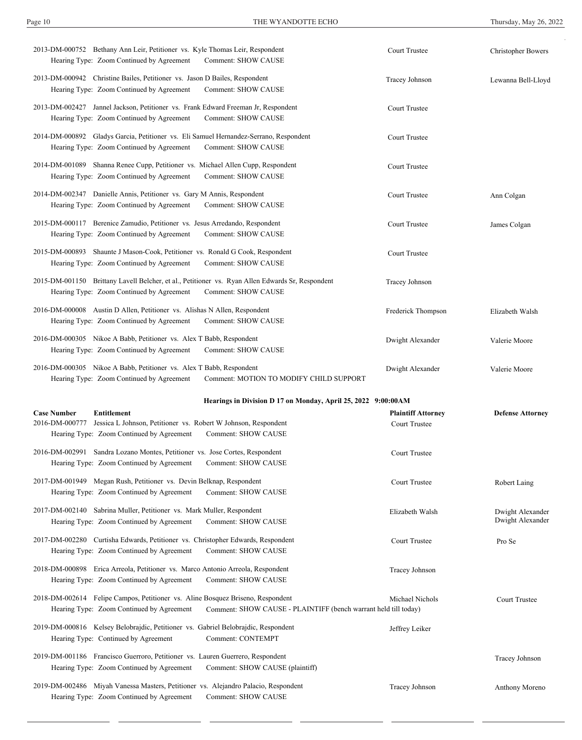| Case Number | Entitlement | Plaintiff Attorney | Defense Attorney |
|---|---|---|---|
| 2013-DM-000752 | Bethany Ann Leir, Petitioner vs. Kyle Thomas Leir, Respondent<br>Hearing Type: Zoom Continued by Agreement Comment: SHOW CAUSE | Court Trustee | Christopher Bowers |
| 2013-DM-000942 | Christine Bailes, Petitioner vs. Jason D Bailes, Respondent<br>Hearing Type: Zoom Continued by Agreement Comment: SHOW CAUSE | Tracey Johnson | Lewanna Bell-Lloyd |
| 2013-DM-002427 | Jannel Jackson, Petitioner vs. Frank Edward Freeman Jr, Respondent<br>Hearing Type: Zoom Continued by Agreement Comment: SHOW CAUSE | Court Trustee | |
| 2014-DM-000892 | Gladys Garcia, Petitioner vs. Eli Samuel Hernandez-Serrano, Respondent<br>Hearing Type: Zoom Continued by Agreement Comment: SHOW CAUSE | Court Trustee | |
| 2014-DM-001089 | Shanna Renee Cupp, Petitioner vs. Michael Allen Cupp, Respondent<br>Hearing Type: Zoom Continued by Agreement Comment: SHOW CAUSE | Court Trustee | |
| 2014-DM-002347 | Danielle Annis, Petitioner vs. Gary M Annis, Respondent<br>Hearing Type: Zoom Continued by Agreement Comment: SHOW CAUSE | Court Trustee | Ann Colgan |
| 2015-DM-000117 | Berenice Zamudio, Petitioner vs. Jesus Arredando, Respondent<br>Hearing Type: Zoom Continued by Agreement Comment: SHOW CAUSE | Court Trustee | James Colgan |
| 2015-DM-000893 | Shaunte J Mason-Cook, Petitioner vs. Ronald G Cook, Respondent<br>Hearing Type: Zoom Continued by Agreement Comment: SHOW CAUSE | Court Trustee | |
| 2015-DM-001150 | Brittany Lavell Belcher, et al., Petitioner vs. Ryan Allen Edwards Sr, Respondent<br>Hearing Type: Zoom Continued by Agreement Comment: SHOW CAUSE | Tracey Johnson | |
| 2016-DM-000008 | Austin D Allen, Petitioner vs. Alishas N Allen, Respondent<br>Hearing Type: Zoom Continued by Agreement Comment: SHOW CAUSE | Frederick Thompson | Elizabeth Walsh |
| 2016-DM-000305 | Nikoe A Babb, Petitioner vs. Alex T Babb, Respondent<br>Hearing Type: Zoom Continued by Agreement Comment: SHOW CAUSE | Dwight Alexander | Valerie Moore |
| 2016-DM-000305 | Nikoe A Babb, Petitioner vs. Alex T Babb, Respondent<br>Hearing Type: Zoom Continued by Agreement Comment: MOTION TO MODIFY CHILD SUPPORT | Dwight Alexander | Valerie Moore |

**Hearings in Division D 17 on Monday, April 25, 2022 9:00:00AM**

| Case Number | Entitlement | Plaintiff Attorney | Defense Attorney |
|---|---|---|---|
| 2016-DM-000777 | Jessica L Johnson, Petitioner vs. Robert W Johnson, Respondent<br>Hearing Type: Zoom Continued by Agreement Comment: SHOW CAUSE | Court Trustee | |
| 2016-DM-002991 | Sandra Lozano Montes, Petitioner vs. Jose Cortes, Respondent<br>Hearing Type: Zoom Continued by Agreement Comment: SHOW CAUSE | Court Trustee | |
| 2017-DM-001949 | Megan Rush, Petitioner vs. Devin Belknap, Respondent<br>Hearing Type: Zoom Continued by Agreement Comment: SHOW CAUSE | Court Trustee | Robert Laing |
| 2017-DM-002140 | Sabrina Muller, Petitioner vs. Mark Muller, Respondent<br>Hearing Type: Zoom Continued by Agreement Comment: SHOW CAUSE | Elizabeth Walsh | Dwight Alexander<br>Dwight Alexander |
| 2017-DM-002280 | Curtisha Edwards, Petitioner vs. Christopher Edwards, Respondent<br>Hearing Type: Zoom Continued by Agreement Comment: SHOW CAUSE | Court Trustee | Pro Se |
| 2018-DM-000898 | Erica Arreola, Petitioner vs. Marco Antonio Arreola, Respondent<br>Hearing Type: Zoom Continued by Agreement Comment: SHOW CAUSE | Tracey Johnson | |
| 2018-DM-002614 | Felipe Campos, Petitioner vs. Aline Bosquez Briseno, Respondent<br>Hearing Type: Zoom Continued by Agreement Comment: SHOW CAUSE - PLAINTIFF (bench warrant held till today) | Michael Nichols | Court Trustee |
| 2019-DM-000816 | Kelsey Belobrajdic, Petitioner vs. Gabriel Belobrajdic, Respondent<br>Hearing Type: Continued by Agreement Comment: CONTEMPT | Jeffrey Leiker | |
| 2019-DM-001186 | Francisco Guerroro, Petitioner vs. Lauren Guerrero, Respondent<br>Hearing Type: Zoom Continued by Agreement Comment: SHOW CAUSE (plaintiff) | | Tracey Johnson |
| 2019-DM-002486 | Miyah Vanessa Masters, Petitioner vs. Alejandro Palacio, Respondent<br>Hearing Type: Zoom Continued by Agreement Comment: SHOW CAUSE | Tracey Johnson | Anthony Moreno |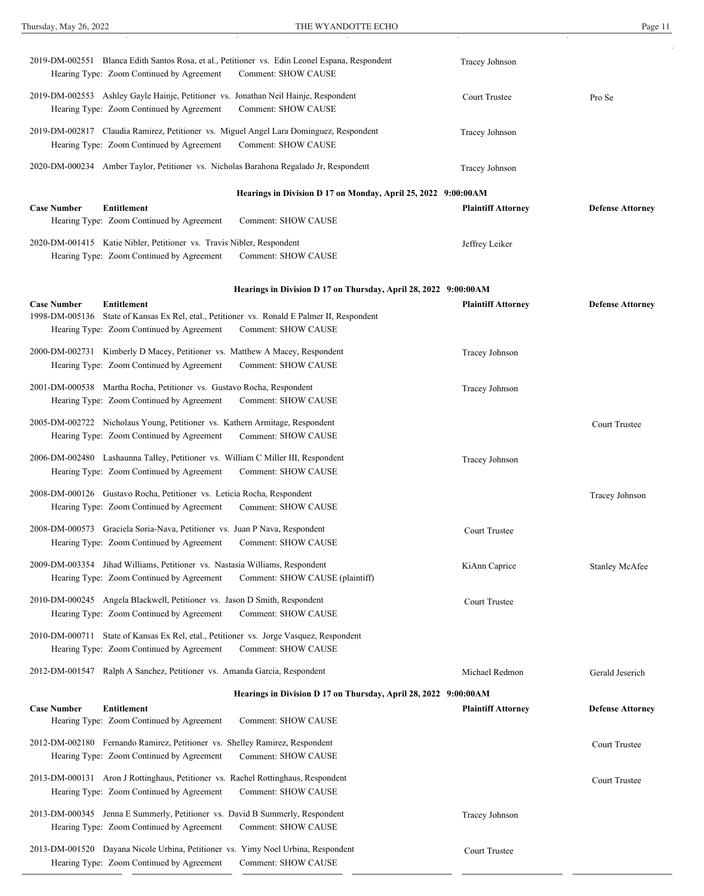| Case Number | Entitlement | Plaintiff Attorney | Defense Attorney |
|---|---|---|---|
| 2019-DM-002551 | Blanca Edith Santos Rosa, et al., Petitioner vs. Edin Leonel Espana, Respondent<br>Hearing Type: Zoom Continued by Agreement Comment: SHOW CAUSE | Tracey Johnson | |
| 2019-DM-002553 | Ashley Gayle Hainje, Petitioner vs. Jonathan Neil Hainje, Respondent<br>Hearing Type: Zoom Continued by Agreement Comment: SHOW CAUSE | Court Trustee | Pro Se |
| 2019-DM-002817 | Claudia Ramirez, Petitioner vs. Miguel Angel Lara Dominguez, Respondent<br>Hearing Type: Zoom Continued by Agreement Comment: SHOW CAUSE | Tracey Johnson | |
| 2020-DM-000234 | Amber Taylor, Petitioner vs. Nicholas Barahona Regalado Jr, Respondent | Tracey Johnson | |

**Hearings in Division D 17 on Monday, April 25, 2022 9:00:00AM**

| Case Number | Entitlement | Plaintiff Attorney | Defense Attorney |
|---|---|---|---|
| | Hearing Type: Zoom Continued by Agreement Comment: SHOW CAUSE | | |
| 2020-DM-001415 | Katie Nibler, Petitioner vs. Travis Nibler, Respondent<br>Hearing Type: Zoom Continued by Agreement Comment: SHOW CAUSE | Jeffrey Leiker | |

**Hearings in Division D 17 on Thursday, April 28, 2022 9:00:00AM**

| Case Number | Entitlement | Plaintiff Attorney | Defense Attorney |
|---|---|---|---|
| 1998-DM-005136 | State of Kansas Ex Rel, etal., Petitioner vs. Ronald E Palmer II, Respondent<br>Hearing Type: Zoom Continued by Agreement Comment: SHOW CAUSE | | |
| 2000-DM-002731 | Kimberly D Macey, Petitioner vs. Matthew A Macey, Respondent<br>Hearing Type: Zoom Continued by Agreement Comment: SHOW CAUSE | Tracey Johnson | |
| 2001-DM-000538 | Martha Rocha, Petitioner vs. Gustavo Rocha, Respondent<br>Hearing Type: Zoom Continued by Agreement Comment: SHOW CAUSE | Tracey Johnson | |
| 2005-DM-002722 | Nicholaus Young, Petitioner vs. Kathern Armitage, Respondent<br>Hearing Type: Zoom Continued by Agreement Comment: SHOW CAUSE | | Court Trustee |
| 2006-DM-002480 | Lashaunna Talley, Petitioner vs. William C Miller III, Respondent<br>Hearing Type: Zoom Continued by Agreement Comment: SHOW CAUSE | Tracey Johnson | |
| 2008-DM-000126 | Gustavo Rocha, Petitioner vs. Leticia Rocha, Respondent<br>Hearing Type: Zoom Continued by Agreement Comment: SHOW CAUSE | | Tracey Johnson |
| 2008-DM-000573 | Graciela Soria-Nava, Petitioner vs. Juan P Nava, Respondent<br>Hearing Type: Zoom Continued by Agreement Comment: SHOW CAUSE | Court Trustee | |
| 2009-DM-003354 | Jihad Williams, Petitioner vs. Nastasia Williams, Respondent<br>Hearing Type: Zoom Continued by Agreement Comment: SHOW CAUSE (plaintiff) | KiAnn Caprice | Stanley McAfee |
| 2010-DM-000245 | Angela Blackwell, Petitioner vs. Jason D Smith, Respondent<br>Hearing Type: Zoom Continued by Agreement Comment: SHOW CAUSE | Court Trustee | |
| 2010-DM-000711 | State of Kansas Ex Rel, etal., Petitioner vs. Jorge Vasquez, Respondent<br>Hearing Type: Zoom Continued by Agreement Comment: SHOW CAUSE | | |
| 2012-DM-001547 | Ralph A Sanchez, Petitioner vs. Amanda Garcia, Respondent | Michael Redmon | Gerald Jeserich |

**Hearings in Division D 17 on Thursday, April 28, 2022 9:00:00AM**

| Case Number | Entitlement | Plaintiff Attorney | Defense Attorney |
|---|---|---|---|
| | Hearing Type: Zoom Continued by Agreement Comment: SHOW CAUSE | | |
| 2012-DM-002180 | Fernando Ramirez, Petitioner vs. Shelley Ramirez, Respondent<br>Hearing Type: Zoom Continued by Agreement Comment: SHOW CAUSE | | Court Trustee |
| 2013-DM-000131 | Aron J Rottinghaus, Petitioner vs. Rachel Rottinghaus, Respondent<br>Hearing Type: Zoom Continued by Agreement Comment: SHOW CAUSE | | Court Trustee |
| 2013-DM-000345 | Jenna E Summerly, Petitioner vs. David B Summerly, Respondent<br>Hearing Type: Zoom Continued by Agreement Comment: SHOW CAUSE | Tracey Johnson | |
| 2013-DM-001520 | Dayana Nicole Urbina, Petitioner vs. Yimy Noel Urbina, Respondent<br>Hearing Type: Zoom Continued by Agreement Comment: SHOW CAUSE | Court Trustee | |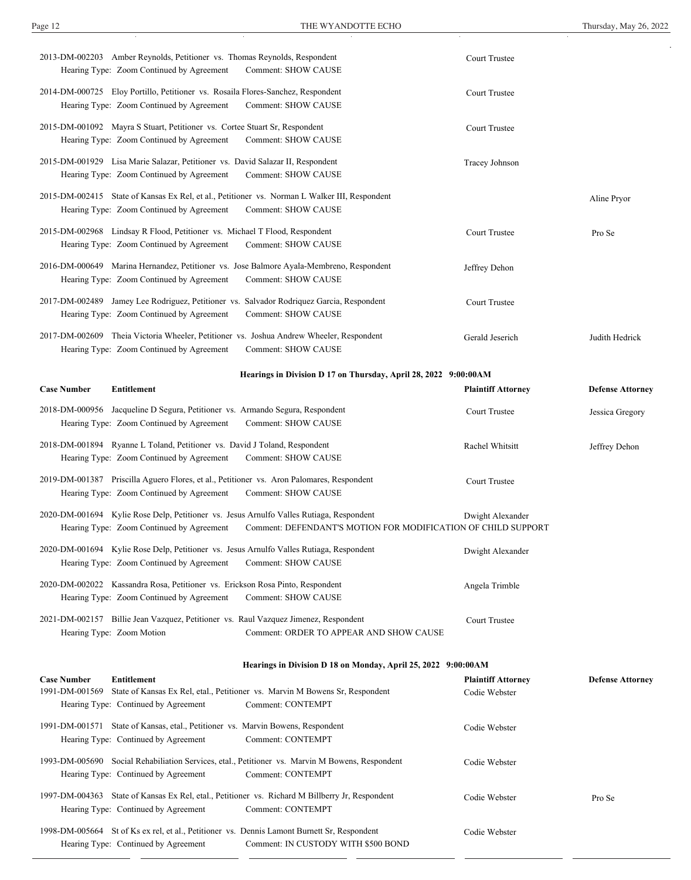| Case Number | Entitlement | Plaintiff Attorney | Defense Attorney |
|---|---|---|---|
| 2013-DM-002203 | Amber Reynolds, Petitioner vs. Thomas Reynolds, Respondent<br>Hearing Type: Zoom Continued by Agreement Comment: SHOW CAUSE | Court Trustee | |
| 2014-DM-000725 | Eloy Portillo, Petitioner vs. Rosaila Flores-Sanchez, Respondent<br>Hearing Type: Zoom Continued by Agreement Comment: SHOW CAUSE | Court Trustee | |
| 2015-DM-001092 | Mayra S Stuart, Petitioner vs. Cortee Stuart Sr, Respondent<br>Hearing Type: Zoom Continued by Agreement Comment: SHOW CAUSE | Court Trustee | |
| 2015-DM-001929 | Lisa Marie Salazar, Petitioner vs. David Salazar II, Respondent<br>Hearing Type: Zoom Continued by Agreement Comment: SHOW CAUSE | Tracey Johnson | |
| 2015-DM-002415 | State of Kansas Ex Rel, et al., Petitioner vs. Norman L Walker III, Respondent<br>Hearing Type: Zoom Continued by Agreement Comment: SHOW CAUSE | | Aline Pryor |
| 2015-DM-002968 | Lindsay R Flood, Petitioner vs. Michael T Flood, Respondent<br>Hearing Type: Zoom Continued by Agreement Comment: SHOW CAUSE | Court Trustee | Pro Se |
| 2016-DM-000649 | Marina Hernandez, Petitioner vs. Jose Balmore Ayala-Membreno, Respondent<br>Hearing Type: Zoom Continued by Agreement Comment: SHOW CAUSE | Jeffrey Dehon | |
| 2017-DM-002489 | Jamey Lee Rodriguez, Petitioner vs. Salvador Rodriquez Garcia, Respondent<br>Hearing Type: Zoom Continued by Agreement Comment: SHOW CAUSE | Court Trustee | |
| 2017-DM-002609 | Theia Victoria Wheeler, Petitioner vs. Joshua Andrew Wheeler, Respondent<br>Hearing Type: Zoom Continued by Agreement Comment: SHOW CAUSE | Gerald Jeserich | Judith Hedrick |

**Hearings in Division D 17 on Thursday, April 28, 2022 9:00:00AM**

| Case Number | Entitlement | Plaintiff Attorney | Defense Attorney |
|---|---|---|---|
| 2018-DM-000956 | Jacqueline D Segura, Petitioner vs. Armando Segura, Respondent<br>Hearing Type: Zoom Continued by Agreement Comment: SHOW CAUSE | Court Trustee | Jessica Gregory |
| 2018-DM-001894 | Ryanne L Toland, Petitioner vs. David J Toland, Respondent<br>Hearing Type: Zoom Continued by Agreement Comment: SHOW CAUSE | Rachel Whitsitt | Jeffrey Dehon |
| 2019-DM-001387 | Priscilla Aguero Flores, et al., Petitioner vs. Aron Palomares, Respondent<br>Hearing Type: Zoom Continued by Agreement Comment: SHOW CAUSE | Court Trustee | |
| 2020-DM-001694 | Kylie Rose Delp, Petitioner vs. Jesus Arnulfo Valles Rutiaga, Respondent<br>Hearing Type: Zoom Continued by Agreement Comment: DEFENDANT'S MOTION FOR MODIFICATION OF CHILD SUPPORT | Dwight Alexander | |
| 2020-DM-001694 | Kylie Rose Delp, Petitioner vs. Jesus Arnulfo Valles Rutiaga, Respondent<br>Hearing Type: Zoom Continued by Agreement Comment: SHOW CAUSE | Dwight Alexander | |
| 2020-DM-002022 | Kassandra Rosa, Petitioner vs. Erickson Rosa Pinto, Respondent<br>Hearing Type: Zoom Continued by Agreement Comment: SHOW CAUSE | Angela Trimble | |
| 2021-DM-002157 | Billie Jean Vazquez, Petitioner vs. Raul Vazquez Jimenez, Respondent<br>Hearing Type: Zoom Motion Comment: ORDER TO APPEAR AND SHOW CAUSE | Court Trustee | |

**Hearings in Division D 18 on Monday, April 25, 2022 9:00:00AM**

| Case Number | Entitlement | Plaintiff Attorney | Defense Attorney |
|---|---|---|---|
| 1991-DM-001569 | State of Kansas Ex Rel, etal., Petitioner vs. Marvin M Bowens Sr, Respondent<br>Hearing Type: Continued by Agreement Comment: CONTEMPT | Codie Webster | |
| 1991-DM-001571 | State of Kansas, etal., Petitioner vs. Marvin Bowens, Respondent<br>Hearing Type: Continued by Agreement Comment: CONTEMPT | Codie Webster | |
| 1993-DM-005690 | Social Rehabiliation Services, etal., Petitioner vs. Marvin M Bowens, Respondent<br>Hearing Type: Continued by Agreement Comment: CONTEMPT | Codie Webster | |
| 1997-DM-004363 | State of Kansas Ex Rel, etal., Petitioner vs. Richard M Billberry Jr, Respondent<br>Hearing Type: Continued by Agreement Comment: CONTEMPT | Codie Webster | Pro Se |
| 1998-DM-005664 | St of Ks ex rel, et al., Petitioner vs. Dennis Lamont Burnett Sr, Respondent<br>Hearing Type: Continued by Agreement Comment: IN CUSTODY WITH $500 BOND | Codie Webster | |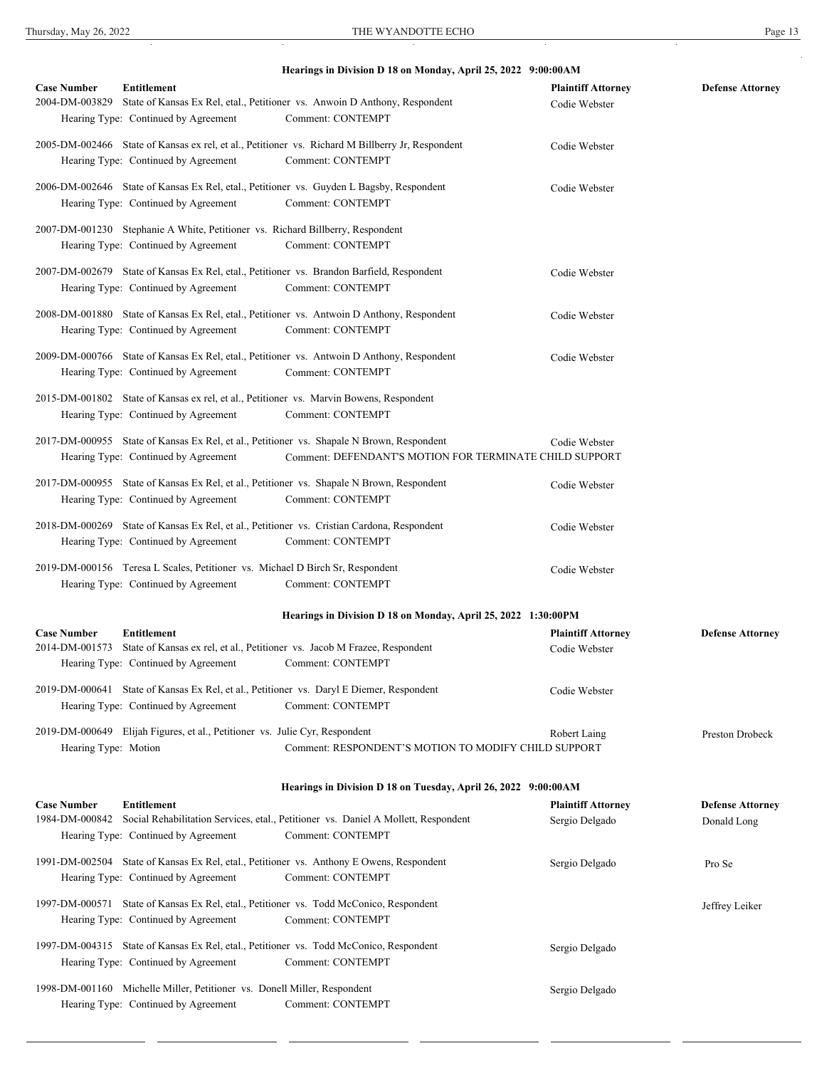### Hearings in Division D 18 on Monday, April 25, 2022 9:00:00AM

| Case Number | Entitlement | Plaintiff Attorney | Defense Attorney |
|---|---|---|---|
| 2004-DM-003829 | State of Kansas Ex Rel, etal., Petitioner vs. Anwoin D Anthony, Respondent<br>Hearing Type: Continued by Agreement Comment: CONTEMPT | Codie Webster | |
| 2005-DM-002466 | State of Kansas ex rel, et al., Petitioner vs. Richard M Billberry Jr, Respondent<br>Hearing Type: Continued by Agreement Comment: CONTEMPT | Codie Webster | |
| 2006-DM-002646 | State of Kansas Ex Rel, etal., Petitioner vs. Guyden L Bagsby, Respondent<br>Hearing Type: Continued by Agreement Comment: CONTEMPT | Codie Webster | |
| 2007-DM-001230 | Stephanie A White, Petitioner vs. Richard Billberry, Respondent<br>Hearing Type: Continued by Agreement Comment: CONTEMPT | | |
| 2007-DM-002679 | State of Kansas Ex Rel, etal., Petitioner vs. Brandon Barfield, Respondent<br>Hearing Type: Continued by Agreement Comment: CONTEMPT | Codie Webster | |
| 2008-DM-001880 | State of Kansas Ex Rel, etal., Petitioner vs. Antwoin D Anthony, Respondent<br>Hearing Type: Continued by Agreement Comment: CONTEMPT | Codie Webster | |
| 2009-DM-000766 | State of Kansas Ex Rel, etal., Petitioner vs. Antwoin D Anthony, Respondent<br>Hearing Type: Continued by Agreement Comment: CONTEMPT | Codie Webster | |
| 2015-DM-001802 | State of Kansas ex rel, et al., Petitioner vs. Marvin Bowens, Respondent<br>Hearing Type: Continued by Agreement Comment: CONTEMPT | | |
| 2017-DM-000955 | State of Kansas Ex Rel, et al., Petitioner vs. Shapale N Brown, Respondent<br>Hearing Type: Continued by Agreement Comment: DEFENDANT'S MOTION FOR TERMINATE CHILD SUPPORT | Codie Webster | |
| 2017-DM-000955 | State of Kansas Ex Rel, et al., Petitioner vs. Shapale N Brown, Respondent<br>Hearing Type: Continued by Agreement Comment: CONTEMPT | Codie Webster | |
| 2018-DM-000269 | State of Kansas Ex Rel, et al., Petitioner vs. Cristian Cardona, Respondent<br>Hearing Type: Continued by Agreement Comment: CONTEMPT | Codie Webster | |
| 2019-DM-000156 | Teresa L Scales, Petitioner vs. Michael D Birch Sr, Respondent<br>Hearing Type: Continued by Agreement Comment: CONTEMPT | Codie Webster | |

### Hearings in Division D 18 on Monday, April 25, 2022 1:30:00PM

| Case Number | Entitlement | Plaintiff Attorney | Defense Attorney |
|---|---|---|---|
| 2014-DM-001573 | State of Kansas ex rel, et al., Petitioner vs. Jacob M Frazee, Respondent<br>Hearing Type: Continued by Agreement Comment: CONTEMPT | Codie Webster | |
| 2019-DM-000641 | State of Kansas Ex Rel, et al., Petitioner vs. Daryl E Diemer, Respondent<br>Hearing Type: Continued by Agreement Comment: CONTEMPT | Codie Webster | |
| 2019-DM-000649 | Elijah Figures, et al., Petitioner vs. Julie Cyr, Respondent<br>Hearing Type: Motion Comment: RESPONDENT'S MOTION TO MODIFY CHILD SUPPORT | Robert Laing | Preston Drobeck |

### Hearings in Division D 18 on Tuesday, April 26, 2022 9:00:00AM

| Case Number | Entitlement | Plaintiff Attorney | Defense Attorney |
|---|---|---|---|
| 1984-DM-000842 | Social Rehabilitation Services, etal., Petitioner vs. Daniel A Mollett, Respondent<br>Hearing Type: Continued by Agreement Comment: CONTEMPT | Sergio Delgado | Donald Long |
| 1991-DM-002504 | State of Kansas Ex Rel, etal., Petitioner vs. Anthony E Owens, Respondent<br>Hearing Type: Continued by Agreement Comment: CONTEMPT | Sergio Delgado | Pro Se |
| 1997-DM-000571 | State of Kansas Ex Rel, etal., Petitioner vs. Todd McConico, Respondent<br>Hearing Type: Continued by Agreement Comment: CONTEMPT | | Jeffrey Leiker |
| 1997-DM-004315 | State of Kansas Ex Rel, etal., Petitioner vs. Todd McConico, Respondent<br>Hearing Type: Continued by Agreement Comment: CONTEMPT | Sergio Delgado | |
| 1998-DM-001160 | Michelle Miller, Petitioner vs. Donell Miller, Respondent<br>Hearing Type: Continued by Agreement Comment: CONTEMPT | Sergio Delgado | |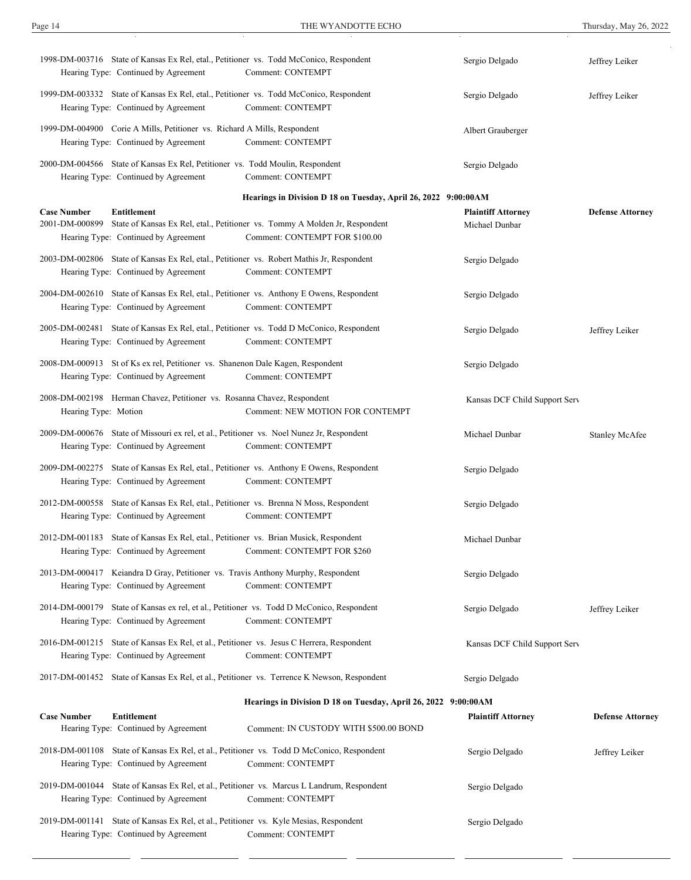1998-DM-003716 State of Kansas Ex Rel, etal., Petitioner vs. Todd McConico, Respondent — Sergio Delgado — Jeffrey Leiker
Hearing Type: Continued by Agreement — Comment: CONTEMPT

1999-DM-003332 State of Kansas Ex Rel, etal., Petitioner vs. Todd McConico, Respondent — Sergio Delgado — Jeffrey Leiker
Hearing Type: Continued by Agreement — Comment: CONTEMPT

1999-DM-004900 Corie A Mills, Petitioner vs. Richard A Mills, Respondent — Albert Grauberger
Hearing Type: Continued by Agreement — Comment: CONTEMPT

2000-DM-004566 State of Kansas Ex Rel, Petitioner vs. Todd Moulin, Respondent — Sergio Delgado
Hearing Type: Continued by Agreement — Comment: CONTEMPT

**Hearings in Division D 18 on Tuesday, April 26, 2022 9:00:00AM**

| Case Number | Entitlement | Plaintiff Attorney | Defense Attorney |
|---|---|---|---|
| 2001-DM-000899 | State of Kansas Ex Rel, etal., Petitioner vs. Tommy A Molden Jr, Respondent<br>Hearing Type: Continued by Agreement — Comment: CONTEMPT FOR $100.00 | Michael Dunbar | |
| 2003-DM-002806 | State of Kansas Ex Rel, etal., Petitioner vs. Robert Mathis Jr, Respondent<br>Hearing Type: Continued by Agreement — Comment: CONTEMPT | Sergio Delgado | |
| 2004-DM-002610 | State of Kansas Ex Rel, etal., Petitioner vs. Anthony E Owens, Respondent<br>Hearing Type: Continued by Agreement — Comment: CONTEMPT | Sergio Delgado | |
| 2005-DM-002481 | State of Kansas Ex Rel, etal., Petitioner vs. Todd D McConico, Respondent<br>Hearing Type: Continued by Agreement — Comment: CONTEMPT | Sergio Delgado | Jeffrey Leiker |
| 2008-DM-000913 | St of Ks ex rel, Petitioner vs. Shanenon Dale Kagen, Respondent<br>Hearing Type: Continued by Agreement — Comment: CONTEMPT | Sergio Delgado | |
| 2008-DM-002198 | Herman Chavez, Petitioner vs. Rosanna Chavez, Respondent<br>Hearing Type: Motion — Comment: NEW MOTION FOR CONTEMPT | Kansas DCF Child Support Serv | |
| 2009-DM-000676 | State of Missouri ex rel, et al., Petitioner vs. Noel Nunez Jr, Respondent<br>Hearing Type: Continued by Agreement — Comment: CONTEMPT | Michael Dunbar | Stanley McAfee |
| 2009-DM-002275 | State of Kansas Ex Rel, etal., Petitioner vs. Anthony E Owens, Respondent<br>Hearing Type: Continued by Agreement — Comment: CONTEMPT | Sergio Delgado | |
| 2012-DM-000558 | State of Kansas Ex Rel, etal., Petitioner vs. Brenna N Moss, Respondent<br>Hearing Type: Continued by Agreement — Comment: CONTEMPT | Sergio Delgado | |
| 2012-DM-001183 | State of Kansas Ex Rel, etal., Petitioner vs. Brian Musick, Respondent<br>Hearing Type: Continued by Agreement — Comment: CONTEMPT FOR $260 | Michael Dunbar | |
| 2013-DM-000417 | Keiandra D Gray, Petitioner vs. Travis Anthony Murphy, Respondent<br>Hearing Type: Continued by Agreement — Comment: CONTEMPT | Sergio Delgado | |
| 2014-DM-000179 | State of Kansas ex rel, et al., Petitioner vs. Todd D McConico, Respondent<br>Hearing Type: Continued by Agreement — Comment: CONTEMPT | Sergio Delgado | Jeffrey Leiker |
| 2016-DM-001215 | State of Kansas Ex Rel, et al., Petitioner vs. Jesus C Herrera, Respondent<br>Hearing Type: Continued by Agreement — Comment: CONTEMPT | Kansas DCF Child Support Serv | |
| 2017-DM-001452 | State of Kansas Ex Rel, et al., Petitioner vs. Terrence K Newson, Respondent | Sergio Delgado | |

**Hearings in Division D 18 on Tuesday, April 26, 2022 9:00:00AM**

| Case Number | Entitlement | Plaintiff Attorney | Defense Attorney |
|---|---|---|---|
| | Hearing Type: Continued by Agreement — Comment: IN CUSTODY WITH $500.00 BOND | | |
| 2018-DM-001108 | State of Kansas Ex Rel, et al., Petitioner vs. Todd D McConico, Respondent<br>Hearing Type: Continued by Agreement — Comment: CONTEMPT | Sergio Delgado | Jeffrey Leiker |
| 2019-DM-001044 | State of Kansas Ex Rel, et al., Petitioner vs. Marcus L Landrum, Respondent<br>Hearing Type: Continued by Agreement — Comment: CONTEMPT | Sergio Delgado | |
| 2019-DM-001141 | State of Kansas Ex Rel, et al., Petitioner vs. Kyle Mesias, Respondent<br>Hearing Type: Continued by Agreement — Comment: CONTEMPT | Sergio Delgado | |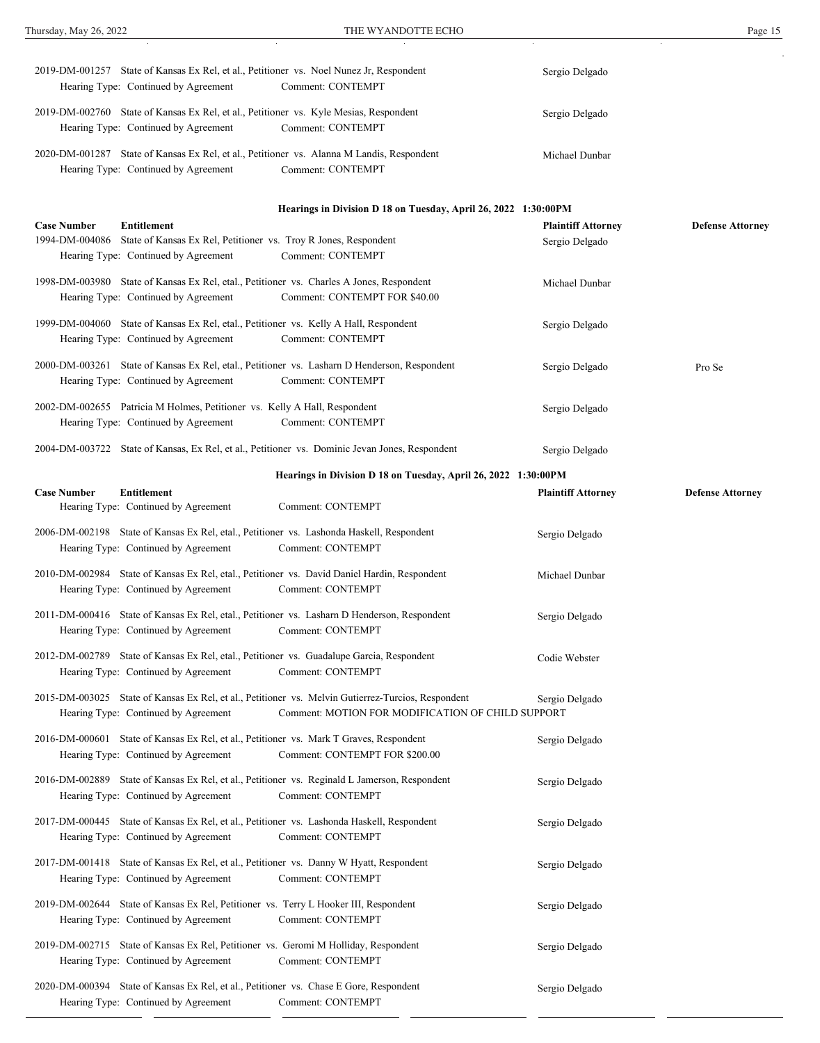2019-DM-001257 State of Kansas Ex Rel, et al., Petitioner vs. Noel Nunez Jr, Respondent — Sergio Delgado
Hearing Type: Continued by Agreement — Comment: CONTEMPT

2019-DM-002760 State of Kansas Ex Rel, et al., Petitioner vs. Kyle Mesias, Respondent — Sergio Delgado
Hearing Type: Continued by Agreement — Comment: CONTEMPT

2020-DM-001287 State of Kansas Ex Rel, et al., Petitioner vs. Alanna M Landis, Respondent — Michael Dunbar
Hearing Type: Continued by Agreement — Comment: CONTEMPT

**Hearings in Division D 18 on Tuesday, April 26, 2022 1:30:00PM**

| Case Number | Entitlement | Plaintiff Attorney | Defense Attorney |
|---|---|---|---|
| 1994-DM-004086 | State of Kansas Ex Rel, Petitioner vs. Troy R Jones, Respondent<br>Hearing Type: Continued by Agreement — Comment: CONTEMPT | Sergio Delgado | |
| 1998-DM-003980 | State of Kansas Ex Rel, etal., Petitioner vs. Charles A Jones, Respondent<br>Hearing Type: Continued by Agreement — Comment: CONTEMPT FOR $40.00 | Michael Dunbar | |
| 1999-DM-004060 | State of Kansas Ex Rel, etal., Petitioner vs. Kelly A Hall, Respondent<br>Hearing Type: Continued by Agreement — Comment: CONTEMPT | Sergio Delgado | |
| 2000-DM-003261 | State of Kansas Ex Rel, etal., Petitioner vs. Lasharn D Henderson, Respondent<br>Hearing Type: Continued by Agreement — Comment: CONTEMPT | Sergio Delgado | Pro Se |
| 2002-DM-002655 | Patricia M Holmes, Petitioner vs. Kelly A Hall, Respondent<br>Hearing Type: Continued by Agreement — Comment: CONTEMPT | Sergio Delgado | |
| 2004-DM-003722 | State of Kansas, Ex Rel, et al., Petitioner vs. Dominic Jevan Jones, Respondent<br>Hearing Type: Continued by Agreement — Comment: CONTEMPT | Sergio Delgado | |

**Hearings in Division D 18 on Tuesday, April 26, 2022 1:30:00PM**

| Case Number | Entitlement | Plaintiff Attorney | Defense Attorney |
|---|---|---|---|
| 2006-DM-002198 | State of Kansas Ex Rel, etal., Petitioner vs. Lashonda Haskell, Respondent<br>Hearing Type: Continued by Agreement — Comment: CONTEMPT | Sergio Delgado | |
| 2010-DM-002984 | State of Kansas Ex Rel, etal., Petitioner vs. David Daniel Hardin, Respondent<br>Hearing Type: Continued by Agreement — Comment: CONTEMPT | Michael Dunbar | |
| 2011-DM-000416 | State of Kansas Ex Rel, etal., Petitioner vs. Lasharn D Henderson, Respondent<br>Hearing Type: Continued by Agreement — Comment: CONTEMPT | Sergio Delgado | |
| 2012-DM-002789 | State of Kansas Ex Rel, etal., Petitioner vs. Guadalupe Garcia, Respondent<br>Hearing Type: Continued by Agreement — Comment: CONTEMPT | Codie Webster | |
| 2015-DM-003025 | State of Kansas Ex Rel, et al., Petitioner vs. Melvin Gutierrez-Turcios, Respondent<br>Hearing Type: Continued by Agreement — Comment: MOTION FOR MODIFICATION OF CHILD SUPPORT | Sergio Delgado | |
| 2016-DM-000601 | State of Kansas Ex Rel, et al., Petitioner vs. Mark T Graves, Respondent<br>Hearing Type: Continued by Agreement — Comment: CONTEMPT FOR $200.00 | Sergio Delgado | |
| 2016-DM-002889 | State of Kansas Ex Rel, et al., Petitioner vs. Reginald L Jamerson, Respondent<br>Hearing Type: Continued by Agreement — Comment: CONTEMPT | Sergio Delgado | |
| 2017-DM-000445 | State of Kansas Ex Rel, et al., Petitioner vs. Lashonda Haskell, Respondent<br>Hearing Type: Continued by Agreement — Comment: CONTEMPT | Sergio Delgado | |
| 2017-DM-001418 | State of Kansas Ex Rel, et al., Petitioner vs. Danny W Hyatt, Respondent<br>Hearing Type: Continued by Agreement — Comment: CONTEMPT | Sergio Delgado | |
| 2019-DM-002644 | State of Kansas Ex Rel, Petitioner vs. Terry L Hooker III, Respondent<br>Hearing Type: Continued by Agreement — Comment: CONTEMPT | Sergio Delgado | |
| 2019-DM-002715 | State of Kansas Ex Rel, Petitioner vs. Geromi M Holliday, Respondent<br>Hearing Type: Continued by Agreement — Comment: CONTEMPT | Sergio Delgado | |
| 2020-DM-000394 | State of Kansas Ex Rel, et al., Petitioner vs. Chase E Gore, Respondent<br>Hearing Type: Continued by Agreement — Comment: CONTEMPT | Sergio Delgado | |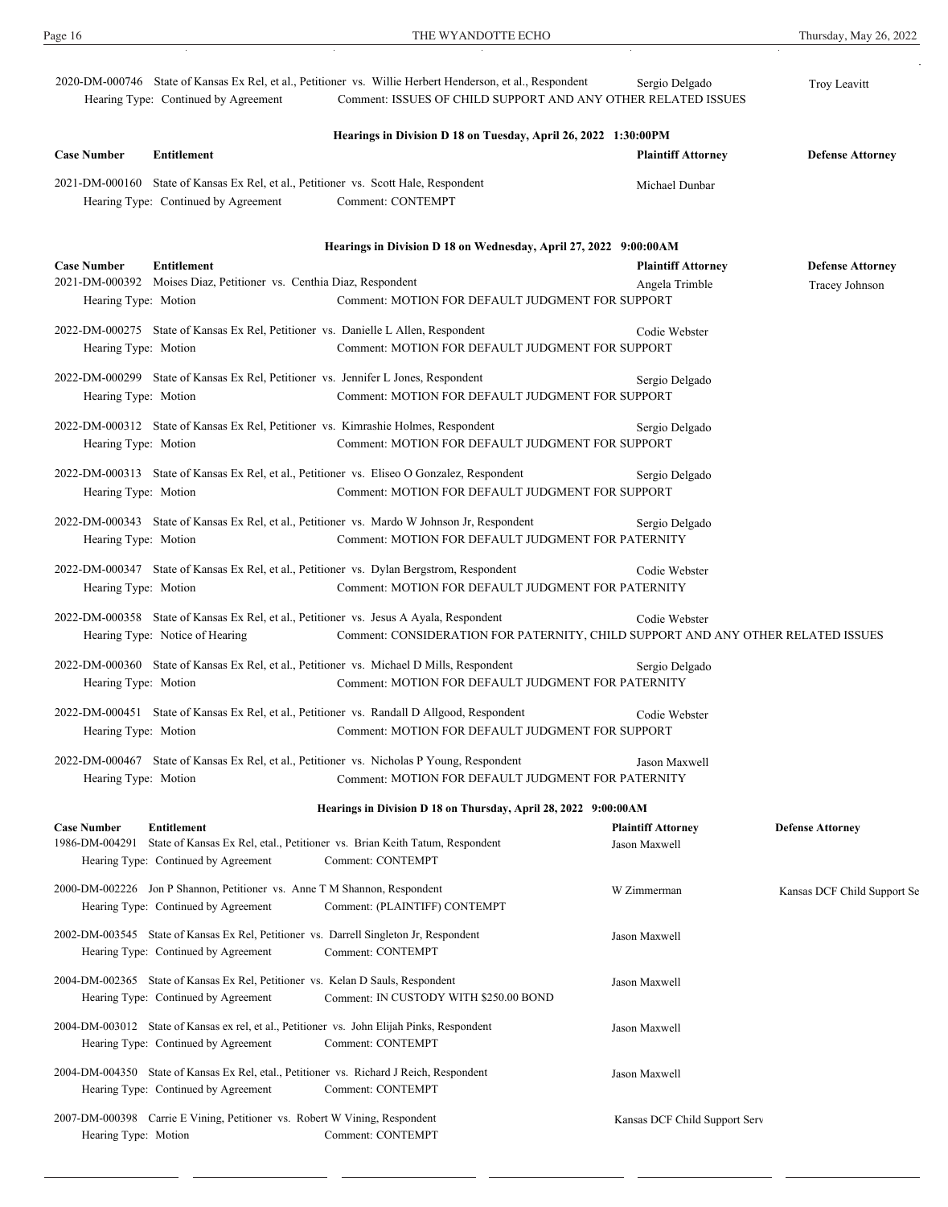2020-DM-000746 State of Kansas Ex Rel, et al., Petitioner vs. Willie Herbert Henderson, et al., Respondent — Sergio Delgado — Troy Leavitt
Hearing Type: Continued by Agreement — Comment: ISSUES OF CHILD SUPPORT AND ANY OTHER RELATED ISSUES

### Hearings in Division D 18 on Tuesday, April 26, 2022 1:30:00PM

| Case Number | Entitlement | Plaintiff Attorney | Defense Attorney |
|---|---|---|---|
| 2021-DM-000160 | State of Kansas Ex Rel, et al., Petitioner vs. Scott Hale, Respondent<br>Hearing Type: Continued by Agreement — Comment: CONTEMPT | Michael Dunbar | |

### Hearings in Division D 18 on Wednesday, April 27, 2022 9:00:00AM

| Case Number | Entitlement | Plaintiff Attorney | Defense Attorney |
|---|---|---|---|
| 2021-DM-000392 | Moises Diaz, Petitioner vs. Centhia Diaz, Respondent<br>Hearing Type: Motion — Comment: MOTION FOR DEFAULT JUDGMENT FOR SUPPORT | Angela Trimble | Tracey Johnson |
| 2022-DM-000275 | State of Kansas Ex Rel, Petitioner vs. Danielle L Allen, Respondent<br>Hearing Type: Motion — Comment: MOTION FOR DEFAULT JUDGMENT FOR SUPPORT | Codie Webster | |
| 2022-DM-000299 | State of Kansas Ex Rel, Petitioner vs. Jennifer L Jones, Respondent<br>Hearing Type: Motion — Comment: MOTION FOR DEFAULT JUDGMENT FOR SUPPORT | Sergio Delgado | |
| 2022-DM-000312 | State of Kansas Ex Rel, Petitioner vs. Kimrashie Holmes, Respondent<br>Hearing Type: Motion — Comment: MOTION FOR DEFAULT JUDGMENT FOR SUPPORT | Sergio Delgado | |
| 2022-DM-000313 | State of Kansas Ex Rel, et al., Petitioner vs. Eliseo O Gonzalez, Respondent<br>Hearing Type: Motion — Comment: MOTION FOR DEFAULT JUDGMENT FOR SUPPORT | Sergio Delgado | |
| 2022-DM-000343 | State of Kansas Ex Rel, et al., Petitioner vs. Mardo W Johnson Jr, Respondent<br>Hearing Type: Motion — Comment: MOTION FOR DEFAULT JUDGMENT FOR PATERNITY | Sergio Delgado | |
| 2022-DM-000347 | State of Kansas Ex Rel, et al., Petitioner vs. Dylan Bergstrom, Respondent<br>Hearing Type: Motion — Comment: MOTION FOR DEFAULT JUDGMENT FOR PATERNITY | Codie Webster | |
| 2022-DM-000358 | State of Kansas Ex Rel, et al., Petitioner vs. Jesus A Ayala, Respondent<br>Hearing Type: Notice of Hearing — Comment: CONSIDERATION FOR PATERNITY, CHILD SUPPORT AND ANY OTHER RELATED ISSUES | Codie Webster | |
| 2022-DM-000360 | State of Kansas Ex Rel, et al., Petitioner vs. Michael D Mills, Respondent<br>Hearing Type: Motion — Comment: MOTION FOR DEFAULT JUDGMENT FOR PATERNITY | Sergio Delgado | |
| 2022-DM-000451 | State of Kansas Ex Rel, et al., Petitioner vs. Randall D Allgood, Respondent<br>Hearing Type: Motion — Comment: MOTION FOR DEFAULT JUDGMENT FOR SUPPORT | Codie Webster | |
| 2022-DM-000467 | State of Kansas Ex Rel, et al., Petitioner vs. Nicholas P Young, Respondent<br>Hearing Type: Motion — Comment: MOTION FOR DEFAULT JUDGMENT FOR PATERNITY | Jason Maxwell | |

### Hearings in Division D 18 on Thursday, April 28, 2022 9:00:00AM

| Case Number | Entitlement | Plaintiff Attorney | Defense Attorney |
|---|---|---|---|
| 1986-DM-004291 | State of Kansas Ex Rel, etal., Petitioner vs. Brian Keith Tatum, Respondent<br>Hearing Type: Continued by Agreement — Comment: CONTEMPT | Jason Maxwell | |
| 2000-DM-002226 | Jon P Shannon, Petitioner vs. Anne T M Shannon, Respondent<br>Hearing Type: Continued by Agreement — Comment: (PLAINTIFF) CONTEMPT | W Zimmerman | Kansas DCF Child Support Se |
| 2002-DM-003545 | State of Kansas Ex Rel, Petitioner vs. Darrell Singleton Jr, Respondent<br>Hearing Type: Continued by Agreement — Comment: CONTEMPT | Jason Maxwell | |
| 2004-DM-002365 | State of Kansas Ex Rel, Petitioner vs. Kelan D Sauls, Respondent<br>Hearing Type: Continued by Agreement — Comment: IN CUSTODY WITH $250.00 BOND | Jason Maxwell | |
| 2004-DM-003012 | State of Kansas ex rel, et al., Petitioner vs. John Elijah Pinks, Respondent<br>Hearing Type: Continued by Agreement — Comment: CONTEMPT | Jason Maxwell | |
| 2004-DM-004350 | State of Kansas Ex Rel, etal., Petitioner vs. Richard J Reich, Respondent<br>Hearing Type: Continued by Agreement — Comment: CONTEMPT | Jason Maxwell | |
| 2007-DM-000398 | Carrie E Vining, Petitioner vs. Robert W Vining, Respondent<br>Hearing Type: Motion — Comment: CONTEMPT | Kansas DCF Child Support Serv | |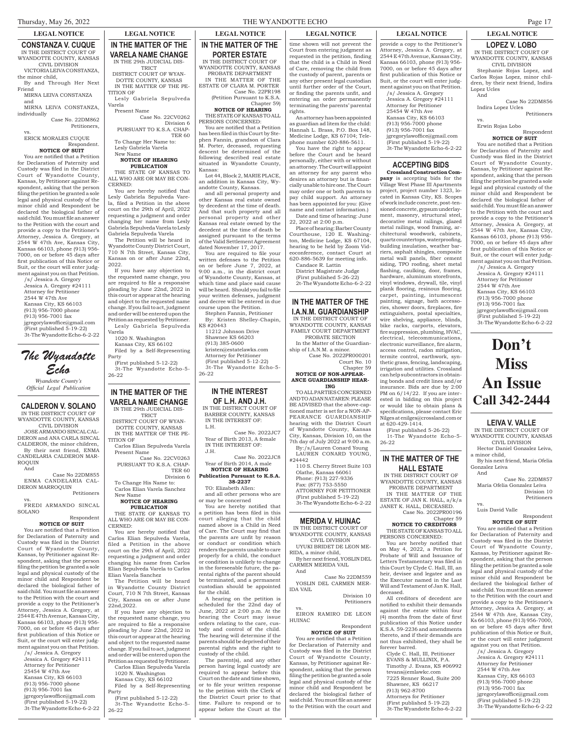LEGAL NOTICE

## CONSTANZA V. CUQUE

IN THE DISTRICT COURT OF WYANDOTTE COUNTY, KANSAS CIVIL DIVISION

VICTORIA LEIVA CONSTANZA, the minor child,

By and Through Her Next Friend

MIRNA LEIVA CONSTANZA and

MIRNA LEIVA CONSTANZA, individually

Case No. 22DM862

Petitioners,

vs.

ERICK MORALES CUQUE

Respondent.

**NOTICE OF SUIT**

You are notified that a Petition for Declaration of Paternity and Custody was filed in the District Court of Wyandotte County, Kansas, by Petitioner against Respondent, asking that the person filing the petition be granted a sole legal and physical custody of the minor child and Respondent be declared the biological father of said child. You must file an answer to the Petition with the court and provide a copy to the Petitioner's Attorney, Jessica A. Gregory, at 2544 W 47th Ave, Kansas City, Kansas 66103, phone (913) 956-7000, on or before 45 days after first publication of this Notice or Suit, or the court will enter judgment against you on that Petition.

/s/ Jessica A. Gregory
Jessica A. Gregory #24111
Attorney for Petitioner
2544 W 47th Ave
Kansas City, KS 66103
(913) 956-7000 phone
(913) 956-7001 fax
jgregorylawoffice@gmail.com
(First published 5-19-22)
3t-The Wyandotte Echo-6-2-22

*The Wyandotte Echo*

*Wyandotte County's Official Legal Publication*

## CALDERON V. SOLANO

IN THE DISTRICT COURT OF WYANDOTTE COUNTY, KANSAS CIVIL DIVISION

JOSE ARMANDO SINCAL CALDERON and ANA CARLA SINCAL CALDERON, the minor children,

By their next friend, ENMA CANDELARIA CALDERON MARROQUIN

And

Case No 22DM855

ENMA CANDELARIA CALDERON MARROQUIN

Petitioners

vs.

FREDI ARMANDO SINCAL SOLANO

Respondent

**NOTICE OF SUIT**

You are notified that a Petition for Declaration of Paternity and Custody was filed in the District Court of Wyandotte County, Kansas, by Petitioner against Respondent, asking that the person filing the petition be granted a sole legal and physical custody of the minor child and Respondent be declared the biological father of said child. You must file an answer to the Petition with the court and provide a copy to the Petitioner's Attorney, Jessica A. Gregory, at 2544 E 47th Avenue, Kansas City, Kansas 66103, phone (913) 956-7000, on or before 45 days after first publication of this Notice or Suit, or the court will enter judgment against you on that Petition.

/s/ Jessica A. Gregory
Jessica A. Gregory #24111
Attorney for Petitioner
25454 W 47th Ave
Kansas City, KS 66103
(913) 956-7000 phone
(913) 956-7001 fax
jgregorylawoffice@gmail.com
(First published 5-19-22)
3t-The Wyandotte Echo-6-2-22

LEGAL NOTICE

## IN THE MATTER OF THE VARELA NAME CHANGE

IN THE 29th JUDICIAL DISTRICT

DISTRICT COURT OF WYANDOTTE COUNTY, KANSAS

IN THE MATTER OF THE PETITION OF

Lesly Gabriela Sepulveda Varela

Present Name

Case No. 22CV0262

Division 6

PURSUANT TO K.S.A. CHAPTER 60

To Change Her Name to:

Lesly Gabriela Varela

New Name

**NOTICE OF HEARING PUBLICATION**

THE STATE OF KANSAS TO ALL WHO ARE OR MAY BE CONCERNED:

You are hereby notified that Lesly Gabriela Sepulveda Varela, filed a Petition in the above court on the 29th of April, 2022 requesting a judgment and order changing her name from Lesly Gabriela Sepulveda Varela to Lesly Gabriela Sepulveda Varela

The Petition will be heard in Wyandotte County District Court, 710 N 7th Street, Kansas City, Kansas on or after June 22nd, 2022.

If you have any objection to the requested name change, you are required to file a responsive pleading by June 22nd, 2022 in this court or appear at the hearing and object to the requested name change. If you fail to act, judgment and order will be entered upon the Petition as requested by Petitioner.

Lesly Gabriela Sepulveda Varela
1020 N. Washington
Kansas City, KS 66102
Filed by a Self-Representing Party
(First published 5-12-22)
3t-The Wyandotte Echo-5-26-22

## IN THE MATTER OF THE VARELA NAME CHANGE

IN THE 29th JUDICIAL DISTRICT

DISTRICT COURT OF WYANDOTTE COUNTY, KANSAS

IN THE MATTER OF THE PETITION OF

Carlos Elian Sepulveda Varela

Present Name

Case No. 22CV0263

PURSUANT TO K.S.A. CHAPTER 60

Division 6

To Change His Name to:

Carlos Elian Varela Sanchez

New Name

**NOTICE OF HEARING PUBLICATION**

THE STATE OF KANSAS TO ALL WHO ARE OR MAY BE CONCERNED:

You are hereby notified that Carlos Elian Sepulveda Varela, filed a Petition in the above court on the 29th of April, 2022 requesting a judgment and order changing his name from Carlos Elian Sepulveda Varela to Carlos Elian Varela Sanchez

The Petition will be heard in Wyandotte County District Court, 710 N 7th Street, Kansas City, Kansas on or after June 22nd,2022.

If you have any objection to the requested name change, you are required to file a responsive pleading by June 22nd, 2022 in this court or appear at the hearing and object to the requested name change. If you fail to act, judgment and order will be entered upon the Petition as requested by Petitioner.

Carlos Elian Sepulveda Varela
1020 N. Washington
Kansas City, KS 66102
Filed by a Self-Representing Party
(First published 5-12-22)
3t-The Wyandotte Echo-5-26-22

LEGAL NOTICE

## IN THE MATTER OF THE PORTER ESTATE

IN THE DISTRICT COURT OF WYANDOTTE COUNTY, KANSAS PROBATE DEPARTMENT

IN THE MATTER OF THE ESTATE OF CLARA M. PORTER

Case No. 22PR198

(Petition Pursuant to K.S.A. Chapter 59)

**NOTICE OF HEARING**

THE STATE OF KANSAS TO ALL PERSONS CONCERNED:

You are notified that a Petition has been filed in this Court by Stephen Fannin, grandson of Clara M. Porter, deceased, requesting descent be determined of the following described real estate situated in Wyandotte County, Kansas:

Lot 44, Block 2, MARIE PLACE, an addition in Kansas City, Wyandotte County, Kansas.

and all personal property and other Kansas real estate owned by decedent at the time of death. And that such property and all personal property and other Kansas real estate owned by the decedent at the time of death be assigned pursuant to the terms of the Valid Settlement Agreement dated November 17, 2017.

You are required to file your written defenses to the Petition on or before June 7, 2022, at 9:00 a.m., in the district court of Wyandotte County, Kansas, at which time and place said cause will be heard. Should you fail to file your written defenses, judgment and decree will be entered in due course upon the Petition.

Stephen Fannin, Petitioner

By: Kristen Shelley-Chapin, KS #20443
11212 Johnson Drive
Shawnee KS 66203
(913) 385-0600
kristen@estatelawks.com
Attorney for Petitioner
(First published 5-12-22)
3t-The Wyandotte Echo-5-26-22

## IN THE INTEREST OF L.H. AND J.H.

IN THE DISTRICT COURT OF BARBER COUNTY, KANSAS

IN THE INTEREST OF:

L.H.

Case No. 2022JC7

Year of Birth 2013, A female

IN THE INTEREST OF:

J.H.

Case No. 2022JC8

Year of Birth 2014, A male

**NOTICE OF HEARING Publication Pursuant to K.S.A. 38-2237**

TO: Elizabeth Allen:

and all other persons who are or may be concerned

You are hereby notified that a petition has been filed in this court alleging that the child named above is a Child in Need of Care. The Court may find that the parents are unfit by reason or conduct or condition which renders the parents unable to care properly for a child, the conduct or condition is unlikely to change in the foreseeable future, the parental rights of the parent should be terminated, and a permanent custodian should be appointed for the child.

A hearing on the petition is scheduled for the 22nd day of June, 2022 at 2:00 p.m. At the hearing the Court may issue orders relating to the care, custody and control of the child. The hearing will determine if the parents should be deprived of their parental rights and the right to custody of the child.

The parent(s), and any other person having legal custody are required to appear before this Court on the date and time shown, or to file your written response to the petition with the Clerk of the District Court prior to that time. Failure to respond or to appear before the Court at the time shown will not prevent the Court from entering judgment as requested in the petition, finding that the child is a Child in Need of Care, removing the child from the custody of parent, parents or any other present legal custodian until further order of the Court, or finding the parents unfit, and entering an order permanently terminating the parents' parental rights.

An attorney has been appointed as guardian ad litem for the child: Hannah L. Brass, P.O. Box 148, Medicine Lodge, KS 67104; Telephone number 620-886-5611.

You have the right to appear before the Court and be heard personally, either with or without an attorney. The Court will appoint an attorney for any parent who desires an attorney but is financially unable to hire one. The Court may order one or both parents to pay child support. An attorney has been appointed for you: (Give name and contact information.)

Date and time of hearing: June 22, 2022 at 2:00 p.m.

Place of hearing: Barber County Courthouse, 120 E. Washington, Medicine Lodge, KS 67104, hearing to be held by Zoom Videoconference, contact Court at 620-886-5639 for meeting info.

Candace R. Lattin
District Magistrate Judge
(First published 5-26-22)
2t-The Wyandotte Echo-6-2-22

## IN THE MATTER OF THE I.A.N.M. GUARDIANSHIP

IN THE DISTRICT COURT OF WYANDOTTE COUNTY, KANSAS FAMILY COURT DEPARTMENT PROBATE SECTION

In the Matter of the Guardianship of I.A.N.M. a minor.

Case No. 2022PR000201

Court No. 10

Chapter 59

**NOTICE OF NON-APPEARANCE GUARDIANSHIP HEARING**

TO ALL PARTIES CONCERNED AND TO ADAN NATAREN: PLEASE BE ADVISED that the above-captioned matter is set for a NON-APPEARANCE GUARDIANSHIP hearing with the District Court of Wyandotte County, Kansas City, Kansas, Division 10, on the 7th day of July 2022 at 9:00 a.m.

By:/s/Lauren Conard Young
LAUREN CONARD YOUNG, #24442
110 S. Cherry Street Suite 103
Olathe, Kansas 66061
Phone: (913) 227-9336
Fax: (877) 753-5550
ATTORNEY FOR PETITIONER
(First published 5-19-22)
3t-The Wyandotte Echo-6-2-22

## MERIDA V. HUINAC

IN THE DISTRICT COURT OF WYANDOTTE COUNTY, KANSAS CIVIL DIVISION

UYUKI BRIDET DE LEON MERIDA, a minor child,

By her next friend, YOSLIN DEL CARMEN MERIDA VAIL

And

Case No 22DM559

YOSLIN DEL CARMEN MERIDA VAIL

Division 10

Petitioners

vs.

EIRON RAMIRO DE LEON HUINAC

Respondent

**NOTICE OF SUIT**

You are notified that a Petition for Declaration of Paternity and Custody was filed in the District Court of Wyandotte County, Kansas, by Petitioner against Respondent, asking that the person filing the petition be granted a sole legal and physical custody of the minor child and Respondent be declared the biological father of said child. You must file an answer to the Petition with the court and provide a copy to the Petitioner's Attorney, Jessica A. Gregory, at 2544 E 47th Avenue, Kansas City, Kansas 66103, phone (913) 956-7000, on or before 45 days after first publication of this Notice or Suit, or the court will enter judgment against you on that Petition.

/s/ Jessica A. Gregory
Jessica A. Gregory #24111
Attorney for Petitioner
25454 W 47th Ave
Kansas City, KS 66103
(913) 956-7000 phone
(913) 956-7001 fax
jgregorylawoffice@gmail.com
(First published 5-19-22)
3t-The Wyandotte Echo-6-2-22

## ACCEPTING BIDS

**Crossland Construction Company** is accepting bids for the Village West Phase III Apartments project, project number 1323, located in Kansas City, KS. Scopes of work include concrete, post-tensioned concrete, gypsum underlayment, masonry, structural steel, decorative metal railings, glazed metal railings, wood framing, architectural woodwork, cabinets, quartz countertops, waterproofing, building insulation, weather barriers, asphalt shingles, composite metal wall panels, fiber cement siding, TPO roofing, sheet metal flashing, caulking, door, frames, hardware, aluminum storefronts, vinyl windows, drywall, tile, vinyl plank flooring, resinous flooring, carpet, painting, intumescent painting, signage, bath accessories, shower doors, fireplaces, fire extinguishers, postal specialties, wire shelving, appliance, blinds, bike racks, carports, elevators, fire suppression, plumbing, HVAC, electrical, telecommunications, electronic surveillance, fire alarm, access control, radon mitigation, termite control, earthwork, synthetic grass, fencing, landscaping, irrigation and utilities. Crossland can help subcontractors in obtaining bonds and credit lines and/or insurance. Bids are due by 2:00 PM on 6/14/22. If you are interested in bidding on this project or would like to obtain plans & specifications, please contact Eric Nilges at enilges@crossland.com or at 620-429-1414.

(First published 5-26-22)
1t-The Wyandotte Echo-5-26-22

## IN THE MATTER OF THE HALL ESTATE

IN THE DISTRICT COURT OF WYANDOTTE COUNTY, KANSAS PROBATE DEPARTMENT

IN THE MATTER OF THE ESTATE OF JAN K. HALL, a/k/a JANET K. HALL, DECEASED.

Case No. 2022PR00196

Chapter 59

**NOTICE TO CREDITORS**

THE STATE OF KANSAS TO ALL PERSONS CONCERNED:

You are hereby notified that on May 4, 2022, a Petition for Probate of Will and Issuance of Letters Testamentary was filed in this Court by Clyde C. Hall, III, an heir, devisee and legatee and as the Executor named in the Last Will and Testament of Jan K. Hall, deceased.

All creditors of decedent are notified to exhibit their demands against the estate within four (4) months from the date of first publication of this Notice under K.S.A. 59-2236 and amendments thereto, and if their demands are not thus exhibited, they shall be forever barred.

Clyde C. Hall, III, Petitioner
EVANS & MULLINIX, P.A.
Timothy J. Evans, KS #06992
tevans@emlawkc.com
7225 Renner Road, Suite 200
Shawnee, KS 66217
(913) 962-8700
Attorneys for Petitioner
(First published 5-19-22)
3t-The Wyandotte Echo-6-2-22

LEGAL NOTICE

## LOPEZ V. LOBO

IN THE DISTRICT COURT OF WYANDOTTE COUNTY, KANSAS CIVIL DIVISION

Stephanie Rojas Lopez, and Carlos Rojas Lopez, minor children, by their next friend, Indira Lopez Ucles

And

Case No 22DM856

Indira Lopez Ucles

Petitioners

vs.

Erwin Rojas Lobo

Respondent

**NOTICE OF SUIT**

You are notified that a Petition for Declaration of Paternity and Custody was filed in the District Court of Wyandotte County, Kansas, by Petitioner against Respondent, asking that the person filing the petition be granted a sole legal and physical custody of the minor child and Respondent be declared the biological father of said child. You must file an answer to the Petition with the court and provide a copy to the Petitioner's Attorney, Jessica A. Gregory, at 2544 W 47th Ave, Kansas City, Kansas 66103, phone (913) 956-7000, on or before 45 days after first publication of this Notice or Suit, or the court will enter judgment against you on that Petition.

/s/ Jessica A. Gregory
Jessica A. Gregory #24111
Attorney for Petitioner
2544 W 47th Ave
Kansas City, KS 66103
(913) 956-7000 phone
(913) 956-7001 fax
jgregorylawoffice@gmail.com
(First published 5-19-22)
3t-The Wyandotte Echo-6-2-22

# Don't Miss An Issue Call 342-2444

## LEIVA V. VALLE

IN THE DISTRICT COURT OF WYANDOTTE COUNTY, KANSAS CIVIL DIVISION

Hector Daniel Gonzalez Leiva, a minor child,

By his next friend, Maria Ofelia Gonzalez Leiva

And

Case No. 22DM857

Maria Ofelia Gonzalez Leiva

Division 10

Petitioners

vs.

Luis David Valle

Respondent

**NOTICE OF SUIT**

You are notified that a Petition for Declaration of Paternity and Custody was filed in the District Court of Wyandotte County, Kansas, by Petitioner against Respondent, asking that the person filing the petition be granted a sole legal and physical custody of the minor child and Respondent be declared the biological father of said child. You must file an answer to the Petition with the court and provide a copy to the Petitioner's Attorney, Jessica A. Gregory, at 2544 W 47th Ave, Kansas City, Ks 66103, phone (913) 956-7000, on or before 45 days after first publication of this Notice or Suit, or the court will enter judgment against you on that Petition.

/s/ Jessica A. Gregory
Jessica A. Gregory #24111
Attorney for Petitioner
2544 W 47th Ave
Kansas City, KS 66103
(913) 956-7000 phone
(913) 956-7001 fax
jgregorylawoffice@gmail.com
(First published 5-19-22)
3t-The Wyandotte Echo-6-2-22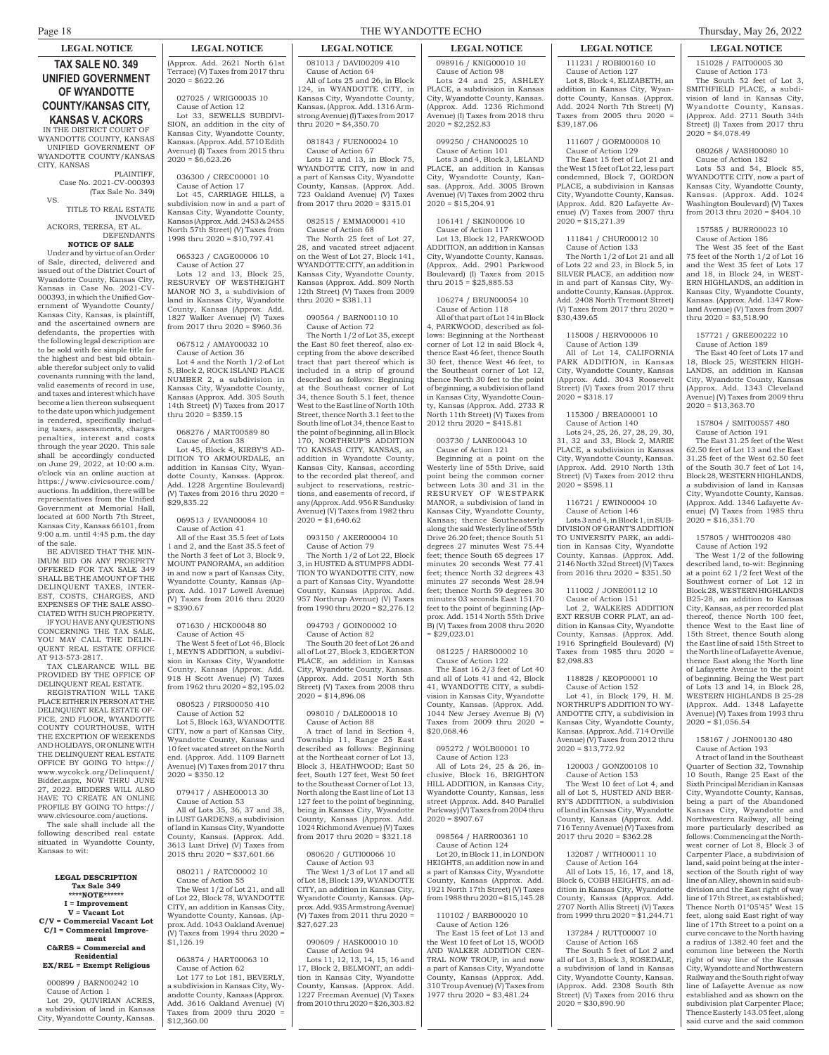LEGAL NOTICE

# TAX SALE NO. 349 UNIFIED GOVERNMENT OF WYANDOTTE COUNTY/KANSAS CITY, KANSAS V. ACKORS

IN THE DISTRICT COURT OF WYANDOTTE COUNTY, KANSAS UNIFIED GOVERNMENT OF WYANDOTTE COUNTY/KANSAS CITY, KANSAS

PLAINTIFF,
Case No. 2021-CV-000393
(Tax Sale No. 349)

VS.

TITLE TO REAL ESTATE INVOLVED
ACKORS, TERESA, ET AL.
DEFENDANTS

**NOTICE OF SALE**

Under and by virtue of an Order of Sale, directed, delivered and issued out of the District Court of Wyandotte County, Kansas City, Kansas in Case No. 2021-CV-000393, in which the Unified Government of Wyandotte County/ Kansas City, Kansas, is plaintiff, and the ascertained owners are defendants, the properties with the following legal description are to be sold with fee simple title for the highest and best bid obtainable therefor subject only to valid covenants running with the land, valid easements of record in use, and taxes and interest which have become a lien thereon subsequent to the date upon which judgement is rendered, specifically including taxes, assessments, charges penalties, interest and costs through the year 2020. This sale shall be accordingly conducted on June 29, 2022, at 10:00 a.m. o'clock via an online auction at https://www.civicsource.com/auctions. In addition, there will be representatives from the Unified Government at Memorial Hall, located at 600 North 7th Street, Kansas City, Kansas 66101, from 9:00 a.m. until 4:45 p.m. the day of the sale.

BE ADVISED THAT THE MINIMUM BID ON ANY PROEPRTY OFFERED FOR TAX SALE 349 SHALL BE THE AMOUNT OF THE DELINQUENT TAXES, INTEREST, COSTS, CHARGES, AND EXPENSES OF THE SALE ASSOCIATED WITH SUCH PROPERTY.

IF YOU HAVE ANY QUESTIONS CONCERNING THE TAX SALE, YOU MAY CALL THE DELINQUENT REAL ESTATE OFFICE AT 913-573-2817.

TAX CLEARANCE WILL BE PROVIDED BY THE OFFICE OF DELINQUENT REAL ESTATE.

REGISTRATION WILL TAKE PLACE EITHER IN PERSON AT THE DELINQUENT REAL ESTATE OFFICE, 2ND FLOOR, WYANDOTTE COUNTY COURTHOUSE, WITH THE EXCEPTION OF WEEKENDS AND HOLIDAYS, OR ONLINE WITH THE DELINQUENT REAL ESTATE OFFICE BY GOING TO https://www.wycokck.org/Delinquent/Bidder.aspx, NOW THRU JUNE 27, 2022. BIDDERS WILL ALSO HAVE TO CREATE AN ONLINE PROFILE BY GOING TO https://www.civicsource.com/auctions.

The sale shall include all the following described real estate situated in Wyandotte County, Kansas to wit:

**LEGAL DESCRIPTION**
**Tax Sale 349**
**\*\*\*\*NOTE\*\*\*\*\*\***
**I = Improvement**
**V = Vacant Lot**
**C/V = Commercial Vacant Lot**
**C/I = Commercial Improvement**
**C&RES = Commercial and Residential**
**EX/REL = Exempt Religious**

000899 / BARN00242 10
Cause of Action 1
Lot 29, QUIVIRIAN ACRES, a subdivision of land in Kansas City, Wyandotte County, Kansas. (Approx. Add. 2621 North 61st Terrace) (V) Taxes from 2017 thru 2020 = $622.26

027025 / WRIG00035 10
Cause of Action 12
Lot 33, SEWELLS SUBDIVISION, an addition in the city of Kansas City, Wyandotte County, Kansas. (Approx. Add. 5710 Edith Avenue) (I) Taxes from 2015 thru 2020 = $6,623.26

036300 / CREC00001 10
Cause of Action 17
Lot 45, CARRIAGE HILLS, a subdivision now in and a part of Kansas City, Wyandotte County, Kansas (Approx. Add. 2453 & 2455 North 57th Street) (V) Taxes from 1998 thru 2020 = $10,797.41

065323 / CAGE00006 10
Cause of Action 27
Lots 12 and 13, Block 25, RESURVEY OF WESTHEIGHT MANOR NO 3, a subdivision of land in Kansas City, Wyandotte County, Kansas (Approx. Add. 1827 Walker Avenue) (V) Taxes from 2017 thru 2020 = $960.36

067512 / AMAY00032 10
Cause of Action 36
Lot 4 and the North 1/2 of Lot 5, Block 2, ROCK ISLAND PLACE NUMBER 2, a subdivision in Kansas City, Wyandotte County, Kansas (Approx. Add. 305 South 14th Street) (V) Taxes from 2017 thru 2020 = $359.15

068276 / MART00589 80
Cause of Action 38
Lot 45, Block 4, KIRBY'S ADDITION TO ARMOURDALE, an addition in Kansas City, Wyandotte County, Kansas. (Approx. Add. 1228 Argentine Boulevard) (V) Taxes from 2016 thru 2020 = $29,835.22

069513 / EVAN00084 10
Cause of Action 41
All of the East 35.5 feet of Lots 1 and 2, and the East 35.5 feet of the North 3 feet of Lot 3, Block 9, MOUNT PANORAMA, an addition in and now a part of Kansas City, Wyandotte County, Kansas (Approx. Add. 1017 Lowell Avenue) (V) Taxes from 2016 thru 2020 = $390.67

071630 / HICK00048 80
Cause of Action 45
The West 5 feet of Lot 46, Block 1, MEYN'S ADDITION, a subdivision in Kansas City, Wyandotte County, Kansas (Approx. Add. 918 H Scott Avenue) (V) Taxes from 1962 thru 2020 = $2,195.02

080523 / FIRS00050 410
Cause of Action 52
Lot 5, Block 163, WYANDOTTE CITY, now a part of Kansas City, Wyandotte County, Kansas and 10 feet vacated street on the North end. (Approx. Add. 1109 Barnett Avenue) (V) Taxes from 2017 thru 2020 = $350.12

079417 / ASHE00013 30
Cause of Action 53
All of Lots 35, 36, 37 and 38, in LUST GARDENS, a subdivision of land in Kansas City, Wyandotte County, Kansas. (Approx. Add. 3613 Lust Drive) (V) Taxes from 2015 thru 2020 = $37,601.66

080211 / RATC00002 10
Cause of Action 55
The West 1/2 of Lot 21, and all of Lot 22, Block 78, WYANDOTTE CITY, an addition in Kansas City, Wyandotte County, Kansas. (Approx. Add. 1043 Oakland Avenue) (V) Taxes from 1994 thru 2020 = $1,126.19

063874 / HART00063 10
Cause of Action 62
Lot 177 to Lot 181, BEVERLY, a subdivision in Kansas City, Wyandotte County, Kansas (Approx. Add. 3616 Oakland Avenue) (V) Taxes from 2009 thru 2020 = $12,360.00

081013 / DAVI00209 410
Cause of Action 64
All of Lots 25 and 26, in Block 124, in WYANDOTTE CITY, in Kansas City, Wyandotte County, Kansas. (Approx. Add. 1316 Armstrong Avenue) (I) Taxes from 2017 thru 2020 = $4,350.70

081843 / FUEN00024 10
Cause of Action 67
Lots 12 and 13, in Block 75, WYANDOTTE CITY, now in and a part of Kansas City, Wyandotte County, Kansas. (Approx. Add. 723 Oakland Avenue) (V) Taxes from 2017 thru 2020 = $315.01

082515 / EMMA00001 410
Cause of Action 68
The North 25 feet of Lot 27, 28, and vacated street adjacent on the West of Lot 27, Block 141, WYANDOTTE CITY, an addition in Kansas City, Wyandotte County, Kansas (Approx. Add. 809 North 12th Street) (V) Taxes from 2009 thru 2020 = $381.11

090564 / BARN00110 10
Cause of Action 72
The North 1/2 of Lot 35, except the East 80 feet thereof, also excepting from the above described tract that part thereof which is included in a strip of ground described as follows: Beginning at the Southeast corner of Lot 34, thence South 5.1 feet, thence West to the East line of North 10th Street, thence North 3.1 feet to the South line of Lot 34, thence East to the point of beginning, all in Block 170, NORTHRUP'S ADDITION TO KANSAS CITY, KANSAS, an addition in Wyandotte County, Kansas City, Kansas, according to the recorded plat thereof, and subject to reservations, restrictions, and easements of record, if any (Approx. Add. 956 R Sandusky Avenue) (V) Taxes from 1982 thru 2020 = $1,640.62

093150 / AKER00004 10
Cause of Action 79
The North 1/2 of Lot 22, Block 3, in HUSTED & STUMPFS ADDITION TO WYANDOTTE CITY, now a part of Kansas City, Wyandotte County, Kansas (Approx. Add. 957 Northrup Avenue) (V) Taxes from 1990 thru 2020 = $2,276.12

094793 / GOIN00002 10
Cause of Action 82
The South 20 feet of Lot 26 and all of Lot 27, Block 3, EDGERTON PLACE, an addition in Kansas City, Wyandotte County, Kansas. (Approx. Add. 2051 North 5th Street) (V) Taxes from 2008 thru 2020 = $14,896.08

098010 / DALE00018 10
Cause of Action 88
A tract of land in Section 4, Township 11, Range 25 East described as follows: Beginning at the Northeast corner of Lot 13, Block 3, HEATHWOOD; East 50 feet, South 127 feet, West 50 feet to the Southeast Corner of Lot 13, North along the East line of Lot 13 127 feet to the point of beginning, being in Kansas City, Wyandotte County, Kansas (Approx. Add. 1024 Richmond Avenue) (V) Taxes from 2017 thru 2020 = $321.18

080620 / GUTI00066 10
Cause of Action 93
The West 1/3 of Lot 17 and all of Lot 18, Block 139, WYANDOTTE CITY, an addition in Kansas City, Wyandotte County, Kansas. (Approx. Add. 935 Armstrong Avenue) (V) Taxes from 2011 thru 2020 = $27,627.23

090609 / HASK00010 10
Cause of Action 94
Lots 11, 12, 13, 14, 15, 16 and 17, Block 2, BELMONT, an addition in Kansas City, Wyandotte County, Kansas. (Approx. Add. 1227 Freeman Avenue) (V) Taxes from 2010 thru 2020 = $26,303.82

098916 / KNIG00010 10
Cause of Action 98
Lots 24 and 25, ASHLEY PLACE, a subdivision in Kansas City, Wyandotte County, Kansas. (Approx. Add. 1236 Richmond Avenue) (I) Taxes from 2018 thru 2020 = $2,252.83

099250 / CHAN00025 10
Cause of Action 101
Lots 3 and 4, Block 3, LELAND PLACE, an addition in Kansas City, Wyandotte County, Kansas. (Approx. Add. 3005 Brown Avenue) (V) Taxes from 2002 thru 2020 = $15,204.91

106141 / SKIN00006 10
Cause of Action 117
Lot 13, Block 12, PARKWOOD ADDITION, an addition in Kansas City, Wyandotte County, Kansas. (Approx. Add. 2901 Parkwood Boulevard) (I) Taxes from 2015 thru 2015 = $25,885.53

106274 / BRUN00054 10
Cause of Action 118
All of that part of Lot 14 in Block 4, PARKWOOD, described as follows: Beginning at the Northeast corner of Lot 12 in said Block 4, thence East 46 feet, thence South 30 feet, thence West 46 feet, to the Southeast corner of Lot 12, thence North 30 feet to the point of beginning, a subdivision of land in Kansas City, Wyandotte County, Kansas (Approx. Add. 2733 R North 11th Street) (V) Taxes from 2012 thru 2020 = $415.81

003730 / LANE00043 10
Cause of Action 121
Beginning at a point on the Westerly line of 55th Drive, said point being the common corner between Lots 30 and 31 in the RESURVEY OF WESTPARK MANOR, a subdivision of land in Kansas City, Wyandotte County, Kansas; thence Southeasterly along the said Westerly line of 55th Drive 26.20 feet; thence South 51 degrees 27 minutes West 75.44 feet; thence South 65 degrees 17 minutes 20 seconds West 77.41 feet; thence North 32 degrees 43 minutes 27 seconds West 28.94 feet; thence North 59 degrees 30 minutes 03 seconds East 151.70 feet to the point of beginning (Approx. Add. 1514 North 55th Drive B) (V) Taxes from 2008 thru 2020 = $29,023.01

081225 / HARS00002 10
Cause of Action 122
The East 16 2/3 feet of Lot 40 and all of Lots 41 and 42, Block 41, WYANDOTTE CITY, a subdivision in Kansas City, Wyandotte County, Kansas. (Approx. Add. 1044 New Jersey Avenue B) (V) Taxes from 2009 thru 2020 = $20,068.46

095272 / WOLB00001 10
Cause of Action 123
All of Lots 24, 25 & 26, inclusive, Block 16, BRIGHTON HILL ADDITION, in Kansas City, Wyandotte County, Kansas, less street (Approx. Add. 840 Parallel Parkway) (V) Taxes from 2004 thru 2020 = $907.67

098564 / HARR00361 10
Cause of Action 124
Lot 20, in Block 11, in LONDON HEIGHTS, an addition now in and a part of Kansas City, Wyandotte County, Kansas (Approx. Add. 1921 North 17th Street) (V) Taxes from 1988 thru 2020 = $15,145.28

110102 / BARB00020 10
Cause of Action 126
The East 15 feet of Lot 13 and the West 10 feet of Lot 15, WOOD AND WALKER ADDITION CENTRAL NOW TROUP, in and now a part of Kansas City, Wyandotte County, Kansas (Approx. Add. 310 Troup Avenue) (V) Taxes from 1977 thru 2020 = $3,481.24

111231 / ROBI00160 10
Cause of Action 127
Lot 8, Block 4, ELIZABETH, an addition in Kansas City, Wyandotte County, Kansas. (Approx. Add. 2024 North 7th Street) (V) Taxes from 2005 thru 2020 = $39,187.06

111607 / GORM00008 10
Cause of Action 129
The East 15 feet of Lot 21 and the West 15 feet of Lot 22, less part condemned, Block 7, GORDON PLACE, a subdivision in Kansas City, Wyandotte County, Kansas. (Approx. Add. 820 Lafayette Avenue) (V) Taxes from 2007 thru 2020 = $15,271.39

111841 / CHUR00012 10
Cause of Action 133
The North 1/2 of Lot 21 and all of Lots 22 and 23, in Block 5, in SILVER PLACE, an addition now in and part of Kansas City, Wyandotte County, Kansas. (Approx. Add. 2408 North Tremont Street) (V) Taxes from 2017 thru 2020 = $30,439.65

115008 / HERV00006 10
Cause of Action 139
All of Lot 14, CALIFORNIA PARK ADDITION, in Kansas City, Wyandotte County, Kansas (Approx. Add. 3043 Roosevelt Street) (V) Taxes from 2017 thru 2020 = $318.17

115300 / BREA00001 10
Cause of Action 140
Lots 24, 25, 26, 27, 28, 29, 30, 31, 32 and 33, Block 2, MARIE PLACE, a subdivision in Kansas City, Wyandotte County, Kansas. (Approx. Add. 2910 North 13th Street) (V) Taxes from 2012 thru 2020 = $598.11

116721 / EWIN00004 10
Cause of Action 146
Lots 3 and 4, in Block 1, in SUB-DIVISION OF GRANT'S ADDITION TO UNIVERSITY PARK, an addition in Kansas City, Wyandotte County, Kansas. (Approx. Add. 2146 North 32nd Street) (V) Taxes from 2016 thru 2020 = $351.50

111002 / JONE00112 10
Cause of Action 151
Lot 2, WALKERS ADDITION EXT RESUB CORR PLAT, an addition in Kansas City, Wyandotte County, Kansas. (Approx. Add. 1916 Springfield Boulevard) (V) Taxes from 1985 thru 2020 = $2,098.83

118828 / KEOP00001 10
Cause of Action 152
Lot 41, in Block 179, H. M. NORTHRUP'S ADDITION TO WYANDOTTE CITY, a subdivision in Kansas City, Wyandotte County, Kansas. (Approx. Add. 714 Orville Avenue) (V) Taxes from 2012 thru 2020 = $13,772.92

120003 / GONZ00108 10
Cause of Action 153
The West 10 feet of Lot 4, and all of Lot 5, HUSTED AND BERRY'S ADDITITION, a subdivision of land in Kansas City, Wyandotte County, Kansas (Approx. Add. 716 Tenny Avenue) (V) Taxes from 2017 thru 2020 = $362.28

132087 / WITH00011 10
Cause of Action 164
All of Lots 15, 16, 17, and 18, Block 6, COBB HEIGHTS, an addition in Kansas City, Wyandotte County, Kansas (Approx. Add. 2707 North Allis Street) (V) Taxes from 1999 thru 2020 = $1,244.71

137284 / RUTT00007 10
Cause of Action 165
The South 5 feet of Lot 2 and all of Lot 3, Block 3, ROSEDALE, a subdivision of land in Kansas City, Wyandotte County, Kansas. (Approx. Add. 2308 South 8th Street) (V) Taxes from 2016 thru 2020 = $30,890.90

151028 / FAIT00005 30
Cause of Action 173
The South 52 feet of Lot 3, SMITHFIELD PLACE, a subdivision of land in Kansas City, Wyandotte County, Kansas. (Approx. Add. 2711 South 34th Street) (I) Taxes from 2017 thru 2020 = $4,078.49

080268 / WASH00080 10
Cause of Action 182
Lots 53 and 54, Block 85, WYANDOTTE CITY, now a part of Kansas City, Wyandotte County, Kansas. (Approx. Add. 1024 Washington Boulevard) (V) Taxes from 2013 thru 2020 = $404.10

157585 / BURR00023 10
Cause of Action 186
The West 35 feet of the East 75 feet of the North 1/2 of Lot 16 and the West 35 feet of Lots 17 and 18, in Block 24, in WESTERN HIGHLANDS, an addition in Kansas City, Wyandotte County, Kansas. (Approx. Add. 1347 Rowland Avenue) (V) Taxes from 2007 thru 2020 = $3,518.90

157721 / GREE00222 10
Cause of Action 189
The East 40 feet of Lots 17 and 18, Block 25, WESTERN HIGHLANDS, an addition in Kansas City, Wyandotte County, Kansas (Approx. Add. 1343 Cleveland Avenue) (V) Taxes from 2009 thru 2020 = $13,363.70

157804 / SMIT00557 480
Cause of Action 191
The East 31.25 feet of the West 62.50 feet of Lot 13 and the East 31.25 feet of the West 62.50 feet of the South 30.7 feet of Lot 14, Block 28, WESTERN HIGHLANDS, a subdivision of land in Kansas City, Wyandotte County, Kansas. (Approx. Add. 1346 Lafayette Avenue) (V) Taxes from 1985 thru 2020 = $16,351.70

157805 / WHIT00208 480
Cause of Action 192
The West 1/2 of the following described land, to-wit: Beginning at a point 62 1/2 feet West of the Southwest corner of Lot 12 in Block 28, WESTERN HIGHLANDS B25-28, an addition to Kansas City, Kansas, as per recorded plat thereof, thence North 100 feet, thence West to the East line of 15th Street, thence South along the East line of said 15th Street to the North line of Lafayette Avenue, thence East along the North line of Lafayette Avenue to the point of beginning. Being the West part of Lots 13 and 14, in Block 28, WESTERN HIGHLANDS B 25-28 (Approx. Add. 1348 Lafayette Avenue) (V) Taxes from 1993 thru 2020 = $1,056.54

158167 / JOHN00130 480
Cause of Action 193
A tract of land in the Southeast Quarter of Section 32, Township 10 South, Range 25 East of the Sixth Principal Meridian in Kansas City, Wyandotte County, Kansas, being a part of the Abandoned Kansas City, Wyandotte and Northwestern Railway, all being more particularly described as follows: Commencing at the Northwest corner of Lot 8, Block 3 of Carpenter Place, a subdivision of land, said point being at the intersection of the South right of way line of an Alley, shown in said subdivision and the East right of way line of 17th Street, as established; Thence North 01°05'45" West 15 feet, along said East right of way line of 17th Street to a point on a curve concave to the North having a radius of 1382.40 feet and the common line between the North right of way line of the Kansas City, Wyandotte and Northwestern Railway and the South right of way line of Lafayette Avenue as now established and as shown on the subdivision plat Carpenter Place; Thence Easterly 143.05 feet, along said curve and the said common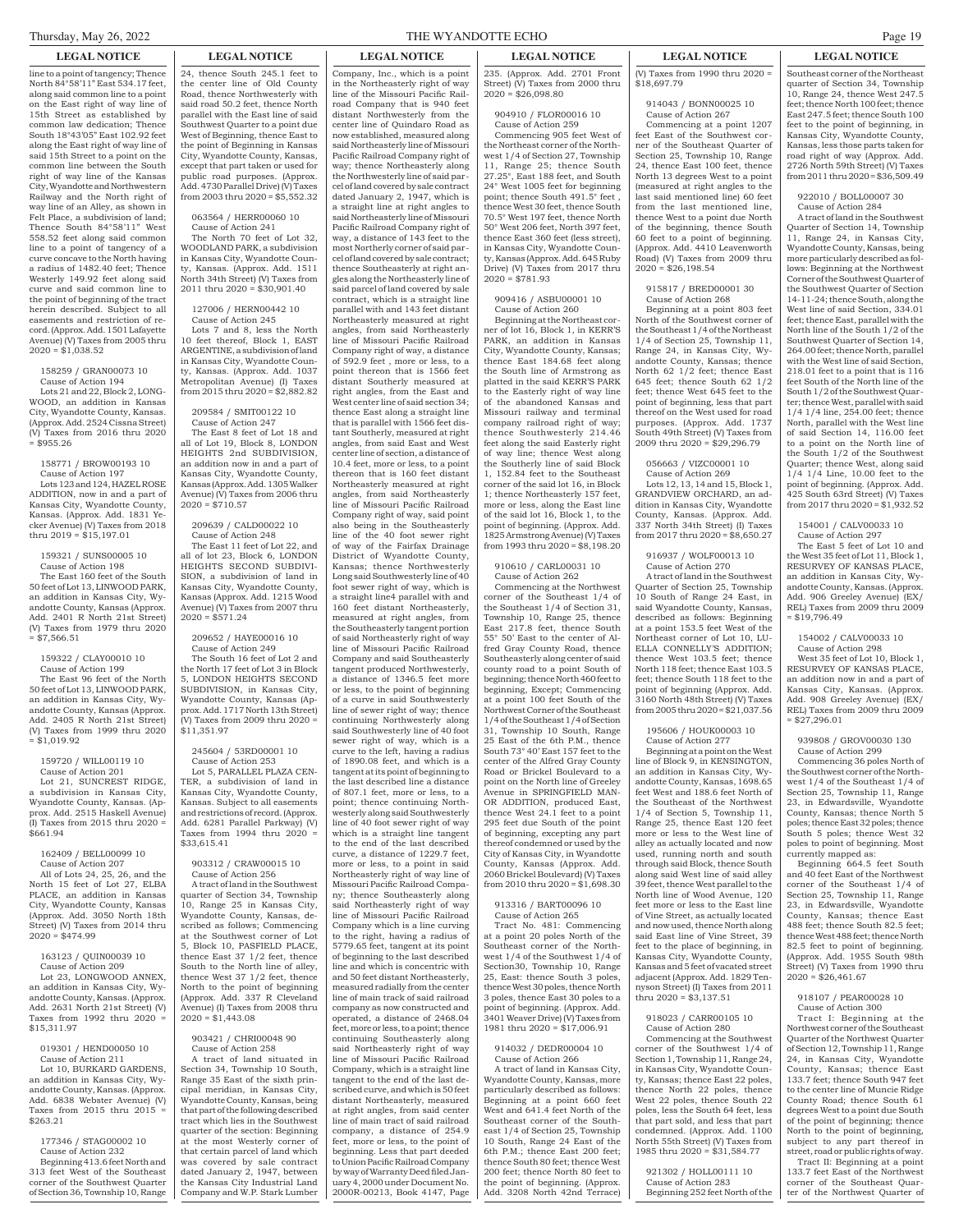## LEGAL NOTICE

line to a point of tangency; Thence North 84°58'11" East 534.17 feet, along said common line to a point on the East right of way line of 15th Street as established by common law dedication; Thence South 18°43'05" East 102.92 feet along the East right of way line of said 15th Street to a point on the common line between the South right of way line of the Kansas City, Wyandotte and Northwestern Railway and the North right of way line of an Alley, as shown in Felt Place, a subdivision of land; Thence South 84°58'11" West 558.52 feet along said common line to a point of tangency of a curve concave to the North having a radius of 1482.40 feet; Thence Westerly 149.92 feet along said curve and said common line to the point of beginning of the tract herein described. Subject to all easements and restriction of record. (Approx. Add. 1501 Lafayette Avenue) (V) Taxes from 2005 thru 2020 = $1,038.52

158259 / GRAN00073 10
Cause of Action 194
Lots 21 and 22, Block 2, LONGWOOD, an addition in Kansas City, Wyandotte County, Kansas. (Approx. Add. 2524 Cissna Street) (V) Taxes from 2016 thru 2020 = $955.26

158771 / BROW00193 10
Cause of Action 197
Lots 123 and 124, HAZEL ROSE ADDITION, now in and a part of Kansas City, Wyandotte County, Kansas. (Approx. Add. 1831 Yecker Avenue) (V) Taxes from 2018 thru 2019 = $15,197.01

159321 / SUNS00005 10
Cause of Action 198
The East 160 feet of the South 50 feet of Lot 13, LINWOOD PARK, an addition in Kansas City, Wyandotte County, Kansas (Approx. Add. 2401 R North 21st Street) (V) Taxes from 1979 thru 2020 = $7,566.51

159322 / CLAY00010 10
Cause of Action 199
The East 96 feet of the North 50 feet of Lot 13, LINWOOD PARK, an addition in Kansas City, Wyandotte County, Kansas (Approx. Add. 2405 R North 21st Street) (V) Taxes from 1999 thru 2020 = $1,019.92

159720 / WILL00119 10
Cause of Action 201
Lot 21, SUNCREST RIDGE, a subdivision in Kansas City, Wyandotte County, Kansas. (Approx. Add. 2515 Haskell Avenue) (I) Taxes from 2015 thru 2020 = $661.94

162409 / BELL00099 10
Cause of Action 207
All of Lots 24, 25, 26, and the North 15 feet of Lot 27, ELBA PLACE, an addition in Kansas City, Wyandotte County, Kansas (Approx. Add. 3050 North 18th Street) (V) Taxes from 2014 thru 2020 = $474.99

163123 / QUIN00039 10
Cause of Action 209
Lot 23, LONGWOOD ANNEX, an addition in Kansas City, Wyandotte County, Kansas. (Approx. Add. 2631 North 21st Street) (V) Taxes from 1992 thru 2020 = $15,311.97

019301 / HEND00050 10
Cause of Action 211
Lot 10, BURKARD GARDENS, an addition in Kansas City, Wyandotte County, Kansas. (Approx. Add. 6838 Webster Avenue) (V) Taxes from 2015 thru 2015 = $263.21

177346 / STAG00002 10
Cause of Action 232
Beginning 413.6 feet North and 313 feet West of the Southeast corner of the Southwest Quarter of Section 36, Township 10, Range 24, thence South 245.1 feet to the center line of Old County Road, thence Northwesterly with said road 50.2 feet, thence North parallel with the East line of said Southwest Quarter to a point due West of Beginning, thence East to the point of Beginning in Kansas City, Wyandotte County, Kansas, except that part taken or used for public road purposes. (Approx. Add. 4730 Parallel Drive) (V) Taxes from 2003 thru 2020 = $5,552.32

063564 / HERR00060 10
Cause of Action 241
The North 70 feet of Lot 32, WOODLAND PARK, a subdivision in Kansas City, Wyandotte County, Kansas. (Approx. Add. 1511 North 34th Street) (V) Taxes from 2011 thru 2020 = $30,901.40

127006 / HERN00442 10
Cause of Action 245
Lots 7 and 8, less the North 10 feet thereof, Block 1, EAST ARGENTINE, a subdivision of land in Kansas City, Wyandotte County, Kansas. (Approx. Add. 1037 Metropolitan Avenue) (I) Taxes from 2015 thru 2020 = $2,882.82

209584 / SMIT00122 10
Cause of Action 247
The East 8 feet of Lot 18 and all of Lot 19, Block 8, LONDON HEIGHTS 2nd SUBDIVISION, an addition now in and a part of Kansas City, Wyandotte County, Kansas (Approx. Add. 1305 Walker Avenue) (V) Taxes from 2006 thru 2020 = $710.57

209639 / CALD00022 10
Cause of Action 248
The East 11 feet of Lot 22, and all of lot 23, Block 6, LONDON HEIGHTS SECOND SUBDIVISION, a subdivision of land in Kansas City, Wyandotte County, Kansas (Approx. Add. 1215 Wood Avenue) (V) Taxes from 2007 thru 2020 = $571.24

209652 / HAYE00016 10
Cause of Action 249
The South 16 feet of Lot 2 and the North 17 feet of Lot 3 in Block 5, LONDON HEIGHTS SECOND SUBDIVISION, in Kansas City, Wyandotte County, Kansas (Approx. Add. 1717 North 13th Street) (V) Taxes from 2009 thru 2020 = $11,351.97

245604 / 53RD00001 10
Cause of Action 253
Lot 5, PARALLEL PLAZA CENTER, a subdivision of land in Kansas City, Wyandotte County, Kansas. Subject to all easements and restrictions of record. (Approx. Add. 6281 Parallel Parkway) (V) Taxes from 1994 thru 2020 = $33,615.41

903312 / CRAW00015 10
Cause of Action 256
A tract of land in the Southwest quarter of Section 34, Township 10, Range 25 in Kansas City, Wyandotte County, Kansas, described as follows; Commencing at the Southwest corner of Lot 5, Block 10, PASFIELD PLACE, thence East 37 1/2 feet, thence South to the North line of alley, thence West 37 1/2 feet, thence North to the point of beginning (Approx. Add. 337 R Cleveland Avenue) (I) Taxes from 2008 thru 2020 = $1,443.08

903421 / CHRI00048 90
Cause of Action 258
A tract of land situated in Section 34, Township 10 South, Range 35 East of the sixth principal meridian, in Kansas City, Wyandotte County, Kansas, being that part of the following described tract which lies in the Southwest quarter of the section: Beginning at the most Westerly corner of that certain parcel of land which was covered by sale contract dated January 2, 1947, between the Kansas City Industrial Land Company and W.P. Stark Lumber Company, Inc., which is a point in the Northeasterly right of way line of the Missouri Pacific Railroad Company that is 940 feet distant Northwesterly from the center line of Quindaro Road as now established, measured along said Northeasterly line of Missouri Pacific Railroad Company right of way; thence Northeasterly along the Northwesterly line of said parcel of land covered by sale contract dated January 2, 1947, which is a straight line at right angles to said Northeasterly line of Missouri Pacific Railroad Company right of way, a distance of 143 feet to the most Northerly corner of said parcel of land covered by sale contract; thence Southeasterly at right angles along the Northeasterly line of said parcel of land covered by sale contract, which is a straight line parallel with and 143 feet distant Northeasterly measured at right angles, from said Northeasterly line of Missouri Pacific Railroad Company right of way, a distance of 592.9 feet , more or less, to a point thereon that is 1566 feet distant Southerly measured at right angles, from the East and West center line of said section 34; thence East along a straight line that is parallel with 1566 feet distant Southerly, measured at right angles, from said East and West center line of section, a distance of 10.4 feet, more or less, to a point thereon that is 160 feet distant Northeasterly measured at right angles, from said Northeasterly line of Missouri Pacific Railroad Company right of way, said point also being in the Southeasterly line of the 40 foot sewer right of way of the Fairfax Drainage District of Wyandotte County, Kansas; thence Northwesterly Long said Southwesterly line of 40 foot sewer right of way, which is a straight line4 parallel with and 160 feet distant Northeasterly, measured at right angles, from the Southeasterly tangent portion of said Northeasterly right of way line of Missouri Pacific Railroad Company and said Southeasterly tangent produced Northwesterly, a distance of 1346.5 feet more or less, to the point of beginning of a curve in said Southwesterly line of sewer right of way; thence continuing Northwesterly along said Southwesterly line of 40 foot sewer right of way, which is a curve to the left, having a radius of 1890.08 feet, and which is a tangent at its point of beginning to the last described line a distance of 807.1 feet, more or less, to a point; thence continuing Northwesterly along said Southwesterly line of 40 foot sewer right of way which is a straight line tangent to the end of the last described curve, a distance of 1229.7 feet, more or less, to a point in said Northeasterly right of way line of Missouri Pacific Railroad Company; thence Southeasterly along said Northeasterly right of way line of Missouri Pacific Railroad Company which is a line curving to the right, having a radius of 5779.65 feet, tangent at its point of beginning to the last described line and which is concentric with and 50 feet distant Northeasterly, measured radially from the center line of main track of said railroad company as now constructed and operated, a distance of 2468.04 feet, more or less, to a point; thence continuing Southeasterly along said Northeasterly right of way line of Missouri Pacific Railroad Company, which is a straight line tangent to the end of the last described curve, and which is 50 feet distant Northeasterly, measured at right angles, from said center line of main tract of said railroad company, a distance of 254.9 feet, more or less, to the point of beginning. Less that part deeded to Union Pacific Railroad Company by Warranty Deed filed January 4, 2000 under Document No. 2000R-00213, Book 4147, Page 235. (Approx. Add. 2701 Front Street) (V) Taxes from 2000 thru 2020 = $26,098.80

904910 / FLOR00016 10
Cause of Action 259
Commencing 905 feet West of the Northeast corner of the Northwest 1/4 of Section 27, Township 11, Range 25; thence South 27.25°, East 188 feet, and South 24° West 1005 feet for beginning point; thence South 491.5° feet , thence West 30 feet, thence South 70.5° West 197 feet, thence North 50° West 206 feet, North 397 feet, thence East 360 feet (less street), in Kansas City, Wyandotte County, Kansas (Approx. Add. 645 Ruby Drive) (V) Taxes from 2017 thru 2020 = $781.93

909416 / ASBU00001 10
Cause of Action 260
Beginning at the Northeast corner of lot 16, Block 1, in KERR'S PARK, an addition in Kansas City, Wyandotte County, Kansas; thence East 184.68 feet along the South line of Armstrong as platted in the said KERR'S PARK to the Easterly right of way line of the abandoned Kansas and Missouri railway and terminal company railroad right of way; thence Southwesterly 214.46 feet along the said Easterly right of way line; thence West along the Southerly line of said Block 1, 152.84 feet to the Southeast corner of the said lot 16, in Block 1; thence Northwesterly 157 feet, more or less, along the East line of the said lot 16, Block 1, to the point of beginning. (Approx. Add. 1825 Armstrong Avenue) (V) Taxes from 1993 thru 2020 = $8,198.20

910610 / CARL00031 10
Cause of Action 262
Commencing at the Northwest corner of the Southeast 1/4 of the Southeast 1/4 of Section 31, Township 10, Range 25, thence East 217.8 feet, thence South 55° 50' East to the center of Alfred Gray County Road, thence Southeasterly along center of said county road to a point South of beginning; thence North 460 feet to beginning, Except; Commencing at a point 100 feet South of the Northwest Corner of the Southeast 1/4 of the Southeast 1/4 of Section 31, Township 10 South, Range 25 East of the 6th P.M., thence South 73° 40' East 157 feet to the center of the Alfred Gray County Road or Brickel Boulevard to a point on the North line of Greeley Avenue in SPRINGFIELD MANOR ADDITION, produced East, thence West 24.1 feet to a point 295 feet due South of the point of beginning, excepting any part thereof condemned or used by the City of Kansas City, in Wyandotte County, Kansas (Approx. Add. 2060 Brickel Boulevard) (V) Taxes from 2010 thru 2020 = $1,698.30

913316 / BART00096 10
Cause of Action 265
Tract No. 481: Commencing at a point 20 poles North of the Southeast corner of the Northwest 1/4 of the Southwest 1/4 of Section30, Township 10, Range 25, East: thence South 3 poles, thence West 30 poles, thence North 3 poles, thence East 30 poles to a point of beginning. (Approx. Add. 3401 Weaver Drive) (V) Taxes from 1981 thru 2020 = $17,006.91

914032 / DEDR00004 10
Cause of Action 266
A tract of land in Kansas City, Wyandotte County, Kansas, more particularly described as follows: Beginning at a point 660 feet West and 641.4 feet North of the Southeast corner of the Southeast 1/4 of Section 25, Township 10 South, Range 24 East of the 6th P.M.; thence East 200 feet; thence South 80 feet; thence West 200 feet; thence North 80 feet to the point of beginning. (Approx. Add. 3208 North 42nd Terrace) (V) Taxes from 1990 thru 2020 = $18,697.79

914043 / BONN00025 10
Cause of Action 267
Commencing at a point 1207 feet East of the Southwest corner of the Southeast Quarter of Section 25, Township 10, Range 24, thence East 100 feet, thence North 13 degrees West to a point (measured at right angles to the last said mentioned line) 60 feet from the last mentioned line, thence West to a point due North of the beginning, thence South 60 feet to a point of beginning. (Approx. Add. 4410 Leavenworth Road) (V) Taxes from 2009 thru 2020 = $26,198.54

915817 / BRED00001 30
Cause of Action 268
Beginning at a point 803 feet North of the Southwest corner of the Southeast 1/4 of the Northeast 1/4 of Section 25, Township 11, Range 24, in Kansas City, Wyandotte County, Kansas; thence North 62 1/2 feet; thence East 645 feet; thence South 62 1/2 feet; thence West 645 feet to the point of beginning, less that part thereof on the West used for road purposes. (Approx. Add. 1737 South 49th Street) (V) Taxes from 2009 thru 2020 = $29,296.79

056663 / VIZC00001 10
Cause of Action 269
Lots 12, 13, 14 and 15, Block 1, GRANDVIEW ORCHARD, an addition in Kansas City, Wyandotte County, Kansas. (Approx. Add. 337 North 34th Street) (I) Taxes from 2017 thru 2020 = $8,650.27

916937 / WOLF00013 10
Cause of Action 270
A tract of land in the Southwest Quarter of Section 25, Township 10 South of Range 24 East, in said Wyandotte County, Kansas, described as follows: Beginning at a point 153.5 feet West of the Northeast corner of Lot 10, LUELLA CONNELLY'S ADDITION; thence West 103.5 feet; thence North 118 feet; thence East 103.5 feet; thence South 118 feet to the point of beginning (Approx. Add. 3160 North 48th Street) (V) Taxes from 2005 thru 2020 = $21,037.56

195606 / HOUK00003 10
Cause of Action 277
Beginning at a point on the West line of Block 9, in KENSINGTON, an addition in Kansas City, Wyandotte County, Kansas, 1698.65 feet West and 188.6 feet North of the Southeast of the Northwest 1/4 of Section 5, Township 11, Range 25, thence East 120 feet more or less to the West line of alley as actually located and now used, running north and south through said Block, thence South along said West line of said alley 39 feet, thence West parallel to the North line of Wood Avenue, 120 feet more or less to the East line of Vine Street, as actually located and now used, thence North along said East line of Vine Street, 39 feet to the place of beginning, in Kansas City, Wyandotte County, Kansas and 5 feet of vacated street adjacent (Approx. Add. 1829 Tennyson Street) (I) Taxes from 2011 thru 2020 = $3,137.51

918023 / CARR00105 10
Cause of Action 280
Commencing at the Southwest corner of the Southwest 1/4 of Section 1, Township 11, Range 24, in Kansas City, Wyandotte County, Kansas; thence East 22 poles, thence North 22 poles, thence West 22 poles, thence South 22 poles, less the South 64 feet, less that part sold, and less that part condemned. (Approx. Add. 1100 North 55th Street) (V) Taxes from 1985 thru 2020 = $31,584.77

921302 / HOLL00111 10
Cause of Action 283
Beginning 252 feet North of the Southeast corner of the Northeast quarter of Section 34, Township 10, Range 24, thence West 247.5 feet; thence North 100 feet; thence East 247.5 feet; thence South 100 feet to the point of beginning, in Kansas City, Wyandotte County, Kansas, less those parts taken for road right of way (Approx. Add. 2726 North 59th Street) (V) Taxes from 2011 thru 2020 = $36,509.49

922010 / BOLL00007 30
Cause of Action 284
A tract of land in the Southwest Quarter of Section 14, Township 11, Range 24, in Kansas City, Wyandotte County, Kansas, being more particularly described as follows: Beginning at the Northwest Corner of the Southwest Quarter of the Southwest Quarter of Section 14-11-24; thence South, along the West line of said Section, 334.01 feet; thence East, parallel with the North line of the South 1/2 of the Southwest Quarter of Section 14, 264.00 feet; thence North, parallel with the West line of said Section, 218.01 feet to a point that is 116 feet South of the North line of the South 1/2 of the Southwest Quarter; thence West, parallel with said 1/4 1/4 line, 254.00 feet; thence North, parallel with the West line of said Section 14, 116.00 feet to a point on the North line of the South 1/2 of the Southwest Quarter; thence West, along said 1/4 1/4 Line, 10.00 feet to the point of beginning. (Approx. Add. 425 South 63rd Street) (V) Taxes from 2017 thru 2020 = $1,932.52

154001 / CALV00033 10
Cause of Action 297
The East 5 feet of Lot 10 and the West 35 feet of Lot 11, Block 1, RESURVEY OF KANSAS PLACE, an addition in Kansas City, Wyandotte County, Kansas. (Approx. Add. 906 Greeley Avenue) (EX/REL) Taxes from 2009 thru 2009 = $19,796.49

154002 / CALV00033 10
Cause of Action 298
West 35 feet of Lot 10, Block 1, RESURVEY OF KANSAS PLACE, an addition now in and a part of Kansas City, Kansas. (Approx. Add. 908 Greeley Avenue) (EX/REL) Taxes from 2009 thru 2009 = $27,296.01

939808 / GROV00030 130
Cause of Action 299
Commencing 36 poles North of the Southwest corner of the Northwest 1/4 of the Southeast 1/4 of Section 25, Township 11, Range 23, in Edwardsville, Wyandotte County, Kansas; thence North 5 poles; thence East 32 poles; thence South 5 poles; thence West 32 poles to point of beginning. Most currently mapped as:
Beginning 664.5 feet South and 40 feet East of the Northwest corner of the Southeast 1/4 of Section 25, Township 11, Range 23, in Edwardsville, Wyandotte County, Kansas; thence East 488 feet; thence South 82.5 feet; thence West 488 feet; thence North 82.5 feet to point of beginning. (Approx. Add. 1955 South 98th Street) (V) Taxes from 1990 thru 2020 = $26,461.67

918107 / PEAR00028 10
Cause of Action 300
Tract I: Beginning at the Northwest corner of the Southeast Quarter of the Northwest Quarter of Section 12, Township 11, Range 24, in Kansas City, Wyandotte County, Kansas; thence East 133.7 feet; thence South 947 feet to the center line of Muncie Ridge County Road; thence South 61 degrees West to a point due South of the point of beginning; thence North to the point of beginning, subject to any part thereof in street, road or public rights of way.
Tract II: Beginning at a point 133.7 feet East of the Northwest corner of the Southeast Quarter of the Northwest Quarter of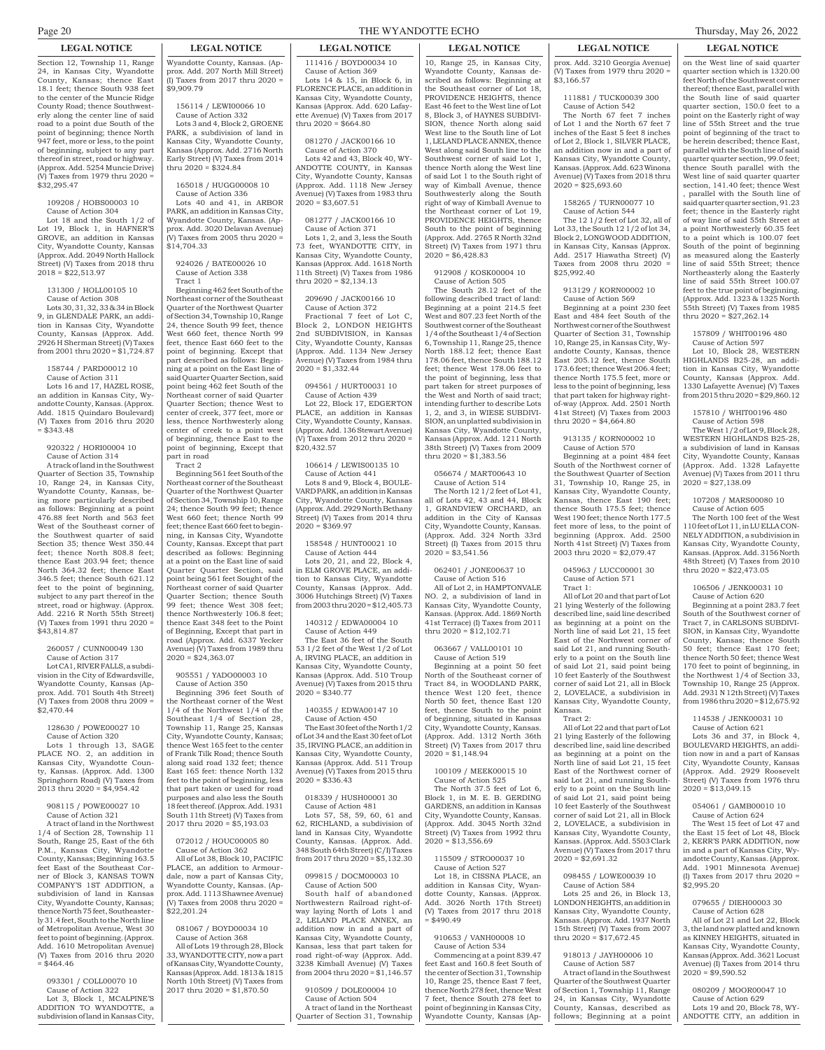**LEGAL NOTICE**

Section 12, Township 11, Range 24, in Kansas City, Wyandotte County, Kansas; thence East 18.1 feet; thence South 938 feet to the center of the Muncie Ridge County Road; thence Southwesterly along the center line of said road to a point due South of the point of beginning; thence North 947 feet, more or less, to the point of beginning, subject to any part thereof in street, road or highway. (Approx. Add. 5254 Muncie Drive) (V) Taxes from 1979 thru 2020 = $32,295.47

109208 / HOBS00003 10
Cause of Action 304
Lot 18 and the South 1/2 of Lot 19, Block 1, in HAFNER'S GROVE, an addition in Kansas City, Wyandotte County, Kansas (Approx. Add. 2049 North Hallock Street) (V) Taxes from 2018 thru 2018 = $22,513.97

131300 / HOLL00105 10
Cause of Action 308
Lots 30, 31, 32, 33 & 34 in Block 9, in GLENDALE PARK, an addition in Kansas City, Wyandotte County, Kansas (Approx. Add. 2926 H Sherman Street) (V) Taxes from 2001 thru 2020 = $1,724.87

158744 / PARD00012 10
Cause of Action 311
Lots 16 and 17, HAZEL ROSE, an addition in Kansas City, Wyandotte County, Kansas. (Approx. Add. 1815 Quindaro Boulevard) (V) Taxes from 2016 thru 2020 = $343.48

920322 / HORI00004 10
Cause of Action 314
A track of land in the Southwest Quarter of Section 35, Township 10, Range 24, in Kansas City, Wyandotte County, Kansas, being more particularly described as follows: Beginning at a point 476.88 feet North and 563 feet West of the Southeast corner of the Southwest quarter of said Section 35; thence West 350.44 feet; thence North 808.8 feet; thence East 203.94 feet; thence North 364.32 feet; thence East 346.5 feet; thence South 621.12 feet to the point of beginning, subject to any part thereof in the street, road or highway. (Approx. Add. 2216 R North 55th Street) (V) Taxes from 1991 thru 2020 = $43,814.87

260057 / CUNN00049 130
Cause of Action 317
Lot CA1, RIVER FALLS, a subdivision in the City of Edwardsville, Wyandotte County, Kansas (Approx. Add. 701 South 4th Street) (V) Taxes from 2008 thru 2009 = $2,470.44

128630 / POWE00027 10
Cause of Action 320
Lots 1 through 13, SAGE PLACE NO. 2, an addition in Kansas City, Wyandotte County, Kansas. (Approx. Add. 1300 Springhorn Road) (V) Taxes from 2013 thru 2020 = $4,954.42

908115 / POWE00027 10
Cause of Action 321
A tract of land in the Northwest 1/4 of Section 28, Township 11 South, Range 25, East of the 6th P.M., Kansas City, Wyandotte County, Kansas; Beginning 163.5 feet East of the Southeast Corner of Block 3, KANSAS TOWN COMPANY'S 1ST ADDITION, a subdivision of land in Kansas City, Wyandotte County, Kansas; thence North 75 feet, Southeasterly 31.4 feet, South to the North line of Metropolitan Avenue, West 30 feet to point of beginning. (Approx. Add. 1610 Metropolitan Avenue) (V) Taxes from 2016 thru 2020 = $464.46

093301 / COLL00070 10
Cause of Action 322
Lot 3, Block 1, MCALPINE'S ADDITION TO WYANDOTTE, a subdivision of land in Kansas City, Wyandotte County, Kansas. (Approx. Add. 207 North Mill Street) (I) Taxes from 2017 thru 2020 = $9,909.79

156114 / LEWI00066 10
Cause of Action 332
Lots 3 and 4, Block 2, GROENE PARK, a subdivision of land in Kansas City, Wyandotte County, Kansas (Approx. Add. 2716 North Early Street) (V) Taxes from 2014 thru 2020 = $324.84

165018 / HUGG00008 10
Cause of Action 336
Lots 40 and 41, in ARBOR PARK, an addition in Kansas City, Wyandotte County, Kansas. (Approx. Add. 3020 Delavan Avenue) (V) Taxes from 2005 thru 2020 = $14,704.33

924026 / BATE00026 10
Cause of Action 338
Tract 1
Beginning 462 feet South of the Northeast corner of the Southeast Quarter of the Northwest Quarter of Section 34, Township 10, Range 24, thence South 99 feet, thence West 660 feet, thence North 99 feet, thence East 660 feet to the point of beginning. Except that part described as follows: Beginning at a point on the East line of said Quarter Quarter Section, said point being 462 feet South of the Northeast corner of said Quarter Quarter Section; thence West to center of creek, 377 feet, more or less, thence Northwesterly along center of creek to a point west of beginning, thence East to the point of beginning, Except that part in road
Tract 2
Beginning 561 feet South of the Northeast corner of the Southeast Quarter of the Northwest Quarter of Section 34, Township 10, Range 24; thence South 99 feet; thence West 660 feet; thence North 99 feet; thence East 660 feet to beginning, in Kansas City, Wyandotte County, Kansas. Except that part described as follows: Beginning at a point on the East line of said Quarter Quarter Section, said point being 561 feet Sought of the Northeast corner of said Quarter Quarter Section; thence South 99 feet; thence West 308 feet; thence Northwesterly 106.8 feet; thence East 348 feet to the Point of Beginning, Except that part in road (Approx. Add. 6337 Yecker Avenue) (V) Taxes from 1989 thru 2020 = $24,363.07

905551 / YADO00003 10
Cause of Action 350
Beginning 396 feet South of the Northeast corner of the West 1/4 of the Northwest 1/4 of the Southeast 1/4 of Section 28, Township 11, Range 25, Kansas City, Wyandotte County, Kansas; thence West 165 feet to the center of Frank Tilk Road; thence South along said road 132 feet; thence East 165 feet: thence North 132 feet to the point of beginning, less that part taken or used for road purposes and also less the South 18 feet thereof. (Approx. Add. 1931 South 11th Street) (V) Taxes from 2017 thru 2020 = $5,193.03

072012 / HOUC00005 80
Cause of Action 362
All of Lot 38, Block 10, PACIFIC PLACE, an addition to Armourdale, now a part of Kansas City, Wyandotte County, Kansas. (Approx. Add. 1113 Shawnee Avenue) (V) Taxes from 2008 thru 2020 = $22,201.24

081067 / BOYD00034 10
Cause of Action 368
All of Lots 19 through 28, Block 33, WYANDOTTE CITY, now a part of Kansas City, Wyandotte County, Kansas (Approx. Add. 1813 & 1815 North 10th Street) (V) Taxes from 2017 thru 2020 = $1,870.50

111416 / BOYD00034 10
Cause of Action 369
Lots 14 & 15, in Block 6, in FLORENCE PLACE, an addition in Kansas City, Wyandotte County, Kansas (Approx. Add. 620 Lafayette Avenue) (V) Taxes from 2017 thru 2020 = $664.80

081270 / JACK00166 10
Cause of Action 370
Lots 42 and 43, Block 40, WYANDOTTE COUNTY, in Kansas City, Wyandotte County, Kansas (Approx. Add. 1118 New Jersey Avenue) (V) Taxes from 1983 thru 2020 = $3,607.51

081277 / JACK00166 10
Cause of Action 371
Lots 1, 2, and 3, less the South 73 feet, WYANDOTTE CITY, in Kansas City, Wyandotte County, Kansas (Approx. Add. 1618 North 11th Street) (V) Taxes from 1986 thru 2020 = $2,134.13

209690 / JACK00166 10
Cause of Action 372
Fractional 7 feet of Lot C, Block 2, LONDON HEIGHTS 2nd SUBDIVISION, in Kansas City, Wyandotte County, Kansas (Approx. Add. 1134 New Jersey Avenue) (V) Taxes from 1984 thru 2020 = $1,332.44

094561 / HURT00031 10
Cause of Action 439
Lot 22, Block 17, EDGERTON PLACE, an addition in Kansas City, Wyandotte County, Kansas. (Approx. Add. 136 Stewart Avenue) (V) Taxes from 2012 thru 2020 = $20,432.57

106614 / LEWIS00135 10
Cause of Action 441
Lots 8 and 9, Block 4, BOULEVARD PARK, an addition in Kansas City, Wyandotte County, Kansas (Approx. Add. 2929 North Bethany Street) (V) Taxes from 2014 thru 2020 = $369.97

158548 / HUNT00021 10
Cause of Action 444
Lots 20, 21, and 22, Block 4, in ELM GROVE PLACE, an addition to Kansas City, Wyandotte County, Kansas (Approx. Add. 3006 Hutchings Street) (V) Taxes from 2003 thru 2020 = $12,405.73

140312 / EDWA00004 10
Cause of Action 449
The East 36 feet of the South 53 1/2 feet of the West 1/2 of Lot A, IRVING PLACE, an addition in Kansas City, Wyandotte County, Kansas (Approx. Add. 510 Troup Avenue) (V) Taxes from 2015 thru 2020 = $340.77

140355 / EDWA00147 10
Cause of Action 450
The East 30 feet of the North 1/2 of Lot 34 and the East 30 feet of Lot 35, IRVING PLACE, an addition in Kansas City, Wyandotte County, Kansas (Approx. Add. 511 Troup Avenue) (V) Taxes from 2015 thru 2020 = $336.43

018339 / HUSH00001 30
Cause of Action 481
Lots 57, 58, 59, 60, 61 and 62, RICHLAND, a subdivision of land in Kansas City, Wyandotte County, Kansas. (Approx. Add. 348 South 64th Street) (C/I) Taxes from 2017 thru 2020 = $5,132.30

099815 / DOCM00003 10
Cause of Action 500
South half of abandoned Northwestern Railroad right-of-way laying North of Lots 1 and 2, LELAND PLACE ANNEX, an addition now in and a part of Kansas City, Wyandotte County, Kansas, less that part taken for road right-of-way (Approx. Add. 3238 Kimball Avenue) (V) Taxes from 2004 thru 2020 = $1,146.57

910509 / DOLE00004 10
Cause of Action 504
A tract of land in the Northeast Quarter of Section 31, Township 10, Range 25, in Kansas City, Wyandotte County, Kansas described as follows: Beginning at the Southeast corner of Lot 18, PROVIDENCE HEIGHTS, thence East 46 feet to the West line of Lot 8, Block 3, of HAYNES SUBDIVISION, thence North along said West line to the South line of Lot 1, LELAND PLACE ANNEX, thence West along said South line to the Southwest corner of said Lot 1, thence North along the West line of said Lot 1 to the South right of way of Kimball Avenue, thence Southwesterly along the South right of way of Kimball Avenue to the Northeast corner of Lot 19, PROVIDENCE HEIGHTS, thence South to the point of beginning (Approx. Add. 2765 R North 32nd Street) (V) Taxes from 1971 thru 2020 = $6,428.83

912908 / KOSK00004 10
Cause of Action 505
The South 28.12 feet of the following described tract of land: Beginning at a point 214.5 feet West and 807.23 feet North of the Southwest corner of the Southeast 1/4 of the Southeast 1/4 of Section 6, Township 11, Range 25, thence North 188.12 feet; thence East 178.06 feet, thence South 188.12 feet; thence West 178.06 feet to the point of beginning, less that part taken for street purposes of the West and North of said tract; intending further to describe Lots 1, 2, and 3, in WIESE SUBDIVISION, an unplatted subdivision in Kansas City, Wyandotte County, Kansas (Approx. Add. 1211 North 38th Street) (V) Taxes from 2009 thru 2020 = $1,383.56

056674 / MART00643 10
Cause of Action 514
The North 12 1/2 feet of Lot 41, all of Lots 42, 43 and 44, Block 1, GRANDVIEW ORCHARD, an addition in the City of Kansas City, Wyandotte County, Kansas. (Approx. Add. 324 North 33rd Street) (I) Taxes from 2015 thru 2020 = $3,541.56

062401 / JONE00637 10
Cause of Action 516
All of Lot 2, in HAMPTONVALE NO. 2, a subdivision of land in Kansas City, Wyandotte County, Kansas. (Approx. Add. 1869 North 41st Terrace) (I) Taxes from 2011 thru 2020 = $12,102.71

063667 / VALL00101 10
Cause of Action 519
Beginning at a point 50 feet North of the Southeast corner of Tract 84, in WOODLAND PARK, thence West 120 feet, thence North 50 feet, thence East 120 feet, thence South to the point of beginning, situated in Kansas City, Wyandotte County, Kansas. (Approx. Add. 1312 North 36th Street) (V) Taxes from 2017 thru 2020 = $1,148.94

100109 / MEEK00015 10
Cause of Action 525
The North 37.5 feet of Lot 6, Block 1, in M. E. B. GERDING GARDENS, an addition in Kansas City, Wyandotte County, Kansas. (Approx. Add. 3045 North 32nd Street) (V) Taxes from 1992 thru 2020 = $13,556.69

115509 / STRO00037 10
Cause of Action 527
Lot 18, in CISSNA PLACE, an addition in Kansas City, Wyandotte County, Kansas. (Approx. Add. 3026 North 17th Street) (V) Taxes from 2017 thru 2018 = $490.49

910653 / VANH00008 10
Cause of Action 534
Commencing at a point 839.47 feet East and 160.8 feet South of the center of Section 31, Township 10, Range 25, thence East 7 feet, thence North 278 feet, thence West 7 feet, thence South 278 feet to point of beginning in Kansas City, Wyandotte County, Kansas (Approx. Add. 3210 Georgia Avenue) (V) Taxes from 1979 thru 2020 = $3,166.57

111881 / TUCK00039 300
Cause of Action 542
The North 67 feet 7 inches of Lot 1 and the North 67 feet 7 inches of the East 5 feet 8 inches of Lot 2, Block 1, SILVER PLACE, an addition now in and a part of Kansas City, Wyandotte County, Kansas. (Approx. Add. 623 Winona Avenue) (V) Taxes from 2018 thru 2020 = $25,693.60

158265 / TURN00077 10
Cause of Action 544
The 12 1/2 feet of Lot 32, all of Lot 33, the South 12 1/2 of lot 34, Block 2, LONGWOOD ADDITION, in Kansas City, Kansas (Approx. Add. 2517 Hiawatha Street) (V) Taxes from 2008 thru 2020 = $25,992.40

913129 / KORN00002 10
Cause of Action 569
Beginning at a point 230 feet East and 484 feet South of the Northwest corner of the Southwest Quarter of Section 31, Township 10, Range 25, in Kansas City, Wyandotte County, Kansas, thence East 205.12 feet, thence South 173.6 feet; thence West 206.4 feet; thence North 175.5 feet, more or less to the point of beginning, less that part taken for highway right-of-way (Approx. Add. 2501 North 41st Street) (V) Taxes from 2003 thru 2020 = $4,664.80

913135 / KORN00002 10
Cause of Action 570
Beginning at a point 484 feet South of the Northwest corner of the Southwest Quarter of Section 31, Township 10, Range 25, in Kansas City, Wyandotte County, Kansas, thence East 190 feet; thence South 175.5 feet; thence West 190 feet; thence North 177.5 feet more of less, to the point of beginning (Approx. Add. 2500 North 41st Street) (V) Taxes from 2003 thru 2020 = $2,079.47

045963 / LUCC00001 30
Cause of Action 571
Tract 1:
All of Lot 20 and that part of Lot 21 lying Westerly of the following described line, said line described as beginning at a point on the North line of said Lot 21, 15 feet East of the Northwest corner of said Lot 21, and running Southerly to a point on the South line of said Lot 21, said point being 10 feet Easterly of the Southwest corner of said Lot 21, all in Block 2, LOVELACE, a subdivision in Kansas City, Wyandotte County, Kansas.
Tract 2:
All of Lot 22 and that part of Lot 21 lying Easterly of the following described line, said line described as beginning at a point on the North line of said Lot 21, 15 feet East of the Northwest corner of said Lot 21, and running Southerly to a point on the South line of said Lot 21, said point being 10 feet Easterly of the Southwest corner of said Lot 21, all in Block 2, LOVELACE, a subdivision in Kansas City, Wyandotte County, Kansas. (Approx. Add. 5503 Clark Avenue) (V) Taxes from 2017 thru 2020 = $2,691.32

098455 / LOWE00039 10
Cause of Action 584
Lots 25 and 26, in Block 13, LONDON HEIGHTS, an addition in Kansas City, Wyandotte County, Kansas. (Approx. Add. 1937 North 15th Street) (V) Taxes from 2007 thru 2020 = $17,672.45

918013 / JAYH00006 10
Cause of Action 587
A tract of land in the Southwest Quarter of the Southwest Quarter of Section 1, Township 11, Range 24, in Kansas City, Wyandotte County, Kansas, described as follows; Beginning at a point on the West line of said quarter quarter section which is 1320.00 feet North of the Southwest corner thereof; thence East, parallel with the South line of said quarter quarter section, 150.0 feet to a point on the Easterly right of way line of 55th Street and the true point of beginning of the tract to be herein described; thence East, parallel with the South line of said quarter quarter section, 99.0 feet; thence South parallel with the West line of said quarter quarter section, 141.40 feet; thence West , parallel with the South line of said quarter quarter section, 91.23 feet; thence in the Easterly right of way line of said 55th Street at a point Northwesterly 60.35 feet to a point which is 100.07 feet South of the point of beginning as measured along the Easterly line of said 55th Street; thence Northeasterly along the Easterly line of said 55th Street 100.07 feet to the true point of beginning. (Approx. Add. 1323 & 1325 North 55th Street) (V) Taxes from 1985 thru 2020 = $27,262.14

157809 / WHIT00196 480
Cause of Action 597
Lot 10, Block 28, WESTERN HIGHLANDS B25-28, an addition in Kansas City, Wyandotte County, Kansas (Approx. Add. 1330 Lafayette Avenue) (V) Taxes from 2015 thru 2020 = $29,860.12

157810 / WHIT00196 480
Cause of Action 598
The West 1/2 of Lot 9, Block 28, WESTERN HIGHLANDS B25-28, a subdivision of land in Kansas City, Wyandotte County, Kansas (Approx. Add. 1328 Lafayette Avenue) (V) Taxes from 2011 thru 2020 = $27,138.09

107208 / MARS00080 10
Cause of Action 605
The North 100 feet of the West 110 feet of Lot 11, in LU ELLA CONNELY ADDITION, a subdivision in Kansas City, Wyandotte County, Kansas. (Approx. Add. 3156 North 48th Street) (V) Taxes from 2010 thru 2020 = $22,473.05

106506 / JENK00031 10
Cause of Action 620
Beginning at a point 283.7 feet South of the Southwest corner of Tract 7, in CARLSONS SUBDIVISION, in Kansas City, Wyandotte County, Kansas; thence South 50 feet; thence East 170 feet; thence North 50 feet; thence West 170 feet to point of beginning, in the Northwest 1/4 of Section 33, Township 10, Range 25 (Approx. Add. 2931 N 12th Street) (V) Taxes from 1986 thru 2020 = $12,675.92

114538 / JENK00031 10
Cause of Action 621
Lots 36 and 37, in Block 4, BOULEVARD HEIGHTS, an addition now in and a part of Kansas City, Wyandotte County, Kansas (Approx. Add. 2929 Roosevelt Street) (V) Taxes from 1976 thru 2020 = $13,049.15

054061 / GAMB00010 10
Cause of Action 624
The West 15 feet of Lot 47 and the East 15 feet of Lot 48, Block 2, KERR'S PARK ADDITION, now in and a part of Kansas City, Wyandotte County, Kansas. (Approx. Add. 1901 Minnesota Avenue) (I) Taxes from 2017 thru 2020 = $2,995.20

079655 / DIEH00003 30
Cause of Action 628
All of Lot 21 and Lot 22, Block 3, the land now platted and known as KINNEY HEIGHTS, situated in Kansas City, Wyandotte County, Kansas (Approx. Add. 3621 Locust Avenue) (I) Taxes from 2014 thru 2020 = $9,590.52

080209 / MOOR00047 10
Cause of Action 629
Lots 19 and 20, Block 78, WYANDOTTE CITY, an addition in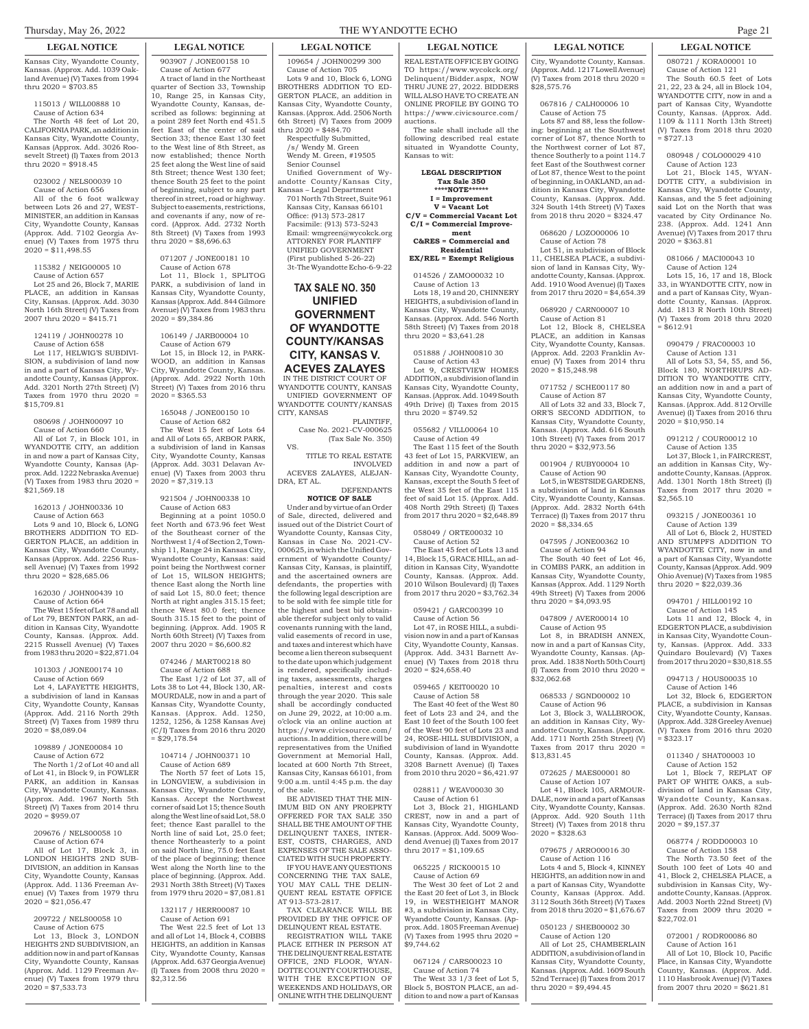**LEGAL NOTICE**

Kansas City, Wyandotte County, Kansas. (Approx. Add. 1039 Oakland Avenue) (V) Taxes from 1994 thru 2020 = $703.85

115013 / WILL00888 10
Cause of Action 634
The North 48 feet of Lot 20, CALIFORNIA PARK, an addition in Kansas City, Wyandotte County, Kansas (Approx. Add. 3026 Roosevelt Street) (I) Taxes from 2013 thru 2020 = $918.45

023002 / NELS00039 10
Cause of Action 656
All of the 6 foot walkway between Lots 26 and 27, WESTMINISTER, an addition in Kansas City, Wyandotte County, Kansas (Approx. Add. 7102 Georgia Avenue) (V) Taxes from 1975 thru 2020 = $11,498.55

115382 / NEIG00005 10
Cause of Action 657
Lot 25 and 26, Block 7, MARIE PLACE, an addition in Kansas City, Kansas. (Approx. Add. 3030 North 16th Street) (V) Taxes from 2007 thru 2020 = $415.71

124119 / JOHN00278 10
Cause of Action 658
Lot 117, HELWIG'S SUBDIVISION, a subdivision of land now in and a part of Kansas City, Wyandotte County, Kansas (Approx. Add. 3201 North 27th Street) (V) Taxes from 1970 thru 2020 = $15,709.81

080698 / JOHN00097 10
Cause of Action 660
All of Lot 7, in Block 101, in WYANDOTTE CITY, an addition in and now a part of Kansas City, Wyandotte County, Kansas (Approx. Add. 1222 Nebraska Avenue) (V) Taxes from 1983 thru 2020 = $21,569.18

162013 / JOHN00336 10
Cause of Action 663
Lots 9 and 10, Block 6, LONG BROTHERS ADDITION TO EDGERTON PLACE, an addition in Kansas City, Wyandotte County, Kansas (Approx. Add. 2256 Russell Avenue) (V) Taxes from 1992 thru 2020 = $28,685.06

162030 / JOHN00439 10
Cause of Action 664
The West 15 feet of Lot 78 and all of Lot 79, BENTON PARK, an addition in Kansas City, Wyandotte County, Kansas. (Approx. Add. 2215 Russell Avenue) (V) Taxes from 1983 thru 2020 = $22,871.04

101303 / JONE00174 10
Cause of Action 669
Lot 4, LAFAYETTE HEIGHTS, a subdivision of land in Kansas City, Wyandotte County, Kansas (Approx. Add. 2116 North 29th Street) (V) Taxes from 1989 thru 2020 = $8,089.04

109889 / JONE00084 10
Cause of Action 672
The North 1/2 of Lot 40 and all of Lot 41, in Block 9, in FOWLER PARK, an addition in Kansas City, Wyandotte County, Kansas. (Approx. Add. 1967 North 5th Street) (V) Taxes from 2014 thru 2020 = $959.07

209676 / NELS00058 10
Cause of Action 674
All of Lot 17, Block 3, in LONDON HEIGHTS 2ND SUBDIVISION, an addition in Kansas City, Wyandotte County, Kansas (Approx. Add. 1136 Freeman Avenue) (V) Taxes from 1979 thru 2020 = $21,056.47

209722 / NELS00058 10
Cause of Action 675
Lot 13, Block 3, LONDON HEIGHTS 2ND SUBDIVISION, an addition now in and part of Kansas City, Wyandotte County, Kansas (Approx. Add. 1129 Freeman Avenue) (V) Taxes from 1979 thru 2020 = $7,533.73

**LEGAL NOTICE**

903907 / JONE00158 10
Cause of Action 677
A tract of land in the Northeast quarter of Section 33, Township 10, Range 25, in Kansas City, Wyandotte County, Kansas, described as follows: beginning at a point 289 feet North and 451.5 feet East of the center of said Section 33; thence East 130 feet to the West line of 8th Street, as now established; thence North 25 feet along the West line of said 8th Street; thence West 130 feet; thence South 25 feet to the point of beginning, subject to any part thereof in street, road or highway. Subject to easements, restrictions, and covenants if any, now of record. (Approx. Add. 2732 North 8th Street) (V) Taxes from 1993 thru 2020 = $8,696.63

071207 / JONE00181 10
Cause of Action 678
Lot 11, Block 1, SPLITOG PARK, a subdivision of land in Kansas City, Wyandotte County, Kansas (Approx. Add. 844 Gilmore Avenue) (V) Taxes from 1983 thru 2020 = $9,384.86

106149 / JARB00004 10
Cause of Action 679
Lot 15, in Block 12, in PARKWOOD, an addition in Kansas City, Wyandotte County, Kansas. (Approx. Add. 2922 North 10th Street) (V) Taxes from 2016 thru 2020 = $365.53

165048 / JONE00150 10
Cause of Action 682
The West 15 feet of Lots 64 and All of Lots 65, ARBOR PARK, a subdivision of land in Kansas City, Wyandotte County, Kansas (Approx. Add. 3031 Delavan Avenue) (V) Taxes from 2003 thru 2020 = $7,319.13

921504 / JOHN00338 10
Cause of Action 683
Beginning at a point 1050.0 feet North and 673.96 feet West of the Southeast corner of the Northwest 1/4 of Section 2, Township 11, Range 24 in Kansas City, Wyandotte County, Kansas: said point being the Northwest corner of Lot 15, WILSON HEIGHTS; thence East along the North line of said Lot 15, 80.0 feet; thence North at right angles 315.15 feet; thence West 80.0 feet; thence South 315.15 feet to the point of beginning. (Approx. Add. 1905 R North 60th Street) (V) Taxes from 2007 thru 2020 = $6,600.82

074246 / MART00218 80
Cause of Action 688
The East 1/2 of Lot 37, all of Lots 38 to Lot 44, Block 130, ARMOURDALE, now in and a part of Kansas City, Wyandotte County, Kansas. (Approx. Add. 1250, 1252, 1256, & 1258 Kansas Ave) (C/I) Taxes from 2016 thru 2020 = $29,178.54

104714 / JOHN00371 10
Cause of Action 689
The North 57 feet of Lots 15, in LONGVIEW, a subdivision in Kansas City, Wyandotte County, Kansas. Accept the Northwest corner of said Lot 15; thence South along the West line of said Lot, 58.0 feet; thence East parallel to the North line of said Lot, 25.0 feet; thence Northeasterly to a point on said North line, 75.0 feet East of the place of beginning; thence West along the North line to the place of beginning. (Approx. Add. 2931 North 38th Street) (V) Taxes from 1979 thru 2020 = $7,081.81

132117 / HERR00087 10
Cause of Action 691
The West 22.5 feet of Lot 13 and all of Lot 14, Block 4, COBBS HEIGHTS, an addition in Kansas City, Wyandotte County, Kansas (Approx. Add. 637 Georgia Avenue) (I) Taxes from 2008 thru 2020 = $2,312.56

**LEGAL NOTICE**

109654 / JOHN00299 300
Cause of Action 705
Lots 9 and 10, Block 6, LONG BROTHERS ADDITION TO EDGERTON PLACE, an addition in Kansas City, Wyandotte County, Kansas. (Approx. Add. 2506 North 6th Street) (V) Taxes from 2009 thru 2020 = $484.70

Respectfully Submitted,
/s/ Wendy M. Green
Wendy M. Green, #19505
Senior Counsel
Unified Government of Wyandotte County/Kansas City, Kansas – Legal Department
701 North 7th Street, Suite 961
Kansas City, Kansas 66101
Office: (913) 573-2817
Facsimile: (913) 573-5243
Email: wmgreen@wycokck.org
ATTORNEY FOR PLANTIFF
UNIFIED GOVERNMNENT
(First published 5-26-22)
3t-The Wyandotte Echo-6-9-22

## TAX SALE NO. 350 UNIFIED GOVERNMENT OF WYANDOTTE COUNTY/KANSAS CITY, KANSAS V. ACEVES ZALAYES

IN THE DISTRICT COURT OF WYANDOTTE COUNTY, KANSAS
UNIFIED GOVERNMENT OF WYANDOTTE COUNTY/KANSAS CITY, KANSAS
PLAINTIFF,
Case No. 2021-CV-000625
(Tax Sale No. 350)
VS.
TITLE TO REAL ESTATE INVOLVED
ACEVES ZALAYES, ALEJANDRA, ET AL.
DEFENDANTS

**NOTICE OF SALE**

Under and by virtue of an Order of Sale, directed, delivered and issued out of the District Court of Wyandotte County, Kansas City, Kansas in Case No. 2021-CV-000625, in which the Unified Government of Wyandotte County/Kansas City, Kansas, is plaintiff, and the ascertained owners are defendants, the properties with the following legal description are to be sold with fee simple title for the highest and best bid obtainable therefor subject only to valid covenants running with the land, valid easements of record in use, and taxes and interest which have become a lien thereon subsequent to the date upon which judgement is rendered, specifically including taxes, assessments, charges penalties, interest and costs through the year 2020. This sale shall be accordingly conducted on June 29, 2022, at 10:00 a.m. o'clock via an online auction at https://www.civicsource.com/auctions. In addition, there will be representatives from the Unified Government at Memorial Hall, located at 600 North 7th Street, Kansas City, Kansas 66101, from 9:00 a.m. until 4:45 p.m. the day of the sale.

BE ADVISED THAT THE MINIMUM BID ON ANY PROEPRTY OFFERED FOR TAX SALE 350 SHALL BE THE AMOUNT OF THE DELINQUENT TAXES, INTEREST, COSTS, CHARGES, AND EXPENSES OF THE SALE ASSOCIATED WITH SUCH PROPERTY.

IF YOU HAVE ANY QUESTIONS CONCERNING THE TAX SALE, YOU MAY CALL THE DELINQUENT REAL ESTATE OFFICE AT 913-573-2817.

TAX CLEARANCE WILL BE PROVIDED BY THE OFFICE OF DELINQUENT REAL ESTATE.

REGISTRATION WILL TAKE PLACE EITHER IN PERSON AT THE DELINQUENT REAL ESTATE OFFICE, 2ND FLOOR, WYANDOTTE COUNTY COURTHOUSE, WITH THE EXCEPTION OF WEEKENDS AND HOLIDAYS, OR ONLINE WITH THE DELINQUENT

**LEGAL NOTICE**

REAL ESTATE OFFICE BY GOING TO https://www.wycokck.org/Delinquent/Bidder.aspx, NOW THRU JUNE 27, 2022. BIDDERS WILL ALSO HAVE TO CREATE AN ONLINE PROFILE BY GOING TO https://www.civicsource.com/auctions.

The sale shall include all the following described real estate situated in Wyandotte County, Kansas to wit:

**LEGAL DESCRIPTION**
**Tax Sale 350**
**\*\*\*\*NOTE\*\*\*\*\*\***
**I = Improvement**
**V = Vacant Lot**
**C/V = Commercial Vacant Lot**
**C/I = Commercial Improvement**
**C&RES = Commercial and Residential**
**EX/REL = Exempt Religious**

014526 / ZAMO00032 10
Cause of Action 13
Lots 18, 19 and 20, CHINNERY HEIGHTS, a subdivision of land in Kansas City, Wyandotte County, Kansas. (Approx. Add. 546 North 58th Street) (V) Taxes from 2018 thru 2020 = $3,641.28

051888 / JOHN00810 30
Cause of Action 43
Lot 9, CRESTVIEW HOMES ADDITION, a subdivision of land in Kansas City, Wyandotte County, Kansas. (Approx. Add. 1049 South 49th Drive) (I) Taxes from 2015 thru 2020 = $749.52

055682 / VILL00064 10
Cause of Action 49
The East 115 feet of the South 43 feet of Lot 15, PARKVIEW, an addition in and now a part of Kansas City, Wyandotte County, Kansas, except the South 5 feet of the West 35 feet of the East 115 feet of said Lot 15. (Approx. Add. 408 North 29th Street) (I) Taxes from 2017 thru 2020 = $2,648.89

058049 / ORTE00032 10
Cause of Action 52
The East 45 feet of Lots 13 and 14, Block 15, GRACE HILL, an addition in Kansas City, Wyandotte County, Kansas. (Approx. Add. 2010 Wilson Boulevard) (I) Taxes from 2017 thru 2020 = $3,762.34

059421 / GARC00399 10
Cause of Action 56
Lot 47, in ROSE HILL, a subdivision now in and a part of Kansas City, Wyandotte County, Kansas. (Approx. Add. 3431 Barnett Avenue) (V) Taxes from 2018 thru 2020 = $24,658.40

059465 / KEIT00020 10
Cause of Action 58
The East 40 feet of the West 80 feet of Lots 23 and 24, and the East 10 feet of the South 100 feet of the West 90 feet of Lots 23 and 24, ROSE-HILL SUBDIVISION, a subdivision of land in Wyandotte County, Kansas. (Approx. Add. 3208 Barnett Avenue) (I) Taxes from 2010 thru 2020 = $6,421.97

028811 / WEAV00030 30
Cause of Action 61
Lot 3, Block 21, HIGHLAND CREST, now in and a part of Kansas City, Wyandotte County, Kansas. (Approx. Add. 5009 Woodend Avenue) (I) Taxes from 2017 thru 2017 = $1,109.65

065225 / RICK00015 10
Cause of Action 69
The West 30 feet of Lot 2 and the East 20 feet of Lot 3, in Block 19, in WESTHEIGHT MANOR #3, a subdivision in Kansas City, Wyandotte County, Kansas. (Approx. Add. 1805 Freeman Avenue) (V) Taxes from 1995 thru 2020 = $9,744.62

067124 / CARS00023 10
Cause of Action 74
The West 33 1/3 feet of Lot 5, Block 5, BOSTON PLACE, an addition to and now a part of Kansas

**LEGAL NOTICE**

City, Wyandotte County, Kansas. (Approx. Add. 1217 Lowell Avenue) (V) Taxes from 2018 thru 2020 = $28,575.76

067816 / CALH00006 10
Cause of Action 75
Lots 87 and 88, less the following: beginning at the Southwest corner of Lot 87, thence North to the Northwest corner of Lot 87, thence Southerly to a point 114.7 feet East of the Southwest corner of Lot 87, thence West to the point of beginning, in OAKLAND, an addition in Kansas City, Wyandotte County, Kansas. (Approx. Add. 324 South 14th Street) (V) Taxes from 2018 thru 2020 = $324.47

068620 / LOZO00006 10
Cause of Action 78
Lot 51, in subdivision of Block 11, CHELSEA PLACE, a subdivision of land in Kansas City, Wyandotte County, Kansas. (Approx. Add. 1910 Wood Avenue) (I) Taxes from 2017 thru 2020 = $4,654.39

068920 / CARN00007 10
Cause of Action 81
Lot 12, Block 8, CHELSEA PLACE, an addition in Kansas City, Wyandotte County, Kansas. (Approx. Add. 2203 Franklin Avenue) (V) Taxes from 2014 thru 2020 = $15,248.98

071752 / SCHE00117 80
Cause of Action 87
All of Lots 32 and 33, Block 7, ORR'S SECOND ADDITION, to Kansas City, Wyandotte County, Kansas. (Approx. Add. 616 South 10th Street) (V) Taxes from 2017 thru 2020 = $32,973.56

001904 / RUBY00004 10
Cause of Action 90
Lot 5, in WESTSIDE GARDENS, a subdivision of land in Kansas City, Wyandotte County, Kansas. (Approx. Add. 2832 North 64th Terrace) (I) Taxes from 2017 thru 2020 = $8,334.65

047595 / JONE00362 10
Cause of Action 94
The South 40 feet of Lot 46, in COMBS PARK, an addition in Kansas City, Wyandotte County, Kansas (Approx. Add. 1129 North 49th Street) (V) Taxes from 2006 thru 2020 = $4,093.95

047809 / AVER00014 10
Cause of Action 95
Lot 8, in BRADISH ANNEX, now in and a part of Kansas City, Wyandotte County, Kansas. (Approx. Add. 1838 North 50th Court) (I) Taxes from 2010 thru 2020 = $32,062.68

068533 / SGND00002 10
Cause of Action 96
Lot 3, Block 3, WALLBROOK, an addition in Kansas City, Wyandotte County, Kansas. (Approx. Add. 1711 North 25th Street) (V) Taxes from 2017 thru 2020 = $13,831.45

072625 / MAES00001 80
Cause of Action 107
Lot 41, Block 105, ARMOURDALE, now in and a part of Kansas City, Wyandotte County, Kansas. (Approx. Add. 920 South 11th Street) (V) Taxes from 2018 thru 2020 = $328.63

079675 / ARRO00016 30
Cause of Action 116
Lots 4 and 5, Block 4, KINNEY HEIGHTS, an addition now in and a part of Kansas City, Wyandotte County, Kansas (Approx. Add. 3112 South 36th Street) (V) Taxes from 2018 thru 2020 = $1,676.67

050123 / SHEB00002 30
Cause of Action 120
All of Lot 25, CHAMBERLAIN ADDITION, a subdivision of land in Kansas City, Wyandotte County, Kansas. (Approx. Add. 1609 South 52nd Terrace) (I) Taxes from 2017 thru 2020 = $9,494.45

**LEGAL NOTICE**

080721 / KORA00001 10
Cause of Action 121
The South 60.5 feet of Lots 21, 22, 23 & 24, all in Block 104, WYANDOTTE CITY, now in and a part of Kansas City, Wyandotte County, Kansas. (Approx. Add. 1109 & 1111 North 13th Street) (V) Taxes from 2018 thru 2020 = $727.13

080948 / COLO00029 410
Cause of Action 123
Lot 21, Block 145, WYANDOTTE CITY, a subdivision in Kansas City, Wyandotte County, Kansas, and the 5 feet adjoining said Lot on the North that was vacated by City Ordinance No. 238. (Approx. Add. 1241 Ann Avenue) (V) Taxes from 2017 thru 2020 = $363.81

081066 / MACI00043 10
Cause of Action 124
Lots 15, 16, 17 and 18, Block 33, in WYANDOTTE CITY, now in and a part of Kansas City, Wyandotte County, Kansas. (Approx. Add. 1813 R North 10th Street) (V) Taxes from 2018 thru 2020 = $612.91

090479 / FRAC00003 10
Cause of Action 131
All of Lots 53, 54, 55, and 56, Block 180, NORTHRUPS ADDITION TO WYANDOTTE CITY, an addition now in and a part of Kansas City, Wyandotte County, Kansas. (Approx. Add. 812 Orville Avenue) (I) Taxes from 2016 thru 2020 = $10,950.14

091212 / COUR00012 10
Cause of Action 135
Lot 37, Block 1, in FAIRCREST, an addition in Kansas City, Wyandotte County, Kansas. (Approx. Add. 1301 North 18th Street) (I) Taxes from 2017 thru 2020 = $2,565.10

093215 / JONE00361 10
Cause of Action 139
All of Lot 6, Block 2, HUSTED AND STUMPFS ADDITION TO WYANDOTTE CITY, now in and a part of Kansas City, Wyandotte County, Kansas (Approx. Add. 909 Ohio Avenue) (V) Taxes from 1985 thru 2020 = $22,039.36

094701 / HILL00192 10
Cause of Action 145
Lots 11 and 12, Block 4, in EDGERTON PLACE, a subdivision in Kansas City, Wyandotte County, Kansas. (Approx. Add. 333 Quindaro Boulevard) (V) Taxes from 2017 thru 2020 = $30,818.55

094713 / HOUS00035 10
Cause of Action 146
Lot 32, Block 6, EDGERTON PLACE, a subdivision in Kansas City, Wyandotte County, Kansas. (Approx. Add. 328 Greeley Avenue) (V) Taxes from 2016 thru 2020 = $323.17

011340 / SHAT00003 10
Cause of Action 152
Lot 1, Block 7, REPLAT OF PART OF WHITE OAKS, a subdivision of land in Kansas City, Wyandotte County, Kansas. (Approx. Add. 2630 North 82nd Terrace) (I) Taxes from 2017 thru 2020 = $9,157.37

068774 / RODD00003 10
Cause of Action 158
The North 73.50 feet of the South 100 feet of Lots 40 and 41, Block 2, CHELSEA PLACE, a subdivision in Kansas City, Wyandotte County, Kansas. (Approx. Add. 2003 North 22nd Street) (V) Taxes from 2009 thru 2020 = $22,702.01

072001 / RODR00086 80
Cause of Action 161
All of Lot 10, Block 10, Pacific Place, in Kansas City, Wyandotte County, Kansas. (Approx. Add. 1110 Hasbrook Avenue) (V) Taxes from 2007 thru 2020 = $621.81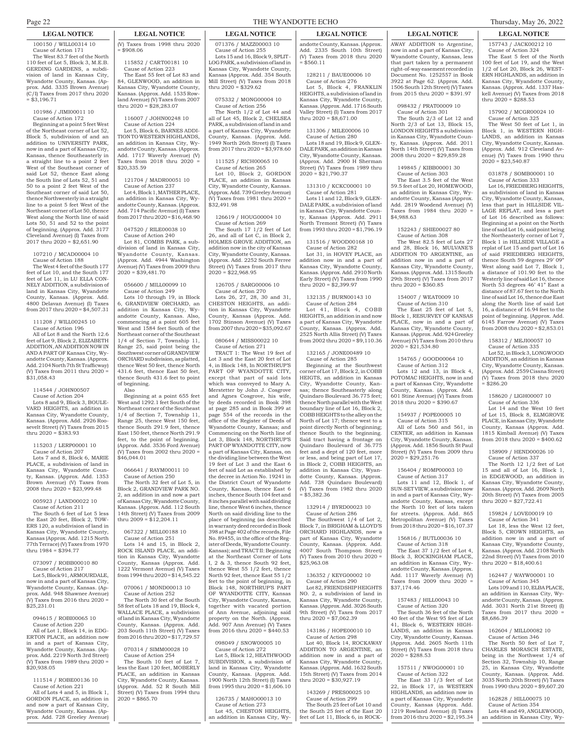**LEGAL NOTICE**

100150 / WILL00314 10
Cause of Action 171
The West 83.7 feet of the North 110 feet of Lot 5, Block 3, M.E.B. GERDING GARDENS, a subdivision of land in Kansas City, Wyandotte County, Kansas. (Approx. Add. 3335 Brown Avenue) (C/I) Taxes from 2017 thru 2020 = $3,196.71

101986 / JIMI00011 10
Cause of Action 172
Beginning at a point 5 feet West of the Northeast corner of Lot 52, Block 5, subdivision of and an addition to UNIVERSITY PARK, now in and a part of Kansas City, Kansas, thence Southeasterly in a straight line to a point 2 feet West of the Southeast corner of said Lot 52, thence East along the South line of Lots 52, 51 and 50 to a point 2 feet West of the Southeast corner of said Lot 50, thence Northwesterly in a straight line to a point 5 feet West of the Northeast corner of Lot 50, thence West along the North line of said Lots 50, 51 and 52 to the point of beginning. (Approx. Add. 3177 Cleveland Avenue) (I) Taxes from 2017 thru 2020 = $2,651.90

107210 / MCAD00004 10
Cause of Action 188
The West 4 feet of the South 177 feet of Lot 10, and the South 177 feet of Lot 11, in LU ELLA CONNELY ADDITION, a subdivision of land in Kansas City, Wyandotte County, Kansas. (Approx. Add. 4800 Delavan Avenue) (I) Taxes from 2017 thru 2020 = $4,507.31

111208 / WILL00245 10
Cause of Action 196
All of Lot 8 and the North 12.6 feet of Lot 9, Block 2, ELIZABETH ADDITION, AN ADDITION NOW IN AND A PART OF Kansas City, Wyandotte County, Kansas. (Approx. Add. 2104 North 7th St Trafficway) (V) Taxes from 2011 thru 2020 = $31,058.43

114544 / JOHN00507
Cause of Action 204
Lots 8 and 9, Block 3, BOULEVARD HEIGHTS, an addition in Kansas City, Wyandotte County, Kansas. (Approx. Add. 2926 Roosevelt Street) (V) Taxes from 2015 thru 2020 = $383.93

115203 / LERP00001 10
Cause of Action 207
Lots 7 and 8, Block 6, MARIE PLACE, a subdivision of land in Kansas City, Wyandotte County, Kansas. (Approx. Add. 1353 Brown Avenue) (V) Taxes from 2008 thru 2020 = $23,999.48

005923 / LAND00022 10
Cause of Action 211
The South 6 feet of Lot 5 less the East 20 feet, Block 2, TOWERS 120, a subdivision of land in Kansas City, Wyandotte County, Kansas (Approx. Add. 1215 North 77th Terrace) (V) Taxes from 1970 thru 1984 = $394.77

073097 / ROBB00010 80
Cause of Action 217
Lot 5, Block 91, ARMOURDALE, now in and a part of Kansas City, Wyandotte County, Kansas. (Approx. Add. 948 Shawnee Avenue) (V) Taxes from 2016 thru 2020 = $25,231.01

094615 / ROBI00065 10
Cause of Action 220
All of Lot 1, Block 14, in EDGERTON PLACE, an addition now in and a part of Kansas City, Wyandotte County, Kansas. (Approx. Add. 2219 North 3rd Street) (V) Taxes from 1989 thru 2020 = $20,938.05

111514 / ROBE00136 10
Cause of Action 221
All of Lots 4 and 5, in Block 1, GORDON PLACE, an addition in and now a part of Kansas City, Wyandotte County, Kansas. (Approx. Add. 728 Greeley Avenue) (V) Taxes from 1998 thru 2020 = $908.06

115852 / CART00181 10
Cause of Action 223
The East 55 feet of Lot 83 and 84, GLENWOOD, an addition in Kansas City, Wyandotte County, Kansas. (Approx. Add. 1535 Rowland Avenue) (V) Taxes from 2007 thru 2020 = $28,283.07

116007 / JOHN00248 10
Cause of Action 224
Lot 5, Block 6, BARNES ADDITION TO WESTERN HIGHLANDS, an addition in Kansas City, Wyandotte County, Kansas. (Approx. Add. 1717 Waverly Avenue) (V) Taxes from 2018 thru 2020 = $20,335.59

121704 / MADR00051 10
Cause of Action 237
Lot 4, Block 1, MATHER PLACE, an addition in Kansas City, Wyandotte County, Kansas. (Approx. Add. 714 Pacific Avenue) (I) Taxes from 2017 thru 2020 = $16,468.90

047520 / RILE00038 10
Cause of Action 240
Lot 81, COMBS PARK, a subdivision of land in Kansas City, Wyandotte County, Kansas. (Approx. Add. 4944 Washington Avenue) (V) Taxes from 2009 thru 2020 = $39,481.70

056600 / MILL00099 10
Cause of Action 249
Lots 10 through 19, in Block 6, GRANDVIEW ORCHARD, an addition in Kansas City, Wyandotte County, Kansas. Also, commencing at a point 605 feet West and 1584 feet South of the Northeast corner of the Southeast 1/4 of Section 7, Township 11, Range 25, said point being the Southwest corner of GRANDVIEW ORCHARD subdivision, as platted, thence West 50 feet, thence North 431.6 feet, thence East 50 feet, thence South 431.6 feet to point of beginning.
Also
Beginning at a point 655 feet West and 1292.1 feet South of the Northeast corner of the Southeast 1/4 of Section 7, Township 11, Range 25, thence West 150 feet, thence South 291.9 feet, thence East 150 feet, thence North 291.9 feet, to the point of beginning. (Approx. Add. 3536 Ford Avenue) (V) Taxes from 2002 thru 2020 = $46,044.01

066641 / RAYM00011 10
Cause of Action 250
The North 32 feet of Lot 5, in Block 2, GRANDVIEW PARK NO. 2, an addition in and now a part of Kansas City, Wyandotte County, Kansas. (Approx. Add. 112 South 14th Street) (V) Taxes from 2009 thru 2009 = $12,204.11

067322 / MILL00188 10
Cause of Action 251
Lots 14 and 15, in Block 2, ROCK ISLAND PLACE, an addition in Kansas City, Wyandotte County, Kansas (Approx. Add. 1222 Vermont Avenue) (V) Taxes from 1994 thru 2020 = $14,545.22

070061 / MOND00013 10
Cause of Action 252
The North 30 feet of the South 58 feet of Lots 18 and 19, Block 4, WALLACE PLACE, a subdivision of land in Kansas City, Wyandotte County, Kansas. (Approx. Add. 203 South 11th Street) (V) Taxes from 2016 thru 2020 = $17,729.57

070314 / SIMM00028 10
Cause of Action 254
The South 10 feet of Lot 7, less the East 120 feet, MOBERLY PLACE, an addition in Kansas City, Wyandotte County, Kansas. (Approx. Add. 52 R South Mill Street) (V) Taxes from 1994 thru 2020 = $865.70

071376 / MAZZ00003 10
Cause of Action 255
Lots 15 and 16, Block 9, SPLIT-LOG PARK, a subdivision of land in Kansas City, Wyandotte County, Kansas (Approx. Add. 354 South Mill Street) (V) Taxes from 2018 thru 2020 = $329.62

075332 / MONG00004 10
Cause of Action 256
The North 1/2 of Lot 44 and all of Lot 45, Block 2, CHELSEA PARK, a subdivision of land in and a part of Kansas City, Wyandotte County, Kansas. (Approx. Add. 1949 North 26th Street) (I) Taxes from 2017 thru 2020 = $3,978.60

111525 / RICH00065 10
Cause of Action 265
Lot 10, Block 2, GORDON PLACE, an addition in Kansas City, Wyandotte County, Kansas. (Approx. Add. 739 Greeley Avenue) (V) Taxes from 1981 thru 2020 = $32,491.98

126619 / HOUG00004 10
Cause of Action 269
The South 17 1/2 feet of Lot 26, and all of Lot C, in Block 2, HOLMES GROVE ADDITION, an addition now in the city of Kansas City, Wyandotte County, Kansas. (Approx. Add. 2252 South Ferree Street) (V) Taxes from 2017 thru 2020 = $22,968.95

126705 / SARG00006 10
Cause of Action 270
Lots 26, 27, 28, 30 and 31, CHESTON HEIGHTS, an addition in Kansas City, Wyandotte County, Kansas (Approx. Add. 1702 Stinson Avenue) (V) Taxes from 2007 thru 2020 = $35,092.67

080644 / MISS00022 10
Cause of Action 271
TRACT 1: The West 19 feet of Lot 3 and the East 20 feet of Lot 4, in Block 148, In NORTHRUP'S PART OF WYANDOTTE CITY, except that part of said lots which was conveyed to Mary A. Merstetter by John J. Cosgrove and Agnes Cosgrove, his wife, by deeds recorded in Book 398 at page 285 and in Book 399 at page 554 of the records in the office of the Register of Deeds of Wyandotte County, Kansas; and Commencing on the North line of Lot 3, Block 148, NORTHRUP'S PART OP WYANDOTTE CITY, now a part of Kansas City, Kansas, on the dividing line between the West 19 feet of Lot 3 and the East 6 feet of said Lot as established by the decree in Action No. 19241 in the District Court of Wyandotte County, Kansas, thence East 6 inches, thence South 104 feet and 8 inches parallel with said dividing line, thence West 6 inches, thence North on said dividing line to the place of beginning (as described in warranty deed recorded in Book 398 at Page 402 of the records, File No. 89455, in the office of the Register of Deeds, Wyandotte County. Kansas); and TRACT II: Beginning at the Northeast Corner of Lots I, 2 & 3, thence South 92 feet, thence West 55 1/2 feet, thence North 92 feet, thence East 55 1/2 feet to the point of beginning, in Block 148, NORTHRUP'S PART OF WYANDOTTE CITY, Kansas City, Wyandotte County, Kansas, together with vacated portion of Ann Avenue, adjoining said property on the North. (Approx. Add. 907 Ann Avenue) (V) Taxes from 2016 thru 2020 = $440.53

098049 / SNOW00005 10
Cause of Action 272
Lot 5, Block 12, HEATHWOOD SUBDIVISION, a subdivision of land in Kansas City, Wyandotte County, Kansas. (Approx. Add. 1900 North 12th Street) (I) Taxes from 1995 thru 2020 = $1,606.10

126735 / MAHO00013 10
Cause of Action 273
Lot 45, CHESTON HEIGHTS, an addition in Kansas City, Wyandotte County, Kansas. (Approx. Add. 2335 South 10th Street) (V) Taxes from 2018 thru 2020 = $560.11

128211 / BAUE00006 10
Cause of Action 276
Lot 5, Block 4, FRANKLIN HEIGHTS, a subdivision of land in Kansas City, Wyandotte County, Kansas. (Approx. Add. 1716 South Valley Street) (I) Taxes from 2017 thru 2020 = $8,671.00

131306 / MILE00006 10
Cause of Action 280
Lots 18 and 19, Block 9, GLENDALE PARK, an addition in Kansas City, Wyandotte County, Kansas. (Approx. Add. 2900 H Sherman Street) (V) Taxes from 1989 thru 2020 = $21,790.37

131310 / KCKC00001 10
Cause of Action 281
Lots 11 and 12, Block 9, GLENDALE PARK, a subdivision of land in Kansas City, Wyandotte County, Kansas (Approx. Add. 2911 North Tremont Street) (V) Taxes from 1993 thru 2020 = $1,796.19

131516 / WOOD00168 10
Cause of Action 282
Lot 31, in HOVEY PLACE, an addition now in and a part of Kansas City, Wyandotte County, Kansas. (Approx. Add. 2910 North Early Street) (V) Taxes from 1990 thru 2020 = $2,399.97

132135 / BURN00143 10
Cause of Action 284
Lot 41, Block 4, COBB HEIGHTS, an addition in and now a part of Kansas City, Wyandotte County, Kansas. (Approx. Add. 2525 North Allis Street) (V) Taxes from 2002 thru 2020 = $9,110.36

132165 / JONE00489 10
Cause of Action 285
Beginning at the Southwest corner of Lot 17, Block 2, in COBB HEIGTS, an addition in Kansas City, Wyandotte County, Kansas; thence Southeasterly along Quindaro Boulevard 36.775 feet; thence North parallel with the West boundary line of Lot 16, Block 2, COBB HEIGHTS to the alley on the North of Lot 17; thence west to a point directly North of beginning; thence South to the beginning. Said tract having a frontage on Quindaro Boulevard of 36.775 feet and a dept of 120 feet, more or less, and being part of Lot 17, in Block 2, COBB HEIGHTS, an addition in Kansas City, Wyandotte County, Kansas. (Approx. Add. 738 Quindaro Boulevard) (V) Taxes from 1982 thru 2020 = $5,382.36

132914 / BYRD00023 10
Cause of Action 286
The Southwest 1/4 of Lot 2, Block 7, in BRIGHAM & LLOYD'S ORCHARD HIGHLANDS, now a part of Kansas City, Wyandotte County, Kansas. (Approx. Add. 4007 South Thompson Street) (V) Taxes from 2010 thru 2020 = $25,963.08

136352 / KEYG00002 10
Cause of Action 290
Lot 82, FRIENDSHIP HEIGHTS NO. 2, a subdivision of land in Kansas City, Wyandotte County, Kansas. (Approx. Add. 3026 South 9th Street) (V) Taxes from 2017 thru 2020 = $7,062.39

143186 / HOPE00010 10
Cause of Action 298
Lot 40, Block 14, ROCKAWAY ADDITION TO ARGENTINE, an addition now in and a part of Kansas City, Wyandotte County, Kansas. (Approx. Add. 1632 South 15th Street) (V) Taxes from 2014 thru 2020 = $30,927.19

143269 / PRES00025 10
Cause of Action 299
The South 25 feet of Lot 10 and the South 25 feet of the East 20 feet of Lot 11, Block 6, in ROCKAWAY ADDITION to Argentine, now in and a part of Kansas City, Wyandotte County, Kansas, less that part taken by a permanent right-of-way easement recorded in Document No. 1252557 in Book 3922 at Page 62. (Approx. Add. 1506 South 12th Street) (V) Taxes from 2015 thru 2020 = $391.97

098432 / PRAT00009 10
Cause of Action 301
The South 2/3 of Lot 12 and North 2/3 of Lot 13, Block 15, LONDON HEIGHTS a subdivision in Kansas City, Wyandotte County, Kansas. (Approx. Add. 2011 North 14th Street) (V) Taxes from 2008 thru 2020 = $29,859.28

149845 / KIBB00001 30
Cause of Action 303
The East 3.5 feet of the West 59.5 feet of Lot 20, HOMEWOOD, an addition in Kansas City, Wyandotte County, Kansas (Approx. Add. 2819 Woodend Avenue) (V) Taxes from 1984 thru 2020 = $4,988.63

152243 / SHIE00027 80
Cause of Action 308
The West 82.5 feet of Lots 27 and 28, Block 16, MULVANE'S ADDITION TO ARGENTINE, an addition now in and a part of Kansas City, Wyandotte County, Kansas. (Approx. Add. 1315 South 29th Street) (V) Taxes from 2017 thru 2020 = $360.85

154007 / WEAT0009 10
Cause of Action 310
The East 25 feet of Lot 5, Block 1, RESURVEY OF KANSAS PLACE, now in and a part of Kansas City, Wyandotte County, Kansas. (Approx. Add. 924 Greeley Avenue) (V) Taxes from 2010 thru 2020 = $21,534.80

154765 / GOOD00064 10
Cause of Action 312
Lots 12 and 13, in Block 4, POTOMAC HEIGHTS, now in and a part of Kansas City, Wyandotte County, Kansas. (Approx. Add. 601 Stine Avenue) (V) Taxes from 2018 thru 2020 = $390.67

154937 / POPE00005 10
Cause of Action 315
All of Lots 560 and 561, in CENTER, an addition in Kansas City, Wyandotte County, Kansas. (Approx. Add. 1856 South St Paul Street) (V) Taxes from 2009 thru 2020 = $29,251.76

156404 / ROMP00003 10
Cause of Action 317
Lots 11 and 12, Block 1, of SUN-SET VIEW, a subdivision now in and a part of Kansas City, Wyandotte County, Kansas, except the North 10 feet of lots taken for streets. (Approx. Add. 865 Metropolitan Avenue) (V) Taxes from 2018 thru 2020 = $16,107.37

156816 / BUTL00036 10
Cause of Action 318
The East 37 1/2 feet of Lot 4, Block 3, ROCKINGHAM PLACE, an addition in Kansas City, Wyandotte County, Kansas. (Approx. Add. 1117 Waverly Avenue) (V) Taxes from 2009 thru 2020 = $37,174.46

157483 / HILL00043 10
Cause of Action 320
The South 36 feet of the North 40 feet of the West 95 feet of Lot 41, Block 6, WESTERN HIGHLANDS, an addition in Kansas City, Wyandotte County, Kansas. (Approx. Add. 2605 North 11th Street) (V) Taxes from 2018 thru 2020 = $288.53

157511 / NWOG00001 10
Cause of Action 322
The East 33 1/3 feet of Lot 22, in Block 17, in WESTERN HIGHLANDS, an addition now in a part of Kansas City, Wyandotte County, Kansas (Approx. Add. 1219 Rowland Avenue) (I) Taxes from 2016 thru 2020 = $2,195.34

157743 / JACK00212 10
Cause of Action 324
The East 5 feet of the North 100 feet of Lot 19, and the West 1/2 of Lot 20, Block 26, WESTERN HIGHLANDS, an addition in Kansas City, Wyandotte County, Kansas. (Approx. Add. 1337 Haskell Avenue) (V) Taxes from 2018 thru 2020 = $288.53

157902 / MCGR00024 10
Cause of Action 325
The West 50 feet of Lot 1, in Block 1, in WESTERN HIGHLANDS, an addition in Kansas City, Wyandotte County, Kansas. (Approx. Add. 912 Cleveland Avenue) (V) Taxes from 1990 thru 2020 = $23,540.87

031878 / SOMB00001 10
Cause of Action 333
Lot 16, FRIEDBERG HEIGHTS, as subdivision of land in Kansas City, Wyandotte County, Kansas, less that part in HILLSIDE VILLAGE REPLAT, and less a part of Lot 16 described as follows: Beginning at a point on the North line of said Lot 16, said point being the Northeasterly corner of Lot 7, Block 1 in HILLSIDE VILLAGE a replat of Lot 15 and part of Lot 16 of said FRIEDBERG HEIGHTS, thence South 59 degrees 29' 09" West along said Lot 7, Block 1, a distance of 101.90 feet to the Westerly line of said Lot 16, thence North 53 degrees 46' 41" East a distance of 87.67 feet to the North line of said Lot 16, thence due East along the North line of said Lot 16, a distance of 16.94 feet to the point of beginning. (Approx. Add. 6145 Farrow Avenue) (V) Taxes from 2008 thru 2020 = $2,853.01

158312 / MEJI00057 10
Cause of Action 335
Lot 52, in Block 3, LONGWOOD ADDITION, an addition in Kansas City, Wyandotte County, Kansas. (Approx. Add. 2559 Cissna Street) (V) Taxes from 2018 thru 2020 = $286.20

158620 / LIGH00007 10
Cause of Action 336
Lot 14 and the West 10 feet of Lot 15, Block 8, ELMGROVE PLACE, in Kansas City, Wyandotte County, Kansas (Approx. Add. 1815 Kimball Avenue) (V) Taxes from 2018 thru 2020 = $400.62

158909 / HEND00026 10
Cause of Action 337
The North 12 1/2 feet of Lot 15 and all of Lot 16, Block 1, in EDGEWOOD, an addition in Kansas City, Wyandotte County, Kansas. (Approx. Add. 2609 North 20th Street) (V) Taxes from 2005 thru 2020 = $27,722.41

159824 / LOVE00019 10
Cause of Action 341
Lot 18, less the West 12 feet, Block 5, CROWN HEIGHTS, an addition now in and a part of Kansas City, Wyandotte County, Kansas. (Approx. Add. 2108 North 22nd Street) (V) Taxes from 2010 thru 2020 = $18,400.61

162447 / WAYW00001 10
Cause of Action 345
Lots 109 and 110, ELBA PLACE, an addition in Kansas City, Wyandotte County, Kansas. (Approx. Add. 3031 North 21st Street) (I) Taxes from 2017 thru 2020 = $8,686.39

162604 / MILL00082 10
Cause of Action 346
The North 50 feet of Lot 7, CHARLES MORASCH ESTATE, being in the Northwest 1/4 of Section 32, Township 10, Range 25, in Kansas City, Wyandotte County, Kansas. (Approx. Add. 3035 North 20th Street) (V) Taxes from 1990 thru 2020 = $9,607.20

162828 / HILL00075 10
Cause of Action 354
Lots 48 and 49, ANGLEWOOD, an addition in Kansas City, Wy-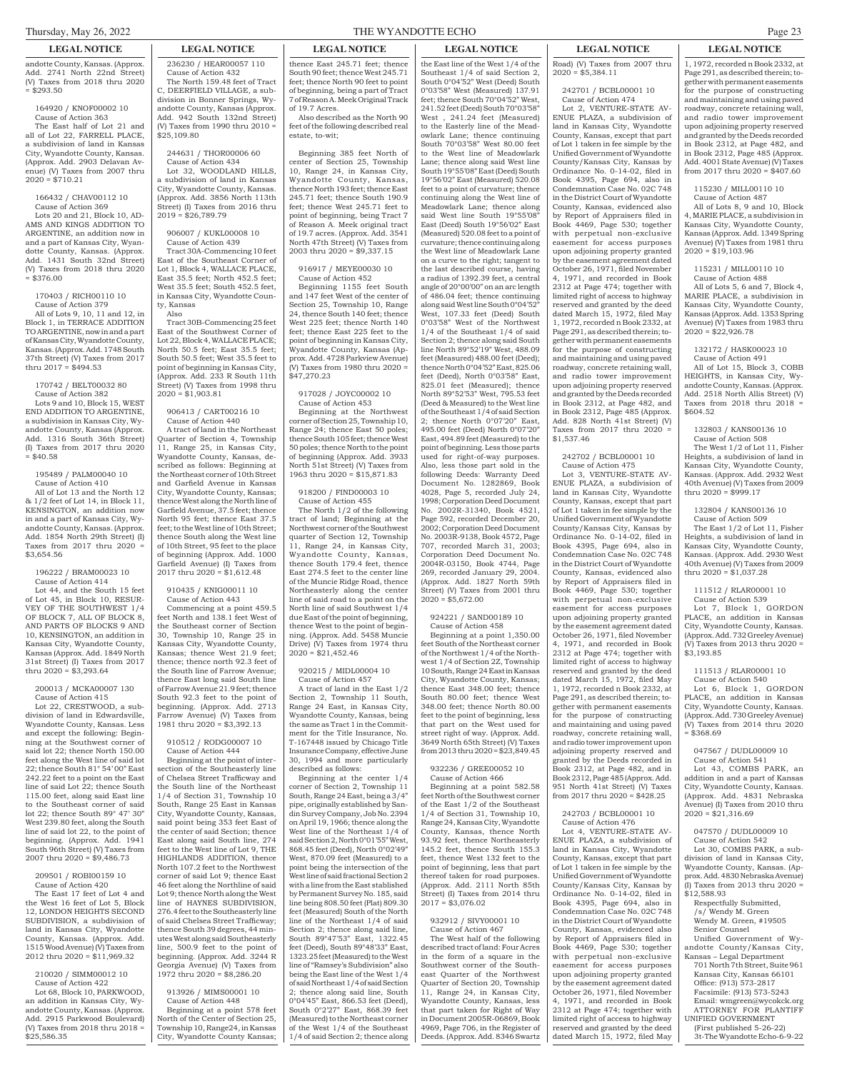**LEGAL NOTICE**

andotte County, Kansas. (Approx. Add. 2741 North 22nd Street) (V) Taxes from 2018 thru 2020 = $293.50

164920 / KNOF00002 10
Cause of Action 363
The East half of Lot 21 and all of Lot 22, FARRELL PLACE, a subdivision of land in Kansas City, Wyandotte County, Kansas. (Approx. Add. 2903 Delavan Avenue) (V) Taxes from 2007 thru 2020 = $710.21

166432 / CHAV00112 10
Cause of Action 369
Lots 20 and 21, Block 10, ADAMS AND KINGS ADDITION TO ARGENTINE, an addition now in and a part of Kansas City, Wyandotte County, Kansas. (Approx. Add. 1431 South 32nd Street) (V) Taxes from 2018 thru 2020 = $376.00

170403 / RICH00110 10
Cause of Action 379
All of Lots 9, 10, 11 and 12, in Block 1, in TERRACE ADDITION TO ARGENTINE, now in and a part of Kansas City, Wyandotte County, Kansas. (Approx. Add. 1748 South 37th Street) (V) Taxes from 2017 thru 2017 = $494.53

170742 / BELT00032 80
Cause of Action 382
Lots 9 and 10, Block 15, WEST END ADDITION TO ARGENTINE, a subdivision in Kansas City, Wyandotte County, Kansas (Approx. Add. 1316 South 36th Street) (I) Taxes from 2017 thru 2020 = $40.58

195489 / PALM00040 10
Cause of Action 410
All of Lot 13 and the North 12 & 1/2 feet of Lot 14, in Block 11, KENSINGTON, an addition now in and a part of Kansas City, Wyandotte County, Kansas. (Approx. Add. 1854 North 29th Street) (I) Taxes from 2017 thru 2020 = $3,654.56

196222 / BRAM00023 10
Cause of Action 414
Lot 44, and the South 15 feet of Lot 45, in Block 10, RESURVEY OF THE SOUTHWEST 1/4 OF BLOCK 7, ALL OF BLOCK 8, AND PARTS OF BLOCKS 9 AND 10, KENSINGTON, an addition in Kansas City, Wyandotte County, Kansas (Approx. Add. 1849 North 31st Street) (I) Taxes from 2017 thru 2020 = $3,293.64

200013 / MCKA00007 130
Cause of Action 415
Lot 22, CRESTWOOD, a subdivision of land in Edwardsville, Wyandotte County, Kansas. Less and except the following: Beginning at the Southwest corner of said lot 22; thence North 150.00 feet along the West line of said lot 22; thence South 81° 54' 00" East 242.22 feet to a point on the East line of said Lot 22; thence South 115.00 feet, along said East line to the Southeast corner of said lot 22; thence South 89° 47' 30" West 239.80 feet, along the South line of said lot 22, to the point of beginning. (Approx. Add. 1941 South 96th Street) (V) Taxes from 2007 thru 2020 = $9,486.73

209501 / ROBI00159 10
Cause of Action 420
The East 17 feet of Lot 4 and the West 16 feet of Lot 5, Block 12, LONDON HEIGHTS SECOND SUBDIVISION, a subdivision of land in Kansas City, Wyandotte County, Kansas. (Approx. Add. 1515 Wood Avenue) (V) Taxes from 2012 thru 2020 = $11,969.32

210020 / SIMM00012 10
Cause of Action 422
Lot 68, Block 10, PARKWOOD, an addition in Kansas City, Wyandotte County, Kansas. (Approx. Add. 2915 Parkwood Boulevard) (V) Taxes from 2018 thru 2018 = $25,586.35

236230 / HEAR00057 110
Cause of Action 432
The North 159.48 feet of Tract C, DEERFIELD VILLAGE, a subdivision in Bonner Springs, Wyandotte County, Kansas (Approx. Add. 942 South 132nd Street) (V) Taxes from 1990 thru 2010 = $25,109.80

244631 / THOR00006 60
Cause of Action 434
Lot 32, WOODLAND HILLS, a subdivision of land in Kansas City, Wyandotte County, Kansas. (Approx. Add. 3856 North 113th Street) (I) Taxes from 2016 thru 2019 = $26,789.79

906007 / KUKL00008 10
Cause of Action 439
Tract 30A-Commencing 10 feet East of the Southeast Corner of Lot 1, Block 4, WALLACE PLACE, East 35.5 feet; North 452.5 feet; West 35.5 feet; South 452.5 feet, in Kansas City, Wyandotte County, Kansas
Also
Tract 30B-Commencing 25 feet East of the Southwest Corner of Lot 22, Block 4, WALLACE PLACE; North 50.5 feet; East 35.5 feet; South 50.5 feet; West 35.5 feet to point of beginning in Kansas City, (Approx. Add. 233 R South 11th Street) (V) Taxes from 1998 thru 2020 = $1,903.81

906413 / CART00216 10
Cause of Action 440
A tract of land in the Northeast Quarter of Section 4, Township 11, Range 25, in Kansas City, Wyandotte County, Kansas, described as follows: Beginning at the Northeast corner of 10th Street and Garfield Avenue in Kansas City, Wyandotte County, Kansas; thence West along the North line of Garfield Avenue, 37.5 feet; thence North 95 feet; thence East 37.5 feet; to the West line of 10th Street; thence South along the West line of 10th Street, 95 feet to the place of beginning (Approx. Add. 1000 Garfield Avenue) (I) Taxes from 2017 thru 2020 = $1,612.48

910435 / KNIG00011 10
Cause of Action 443
Commencing at a point 459.5 feet North and 138.1 feet West of the Southeast corner of Section 30, Township 10, Range 25 in Kansas City, Wyandotte County, Kansas; thence West 21.9 feet; thence; thence north 92.3 feet of the South line of Farrow Avenue; thence East long said South line of Farrow Avenue 21.9 feet; thence South 92.3 feet to the point of beginning. (Approx. Add. 2713 Farrow Avenue) (V) Taxes from 1981 thru 2020 = $3,392.13

910512 / RODG00007 10
Cause of Action 444
Beginning at the point of intersection of the Southeasterly line of Chelsea Street Trafficway and the South line of the Northeast 1/4 of Section 31, Township 10 South, Range 25 East in Kansas City, Wyandotte County, Kansas, said point being 353 feet East of the center of said Section; thence East along said South line, 274 feet to the West line of Lot 9, THE HIGHLANDS ADDITION, thence North 107.2 feet to the Northwest corner of said Lot 9; thence East 46 feet along the Northline of said Lot 9; thence North along the West line of HAYNES SUBDIVISION, 276.4 feet to the Southeasterly line of said Chelsea Street Trafficway; thence South 39 degrees, 44 minutes West along said Southeasterly line, 500.9 feet to the point of beginning. (Approx. Add. 3244 R Georgia Avenue) (V) Taxes from 1972 thru 2020 = $8,286.20

913926 / MIMS00001 10
Cause of Action 448
Beginning at a point 578 feet North of the Center of Section 25, Township 10, Range 24, in Kansas City, Wyandotte County, Kansas; thence East 245.71 feet; thence South 90 feet; thence West 245.71 feet; thence North 90 feet to point of beginning, being a part of Tract 7 of Reason A. Meek Original Track of 19.7 Acres.
Also described as the North 90 feet of the following described real estate, to-wit;

Beginning 385 feet North of center of Section 25, Township 10, Range 24, in Kansas City, Wyandotte County, Kansas, thence North 193 feet; thence East 245.71 feet; thence South 190.9 feet; thence West 245.71 feet to point of beginning, being Tract 7 of Reason A. Meek original tract of 19.7 acres. (Approx. Add. 3541 North 47th Street) (V) Taxes from 2003 thru 2020 = $9,337.15

916917 / MEYE00030 10
Cause of Action 452
Beginning 1155 feet South and 147 feet West of the center of Section 25, Township 10, Range 24, thence South 140 feet; thence West 225 feet; thence North 140 feet; thence East 225 feet to the point of beginning in Kansas City, Wyandotte County, Kansas (Approx. Add. 4728 Parkview Avenue) (V) Taxes from 1980 thru 2020 = $47,270.23

917028 / JOYC00002 10
Cause of Action 453
Beginning at the Northwest corner of Section 25, Township 10, Range 24; thence East 50 poles; thence South 105 feet; thence West 50 poles; thence North to the point of beginning (Approx. Add. 3933 North 51st Street) (V) Taxes from 1963 thru 2020 = $15,871.83

918200 / FIND00003 10
Cause of Action 455
The North 1/2 of the following tract of land; Beginning at the Northwest corner of the Southwest quarter of Section 12, Township 11, Range 24, in Kansas City, Wyandotte County, Kansas, thence South 179.4 feet, thence East 274.5 feet to the center line of the Muncie Ridge Road, thence Northeasterly along the center line of said road to a point on the North line of said Southwest 1/4 due East of the point of beginning, thence West to the point of beginning. (Approx. Add. 5458 Muncie Drive) (V) Taxes from 1974 thru 2020 = $21,452.46

920215 / MIDL00004 10
Cause of Action 457
A tract of land in the East 1/2 Section 2, Township 11 South, Range 24 East, in Kansas City, Wyandotte County, Kansas, being the same as Tract 1 in the Commitment for the Title Insurance, No. T-167448 issued by Chicago Title Insurance Company, effective June 30, 1994 and more particularly described as follows:
Beginning at the center 1/4 corner of Section 2, Township 11 South, Range 24 East, being a 3/4" pipe, originally established by Sandin Survey Company, Job No. 2394 on April 19, 1966; thence along the West line of the Northeast 1/4 of said Section 2, North 0°01'55" West, 868.45 feet (Deed), North 0°02'49" West, 870.09 feet (Measured) to a point being the intersection of the West line of said fractional Section 2 with a line from the East stablished by Permanent Survey No. 185, said line being 808.50 feet (Plat) 809.30 feet (Measured) South of the North line of the Northeast 1/4 of said Section 2; thence along said line, South 89°47'53" East, 1322.45 feet (Deed), South 89°48'33" East, 1323.25 feet (Measured) to the West line of "Ramsey's Subdivision" also being the East line of the West 1/4 of said Northeast 1/4 of said Section 2; thence along said line, South 0°04'45" East, 866.53 feet (Deed), South 0°2'27" East, 868.39 feet (Measured) to the Northeast corner of the West 1/4 of the Southeast 1/4 of said Section 2; thence along the East line of the West 1/4 of the Southeast 1/4 of said Section 2, South 0°04'52" West (Deed) South 0°03'58" West (Measured) 137.91 feet; thence South 70°04'52" West, 241.52 feet (Deed) South 70°03'58" West , 241.24 feet (Measured) to the Easterly line of the Meadowlark Lane; thence continuing South 70°03'58" West 80.00 feet to the West line of Meadowlark Lane; thence along said West line South 19°55'08" East (Deed) South 19°56'02" East (Measured) 520.08 feet to a point of curvature; thence continuing along the West line of Meadowlark Lane along said West line South 19°55'08" East (Deed) South 19°56'02" East (Measured) 520.08 feet to a point of curvature; thence continuing along the West line of Meadowlark Lane on a curve to the right; tangent to the last described course, having a radius of 1392.39 feet, a central angle of 20°00'00" on an arc length of 486.04 feet; thence continuing along said West line South 0°04'52" West, 107.33 feet (Deed) South 0°03'58" West of the Northwest 1/4 of the Southeast 1/4 of said Section 2; thence along said South line North 89°52'19" West, 488.09 feet (Measured) 488.00 feet (Deed); thence North 0°04'52" East, 825.06 feet (Deed), North 0°03'58" East, 825.01 feet (Measured); thence North 89°52'53" West, 795.53 feet (Deed & Measured) to the West line of the Southeast 1/4 of said Section 2; thence North 0°07'20" East, 495.00 feet (Deed) North 0°07'20" East, 494.89 feet (Measured) to the point of beginning. Less those parts used for right-of-way purposes. Also, less those part sold in the following Deeds: Warranty Deed Document No. 1282869, Book 4028, Page 5, recorded July 24, 1998; Corporation Deed Document No. 2002R-31340, Book 4521, Page 592, recorded December 20, 2002; Corporation Deed Document No. 2003R-9138, Book 4572, Page 707, recorded March 31, 2003; Corporation Deed Document No. 2004R-03150, Book 4744, Page 269, recorded January 29, 2004. (Approx. Add. 1827 North 59th Street) (V) Taxes from 2001 thru 2020 = $5,672.00

924221 / SAND00189 10
Cause of Action 458
Beginning at a point 1,350.00 feet South of the Northeast corner of the Northwest 1/4 of the Northwest 1/4 of Section 2Z, Township 10 South, Range 24 East in Kansas City, Wyandotte County, Kansas; thence East 348.00 feet; thence South 80.00 feet; thence West 348.00 feet; thence North 80.00 feet to the point of beginning, less that part on the West used for street right of way. (Approx. Add. 3649 North 65th Street) (V) Taxes from 2013 thru 2020 = $23,849.45

932236 / GREE00052 10
Cause of Action 466
Beginning at a point 582.58 feet North of the Southwest corner of the East 1/2 of the Southeast 1/4 of Section 31, Township 10, Range 24, Kansas City, Wyandotte County, Kansas, thence North 93.92 feet, thence Northeasterly 145.2 feet, thence South 155.3 feet, thence West 132 feet to the point of beginning, less that part thereof taken for road purposes. (Approx. Add. 2111 North 85th Street) (I) Taxes from 2014 thru 2017 = $3,076.02

932912 / SIVY00001 10
Cause of Action 467
The West half of the following described tract of land: Four Acres in the form of a square in the Southwest corner of the Southeast Quarter of the Northwest Quarter of Section 20, Township 11, Range 24, in Kansas City, Wyandotte County, Kansas, less that part taken for Right of Way in Document 2005R-06869, Book 4969, Page 706, in the Register of Deeds. (Approx. Add. 8346 Swartz Road) (V) Taxes from 2007 thru 2020 = $5,384.11

242701 / BCBL00001 10
Cause of Action 474
Lot 2, VENTURE-STATE AVENUE PLAZA, a subdivision of land in Kansas City, Wyandotte County, Kansas, except that part of Lot 1 taken in fee simple by the Unified Government of Wyandotte County/Kansas City, Kansas by Ordinance No. 0-14-02, filed in Book 4395, Page 694, also in Condemnation Case No. 02C 748 in the District Court of Wyandotte County, Kansas, evidenced also by Report of Appraisers filed in Book 4469, Page 530; together with perpetual non-exclusive easement for access purposes upon adjoining property granted by the easement agreement dated October 26, 1971, filed November 4, 1971, and recorded in Book 2312 at Page 474; together with limited right of access to highway reserved and granted by the deed dated March 15, 1972, filed May 1, 1972, recorded n Book 2332, at Page 291, as described therein; together with permanent easements for the purpose of constructing and maintaining and using paved roadway, concrete retaining wall, and radio tower improvement upon adjoining property reserved and granted by the Deeds recorded in Book 2312, at Page 482, and in Book 2312, Page 485 (Approx. Add. 828 North 41st Street) (V) Taxes from 2017 thru 2020 = $1,537.46

242702 / BCBL00001 10
Cause of Action 475
Lot 3, VENTURE-STATE AVENUE PLAZA, a subdivision of land in Kansas City, Wyandotte County, Kansas, except that part of Lot 1 taken in fee simple by the Unified Government of Wyandotte County/Kansas City, Kansas by Ordinance No. 0-14-02, filed in Book 4395, Page 694, also in Condemnation Case No. 02C 748 in the District Court of Wyandotte County, Kansas, evidenced also by Report of Appraisers filed in Book 4469, Page 530; together with perpetual non-exclusive easement for access purposes upon adjoining property granted by the easement agreement dated October 26, 1971, filed November 4, 1971, and recorded in Book 2312 at Page 474; together with limited right of access to highway reserved and granted by the deed dated March 15, 1972, filed May 1, 1972, recorded n Book 2332, at Page 291, as described therein; together with permanent easements for the purpose of constructing and maintaining and using paved roadway, concrete retaining wall, and radio tower improvement upon adjoining property reserved and granted by the Deeds recorded in Book 2312, at Page 482, and in Book 2312, Page 485 (Approx. Add. 951 North 41st Street) (V) Taxes from 2017 thru 2020 = $428.25

242703 / BCBL00001 10
Cause of Action 476
Lot 4, VENTURE-STATE AVENUE PLAZA, a subdivision of land in Kansas City, Wyandotte County, Kansas, except that part of Lot 1 taken in fee simple by the Unified Government of Wyandotte County/Kansas City, Kansas by Ordinance No. 0-14-02, filed in Book 4395, Page 694, also in Condemnation Case No. 02C 748 in the District Court of Wyandotte County, Kansas, evidenced also by Report of Appraisers filed in Book 4469, Page 530; together with perpetual non-exclusive easement for access purposes upon adjoining property granted by the easement agreement dated October 26, 1971, filed November 4, 1971, and recorded in Book 2312 at Page 474; together with limited right of access to highway reserved and granted by the deed dated March 15, 1972, filed May 1, 1972, recorded n Book 2332, at Page 291, as described therein; together with permanent easements for the purpose of constructing and maintaining and using paved roadway, concrete retaining wall, and radio tower improvement upon adjoining property reserved and granted by the Deeds recorded in Book 2312, at Page 482, and in Book 2312, Page 485 (Approx. Add. 4001 State Avenue) (V) Taxes from 2017 thru 2020 = $407.60

115230 / MILL00110 10
Cause of Action 487
All of Lots 8, 9 and 10, Block 4, MARIE PLACE, a subdivision in Kansas City, Wyandotte County, Kansas (Approx. Add. 1349 Spring Avenue) (V) Taxes from 1981 thru 2020 = $19,103.96

115231 / MILL00110 10
Cause of Action 488
All of Lots 5, 6 and 7, Block 4, MARIE PLACE, a subdivision in Kansas City, Wyandotte County, Kansas (Approx. Add. 1353 Spring Avenue) (V) Taxes from 1983 thru 2020 = $22,926.78

132172 / HASK00023 10
Cause of Action 491
All of Lot 15, Block 3, COBB HEIGHTS, in Kansas City, Wyandotte County, Kansas. (Approx. Add. 2518 North Allis Street) (V) Taxes from 2018 thru 2018 = $604.52

132803 / KANS00136 10
Cause of Action 508
The West 1/2 of Lot 11, Fisher Heights, a subdivision of land in Kansas City, Wyandotte County, Kansas. (Approx. Add. 2932 West 40th Avenue) (V) Taxes from 2009 thru 2020 = $999.17

132804 / KANS00136 10
Cause of Action 509
The East 1/2 of Lot 11, Fisher Heights, a subdivision of land in Kansas City, Wyandotte County, Kansas. (Approx. Add. 2930 West 40th Avenue) (V) Taxes from 2009 thru 2020 = $1,037.28

111512 / RLAR00001 10
Cause of Action 539
Lot 7, Block 1, GORDON PLACE, an addition in Kansas City, Wyandotte County, Kansas. (Approx. Add. 732 Greeley Avenue) (V) Taxes from 2013 thru 2020 = $3,193.85

111513 / RLAR00001 10
Cause of Action 540
Lot 6, Block 1, GORDON PLACE, an addition in Kansas City, Wyandotte County, Kansas. (Approx. Add. 730 Greeley Avenue) (V) Taxes from 2014 thru 2020 = $368.69

047567 / DUDL00009 10
Cause of Action 541
Lot 43, COMBS PARK, an addition in and a part of Kansas City, Wyandotte County, Kansas. (Approx. Add. 4831 Nebraska Avenue) (I) Taxes from 2010 thru 2020 = $21,316.69

047570 / DUDL00009 10
Cause of Action 542
Lot 30, COMBS PARK, a subdivision of land in Kansas City, Wyandotte County, Kansas. (Approx. Add. 4830 Nebraska Avenue) (I) Taxes from 2013 thru 2020 = $12,588.93

Respectfully Submitted,
/s/ Wendy M. Green
Wendy M. Green, #19505
Senior Counsel
Unified Government of Wyandotte County/Kansas City, Kansas – Legal Department
701 North 7th Street, Suite 961
Kansas City, Kansas 66101
Office: (913) 573-2817
Facsimile: (913) 573-5243
Email: wmgreen@wycokck.org
ATTORNEY FOR PLANTIFF
UNIFIED GOVERNMENT
(First published 5-26-22)
3t-The Wyandotte Echo-6-9-22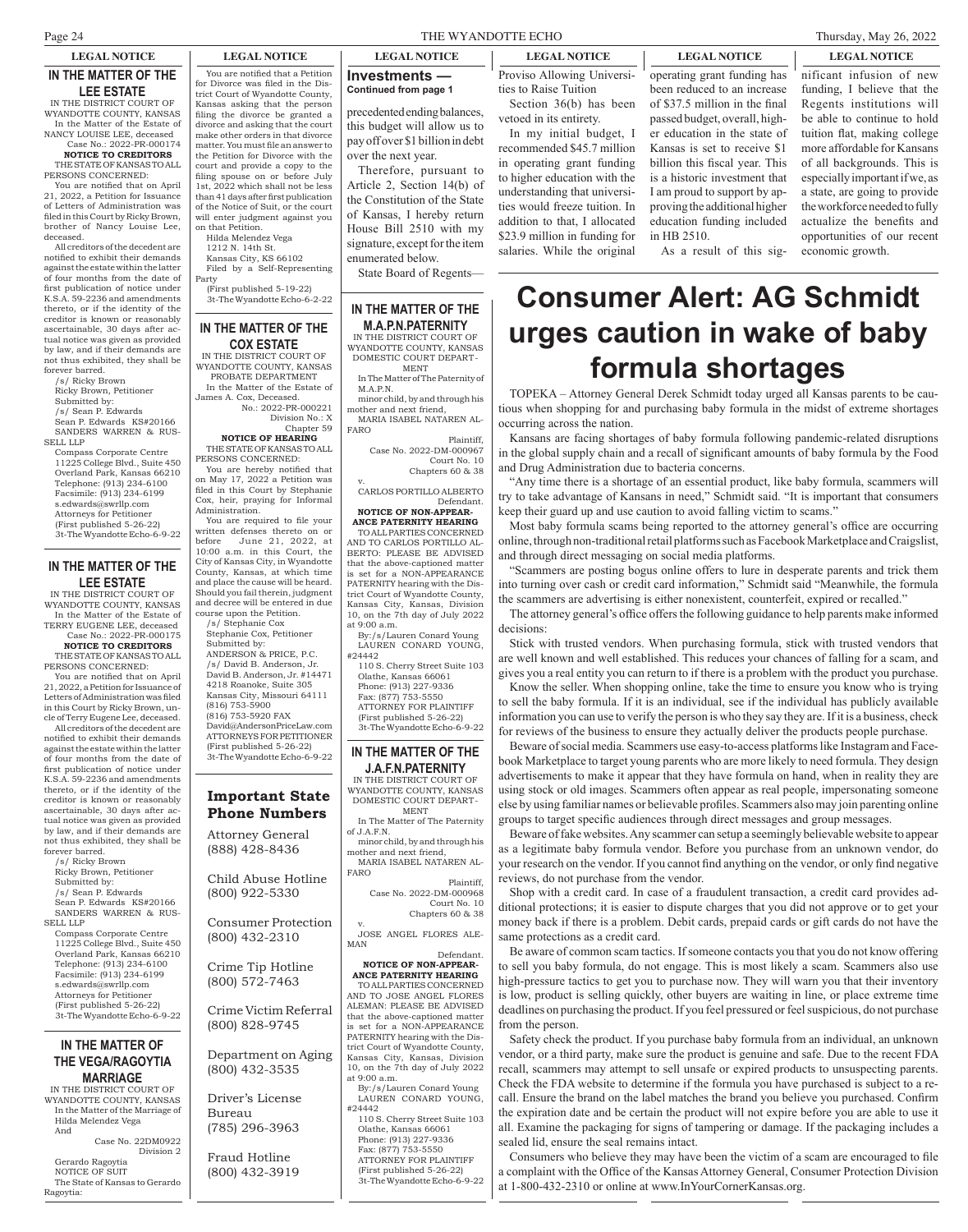LEGAL NOTICE

## IN THE MATTER OF THE LEE ESTATE

IN THE DISTRICT COURT OF WYANDOTTE COUNTY, KANSAS
In the Matter of the Estate of NANCY LOUISE LEE, deceased
Case No.: 2022-PR-000174

**NOTICE TO CREDITORS**

THE STATE OF KANSAS TO ALL PERSONS CONCERNED:

You are notified that on April 21, 2022, a Petition for Issuance of Letters of Administration was filed in this Court by Ricky Brown, brother of Nancy Louise Lee, deceased.

All creditors of the decedent are notified to exhibit their demands against the estate within the latter of four months from the date of first publication of notice under K.S.A. 59-2236 and amendments thereto, or if the identity of the creditor is known or reasonably ascertainable, 30 days after actual notice was given as provided by law, and if their demands are not thus exhibited, they shall be forever barred.

/s/ Ricky Brown
Ricky Brown, Petitioner
Submitted by:
/s/ Sean P. Edwards
Sean P. Edwards KS#20166
SANDERS WARREN & RUSSELL LLP
Compass Corporate Centre
11225 College Blvd., Suite 450
Overland Park, Kansas 66210
Telephone: (913) 234-6100
Facsimile: (913) 234-6199
s.edwards@swrllp.com
Attorneys for Petitioner
(First published 5-26-22)
3t-The Wyandotte Echo-6-9-22

LEGAL NOTICE

## IN THE MATTER OF THE LEE ESTATE

IN THE DISTRICT COURT OF WYANDOTTE COUNTY, KANSAS
In the Matter of the Estate of TERRY EUGENE LEE, deceased
Case No.: 2022-PR-000175

**NOTICE TO CREDITORS**

THE STATE OF KANSAS TO ALL PERSONS CONCERNED:

You are notified that on April 21, 2022, a Petition for Issuance of Letters of Administration was filed in this Court by Ricky Brown, uncle of Terry Eugene Lee, deceased.

All creditors of the decedent are notified to exhibit their demands against the estate within the latter of four months from the date of first publication of notice under K.S.A. 59-2236 and amendments thereto, or if the identity of the creditor is known or reasonably ascertainable, 30 days after actual notice was given as provided by law, and if their demands are not thus exhibited, they shall be forever barred.

/s/ Ricky Brown
Ricky Brown, Petitioner
Submitted by:
/s/ Sean P. Edwards
Sean P. Edwards KS#20166
SANDERS WARREN & RUSSELL LLP
Compass Corporate Centre
11225 College Blvd., Suite 450
Overland Park, Kansas 66210
Telephone: (913) 234-6100
Facsimile: (913) 234-6199
s.edwards@swrllp.com
Attorneys for Petitioner
(First published 5-26-22)
3t-The Wyandotte Echo-6-9-22

## IN THE MATTER OF THE VEGA/RAGOYTIA MARRIAGE

IN THE DISTRICT COURT OF WYANDOTTE COUNTY, KANSAS
In the Matter of the Marriage of
Hilda Melendez Vega
And
Case No. 22DM0922
Division 2
Gerardo Ragoytia
NOTICE OF SUIT
The State of Kansas to Gerardo Ragoytia:

LEGAL NOTICE

You are notified that a Petition for Divorce was filed in the District Court of Wyandotte County, Kansas asking that the person filing the divorce be granted a divorce and asking that the court make other orders in that divorce matter. You must file an answer to the Petition for Divorce with the court and provide a copy to the filing spouse on or before July 1st, 2022 which shall not be less than 41 days after first publication of the Notice of Suit, or the court will enter judgment against you on that Petition.

Hilda Melendez Vega
1212 N. 14th St.
Kansas City, KS 66102
Filed by a Self-Representing Party
(First published 5-19-22)
3t-The Wyandotte Echo-6-2-22

## IN THE MATTER OF THE COX ESTATE

IN THE DISTRICT COURT OF WYANDOTTE COUNTY, KANSAS
PROBATE DEPARTMENT
In the Matter of the Estate of James A. Cox, Deceased.
No.: 2022-PR-000221
Division No.: X
Chapter 59

**NOTICE OF HEARING**

THE STATE OF KANSAS TO ALL PERSONS CONCERNED:

You are hereby notified that on May 17, 2022 a Petition was filed in this Court by Stephanie Cox, heir, praying for Informal Administration.

You are required to file your written defenses thereto on or before June 21, 2022, at 10:00 a.m. in this Court, the City of Kansas City, in Wyandotte County, Kansas, at which time and place the cause will be heard. Should you fail therein, judgment and decree will be entered in due course upon the Petition.

/s/ Stephanie Cox
Stephanie Cox, Petitioner
Submitted by:
ANDERSON & PRICE, P.C.
/s/ David B. Anderson, Jr.
David B. Anderson, Jr. #14471
4218 Roanoke, Suite 305
Kansas City, Missouri 64111
(816) 753-5900
(816) 753-5920 FAX
David@AndersonPriceLaw.com
ATTORNEYS FOR PETITIONER
(First published 5-26-22)
3t-The Wyandotte Echo-6-9-22

### Important State Phone Numbers

Attorney General
(888) 428-8436

Child Abuse Hotline
(800) 922-5330

Consumer Protection
(800) 432-2310

Crime Tip Hotline
(800) 572-7463

Crime Victim Referral
(800) 828-9745

Department on Aging
(800) 432-3535

Driver's License Bureau
(785) 296-3963

Fraud Hotline
(800) 432-3919

LEGAL NOTICE

## Investments —
**Continued from page 1**

precedented ending balances, this budget will allow us to pay off over $1 billion in debt over the next year.

Therefore, pursuant to Article 2, Section 14(b) of the Constitution of the State of Kansas, I hereby return House Bill 2510 with my signature, except for the item enumerated below.

State Board of Regents—Proviso Allowing Universities to Raise Tuition

Section 36(b) has been vetoed in its entirety.

In my initial budget, I recommended $45.7 million in operating grant funding to higher education with the understanding that universities would freeze tuition. In addition to that, I allocated $23.9 million in funding for salaries. While the original operating grant funding has been reduced to an increase of $37.5 million in the final passed budget, overall, higher education in the state of Kansas is set to receive $1 billion this fiscal year. This is a historic investment that I am proud to support by approving the additional higher education funding included in HB 2510.

As a result of this significant infusion of new funding, I believe that the Regents institutions will be able to continue to hold tuition flat, making college more affordable for Kansans of all backgrounds. This is especially important if we, as a state, are going to provide the workforce needed to fully actualize the benefits and opportunities of our recent economic growth.

## IN THE MATTER OF THE M.A.P.N.PATERNITY

IN THE DISTRICT COURT OF WYANDOTTE COUNTY, KANSAS
DOMESTIC COURT DEPARTMENT
In The Matter of The Paternity of M.A.P.N.
minor child, by and through his mother and next friend,
MARIA ISABEL NATAREN ALFARO
Plaintiff,
Case No. 2022-DM-000967
Court No. 10
Chapters 60 & 38
v.
CARLOS PORTILLO ALBERTO
Defendant.

**NOTICE OF NON-APPEARANCE PATERNITY HEARING**

TO ALL PARTIES CONCERNED AND TO CARLOS PORTILLO ALBERTO: PLEASE BE ADVISED that the above-captioned matter is set for a NON-APPEARANCE PATERNITY hearing with the District Court of Wyandotte County, Kansas City, Kansas, Division 10, on the 7th day of July 2022 at 9:00 a.m.

By:/s/Lauren Conard Young
LAUREN CONARD YOUNG, #24442
110 S. Cherry Street Suite 103
Olathe, Kansas 66061
Phone: (913) 227-9336
Fax: (877) 753-5550
ATTORNEY FOR PLAINTIFF
(First published 5-26-22)
3t-The Wyandotte Echo-6-9-22

## IN THE MATTER OF THE J.A.F.N.PATERNITY

IN THE DISTRICT COURT OF WYANDOTTE COUNTY, KANSAS
DOMESTIC COURT DEPARTMENT
In The Matter of The Paternity of J.A.F.N.
minor child, by and through his mother and next friend,
MARIA ISABEL NATAREN ALFARO
Plaintiff,
Case No. 2022-DM-000968
Court No. 10
Chapters 60 & 38
v.
JOSE ANGEL FLORES ALEMAN
Defendant.

**NOTICE OF NON-APPEARANCE PATERNITY HEARING**

TO ALL PARTIES CONCERNED AND TO JOSE ANGEL FLORES ALEMAN: PLEASE BE ADVISED that the above-captioned matter is set for a NON-APPEARANCE PATERNITY hearing with the District Court of Wyandotte County, Kansas City, Kansas, Division 10, on the 7th day of July 2022 at 9:00 a.m.

By:/s/Lauren Conard Young
LAUREN CONARD YOUNG, #24442
110 S. Cherry Street Suite 103
Olathe, Kansas 66061
Phone: (913) 227-9336
Fax: (877) 753-5550
ATTORNEY FOR PLAINTIFF
(First published 5-26-22)
3t-The Wyandotte Echo-6-9-22

# Consumer Alert: AG Schmidt urges caution in wake of baby formula shortages

TOPEKA – Attorney General Derek Schmidt today urged all Kansas parents to be cautious when shopping for and purchasing baby formula in the midst of extreme shortages occurring across the nation.

Kansans are facing shortages of baby formula following pandemic-related disruptions in the global supply chain and a recall of significant amounts of baby formula by the Food and Drug Administration due to bacteria concerns.

"Any time there is a shortage of an essential product, like baby formula, scammers will try to take advantage of Kansans in need," Schmidt said. "It is important that consumers keep their guard up and use caution to avoid falling victim to scams."

Most baby formula scams being reported to the attorney general's office are occurring online, through non-traditional retail platforms such as Facebook Marketplace and Craigslist, and through direct messaging on social media platforms.

"Scammers are posting bogus online offers to lure in desperate parents and trick them into turning over cash or credit card information," Schmidt said "Meanwhile, the formula the scammers are advertising is either nonexistent, counterfeit, expired or recalled."

The attorney general's office offers the following guidance to help parents make informed decisions:

Stick with trusted vendors. When purchasing formula, stick with trusted vendors that are well known and well established. This reduces your chances of falling for a scam, and gives you a real entity you can return to if there is a problem with the product you purchase.

Know the seller. When shopping online, take the time to ensure you know who is trying to sell the baby formula. If it is an individual, see if the individual has publicly available information you can use to verify the person is who they say they are. If it is a business, check for reviews of the business to ensure they actually deliver the products people purchase.

Beware of social media. Scammers use easy-to-access platforms like Instagram and Facebook Marketplace to target young parents who are more likely to need formula. They design advertisements to make it appear that they have formula on hand, when in reality they are using stock or old images. Scammers often appear as real people, impersonating someone else by using familiar names or believable profiles. Scammers also may join parenting online groups to target specific audiences through direct messages and group messages.

Beware of fake websites. Any scammer can set up a seemingly believable website to appear as a legitimate baby formula vendor. Before you purchase from an unknown vendor, do your research on the vendor. If you cannot find anything on the vendor, or only find negative reviews, do not purchase from the vendor.

Shop with a credit card. In case of a fraudulent transaction, a credit card provides additional protections; it is easier to dispute charges that you did not approve or to get your money back if there is a problem. Debit cards, prepaid cards or gift cards do not have the same protections as a credit card.

Be aware of common scam tactics. If someone contacts you that you do not know offering to sell you baby formula, do not engage. This is most likely a scam. Scammers also use high-pressure tactics to get you to purchase now. They will warn you that their inventory is low, product is selling quickly, other buyers are waiting in line, or place extreme time deadlines on purchasing the product. If you feel pressured or feel suspicious, do not purchase from the person.

Safety check the product. If you purchase baby formula from an individual, an unknown vendor, or a third party, make sure the product is genuine and safe. Due to the recent FDA recall, scammers may attempt to sell unsafe or expired products to unsuspecting parents. Check the FDA website to determine if the formula you have purchased is subject to a recall. Ensure the brand on the label matches the brand you believe you purchased. Confirm the expiration date and be certain the product will not expire before you are able to use it all. Examine the packaging for signs of tampering or damage. If the packaging includes a sealed lid, ensure the seal remains intact.

Consumers who believe they may have been the victim of a scam are encouraged to file a complaint with the Office of the Kansas Attorney General, Consumer Protection Division at 1-800-432-2310 or online at www.InYourCornerKansas.org.